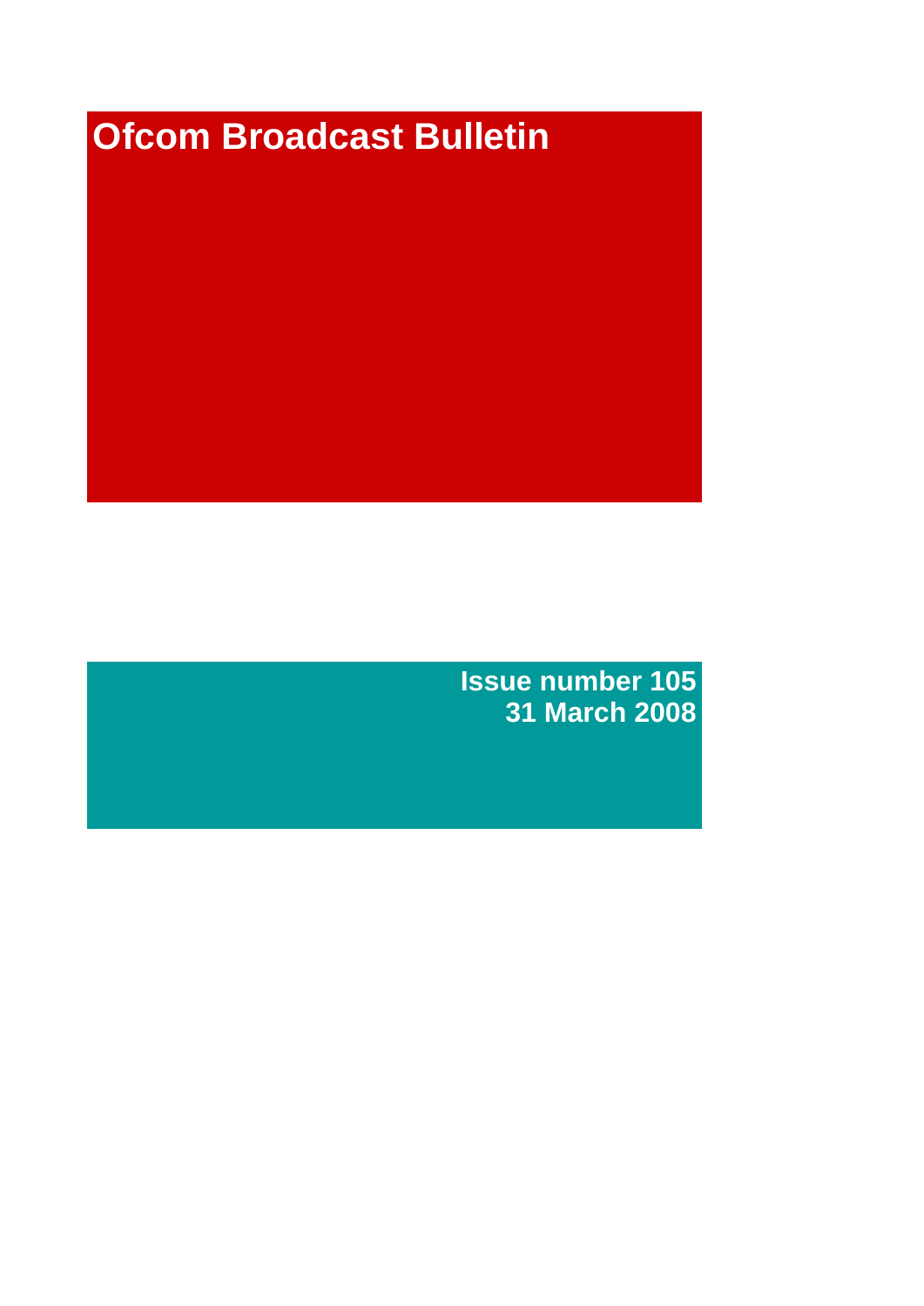# Ofcom Broadcast Bulletin

**Issue number 105**
**31 March 2008**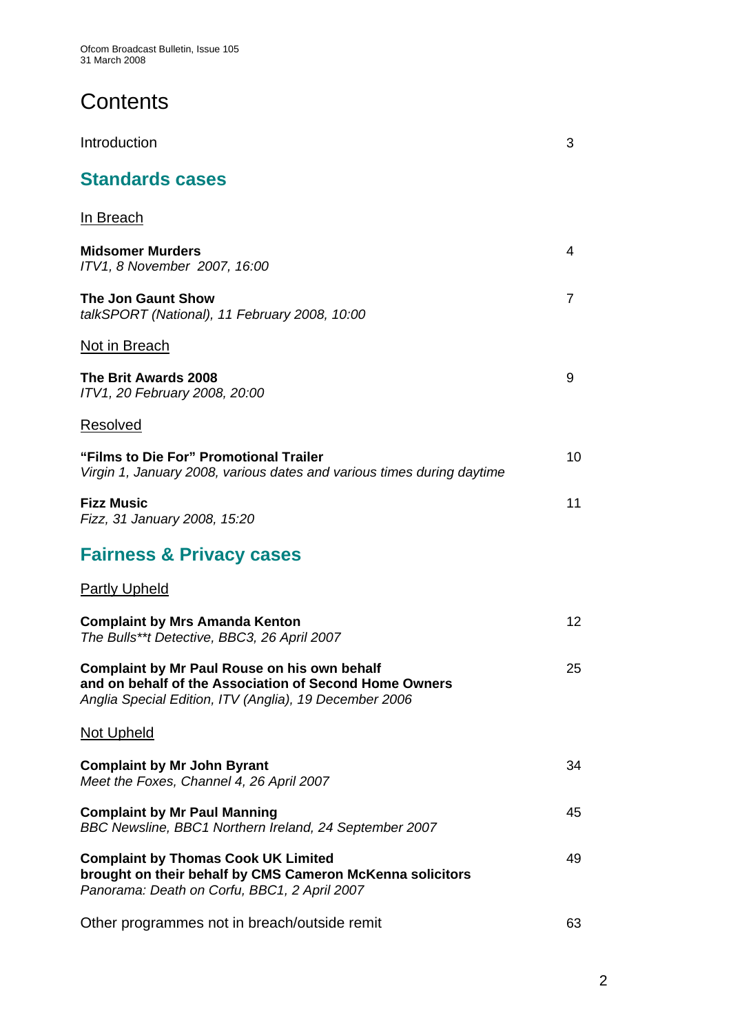# Contents

Introduction 3

## Standards cases

In Breach

**Midsomer Murders** 4
*ITV1, 8 November 2007, 16:00*

**The Jon Gaunt Show** 7
*talkSPORT (National), 11 February 2008, 10:00*

Not in Breach

**The Brit Awards 2008** 9
*ITV1, 20 February 2008, 20:00*

Resolved

**"Films to Die For" Promotional Trailer** 10
*Virgin 1, January 2008, various dates and various times during daytime*

**Fizz Music** 11
*Fizz, 31 January 2008, 15:20*

## Fairness & Privacy cases

Partly Upheld

**Complaint by Mrs Amanda Kenton** 12
*The Bulls**t Detective, BBC3, 26 April 2007*

**Complaint by Mr Paul Rouse on his own behalf and on behalf of the Association of Second Home Owners** 25
*Anglia Special Edition, ITV (Anglia), 19 December 2006*

Not Upheld

**Complaint by Mr John Byrant** 34
*Meet the Foxes, Channel 4, 26 April 2007*

**Complaint by Mr Paul Manning** 45
*BBC Newsline, BBC1 Northern Ireland, 24 September 2007*

**Complaint by Thomas Cook UK Limited brought on their behalf by CMS Cameron McKenna solicitors** 49
*Panorama: Death on Corfu, BBC1, 2 April 2007*

Other programmes not in breach/outside remit 63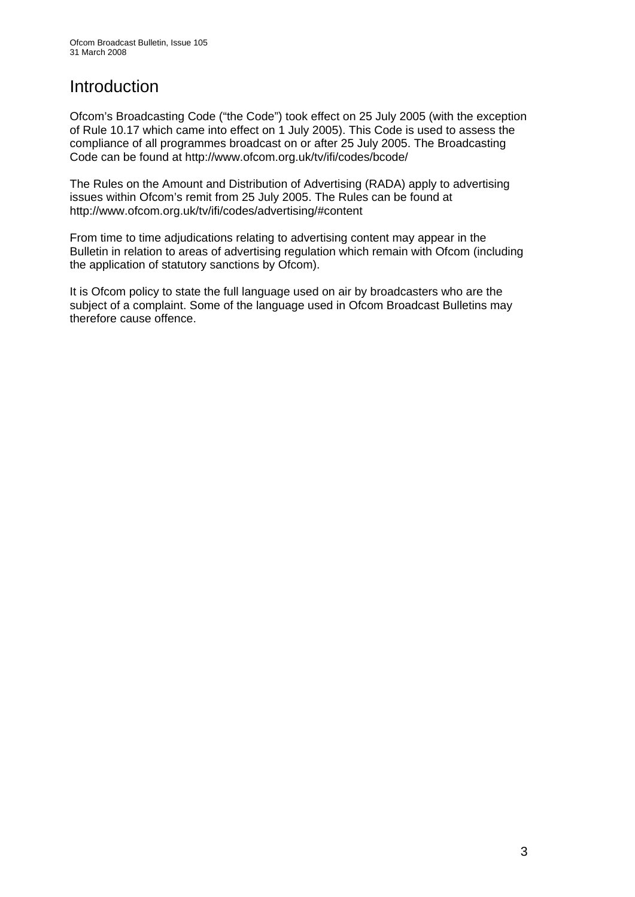# Introduction

Ofcom's Broadcasting Code ("the Code") took effect on 25 July 2005 (with the exception of Rule 10.17 which came into effect on 1 July 2005). This Code is used to assess the compliance of all programmes broadcast on or after 25 July 2005. The Broadcasting Code can be found at http://www.ofcom.org.uk/tv/ifi/codes/bcode/

The Rules on the Amount and Distribution of Advertising (RADA) apply to advertising issues within Ofcom's remit from 25 July 2005. The Rules can be found at http://www.ofcom.org.uk/tv/ifi/codes/advertising/#content

From time to time adjudications relating to advertising content may appear in the Bulletin in relation to areas of advertising regulation which remain with Ofcom (including the application of statutory sanctions by Ofcom).

It is Ofcom policy to state the full language used on air by broadcasters who are the subject of a complaint. Some of the language used in Ofcom Broadcast Bulletins may therefore cause offence.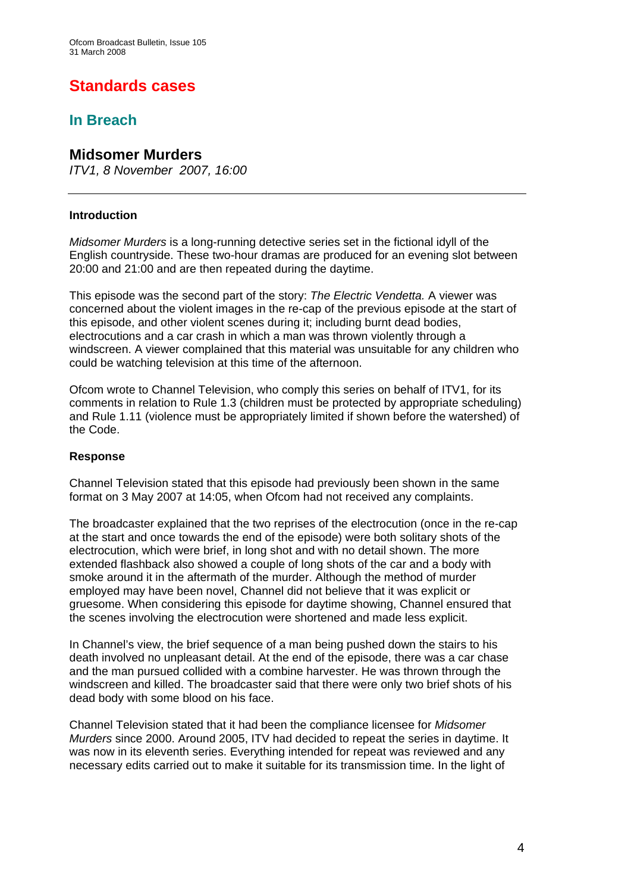# Standards cases

## In Breach

### Midsomer Murders

*ITV1, 8 November 2007, 16:00*

---

**Introduction**

*Midsomer Murders* is a long-running detective series set in the fictional idyll of the English countryside. These two-hour dramas are produced for an evening slot between 20:00 and 21:00 and are then repeated during the daytime.

This episode was the second part of the story: *The Electric Vendetta.* A viewer was concerned about the violent images in the re-cap of the previous episode at the start of this episode, and other violent scenes during it; including burnt dead bodies, electrocutions and a car crash in which a man was thrown violently through a windscreen. A viewer complained that this material was unsuitable for any children who could be watching television at this time of the afternoon.

Ofcom wrote to Channel Television, who comply this series on behalf of ITV1, for its comments in relation to Rule 1.3 (children must be protected by appropriate scheduling) and Rule 1.11 (violence must be appropriately limited if shown before the watershed) of the Code.

**Response**

Channel Television stated that this episode had previously been shown in the same format on 3 May 2007 at 14:05, when Ofcom had not received any complaints.

The broadcaster explained that the two reprises of the electrocution (once in the re-cap at the start and once towards the end of the episode) were both solitary shots of the electrocution, which were brief, in long shot and with no detail shown. The more extended flashback also showed a couple of long shots of the car and a body with smoke around it in the aftermath of the murder. Although the method of murder employed may have been novel, Channel did not believe that it was explicit or gruesome. When considering this episode for daytime showing, Channel ensured that the scenes involving the electrocution were shortened and made less explicit.

In Channel's view, the brief sequence of a man being pushed down the stairs to his death involved no unpleasant detail. At the end of the episode, there was a car chase and the man pursued collided with a combine harvester. He was thrown through the windscreen and killed. The broadcaster said that there were only two brief shots of his dead body with some blood on his face.

Channel Television stated that it had been the compliance licensee for *Midsomer Murders* since 2000. Around 2005, ITV had decided to repeat the series in daytime. It was now in its eleventh series. Everything intended for repeat was reviewed and any necessary edits carried out to make it suitable for its transmission time. In the light of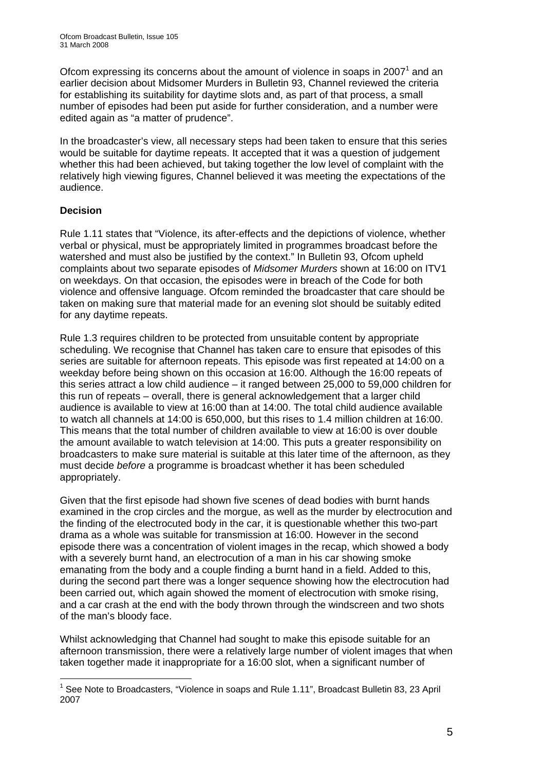Ofcom expressing its concerns about the amount of violence in soaps in 2007[1] and an earlier decision about Midsomer Murders in Bulletin 93, Channel reviewed the criteria for establishing its suitability for daytime slots and, as part of that process, a small number of episodes had been put aside for further consideration, and a number were edited again as "a matter of prudence".

In the broadcaster's view, all necessary steps had been taken to ensure that this series would be suitable for daytime repeats. It accepted that it was a question of judgement whether this had been achieved, but taking together the low level of complaint with the relatively high viewing figures, Channel believed it was meeting the expectations of the audience.

**Decision**

Rule 1.11 states that "Violence, its after-effects and the depictions of violence, whether verbal or physical, must be appropriately limited in programmes broadcast before the watershed and must also be justified by the context." In Bulletin 93, Ofcom upheld complaints about two separate episodes of *Midsomer Murders* shown at 16:00 on ITV1 on weekdays. On that occasion, the episodes were in breach of the Code for both violence and offensive language. Ofcom reminded the broadcaster that care should be taken on making sure that material made for an evening slot should be suitably edited for any daytime repeats.

Rule 1.3 requires children to be protected from unsuitable content by appropriate scheduling. We recognise that Channel has taken care to ensure that episodes of this series are suitable for afternoon repeats. This episode was first repeated at 14:00 on a weekday before being shown on this occasion at 16:00. Although the 16:00 repeats of this series attract a low child audience – it ranged between 25,000 to 59,000 children for this run of repeats – overall, there is general acknowledgement that a larger child audience is available to view at 16:00 than at 14:00. The total child audience available to watch all channels at 14:00 is 650,000, but this rises to 1.4 million children at 16:00. This means that the total number of children available to view at 16:00 is over double the amount available to watch television at 14:00. This puts a greater responsibility on broadcasters to make sure material is suitable at this later time of the afternoon, as they must decide *before* a programme is broadcast whether it has been scheduled appropriately.

Given that the first episode had shown five scenes of dead bodies with burnt hands examined in the crop circles and the morgue, as well as the murder by electrocution and the finding of the electrocuted body in the car, it is questionable whether this two-part drama as a whole was suitable for transmission at 16:00. However in the second episode there was a concentration of violent images in the recap, which showed a body with a severely burnt hand, an electrocution of a man in his car showing smoke emanating from the body and a couple finding a burnt hand in a field. Added to this, during the second part there was a longer sequence showing how the electrocution had been carried out, which again showed the moment of electrocution with smoke rising, and a car crash at the end with the body thrown through the windscreen and two shots of the man's bloody face.

Whilst acknowledging that Channel had sought to make this episode suitable for an afternoon transmission, there were a relatively large number of violent images that when taken together made it inappropriate for a 16:00 slot, when a significant number of

[1] See Note to Broadcasters, "Violence in soaps and Rule 1.11", Broadcast Bulletin 83, 23 April 2007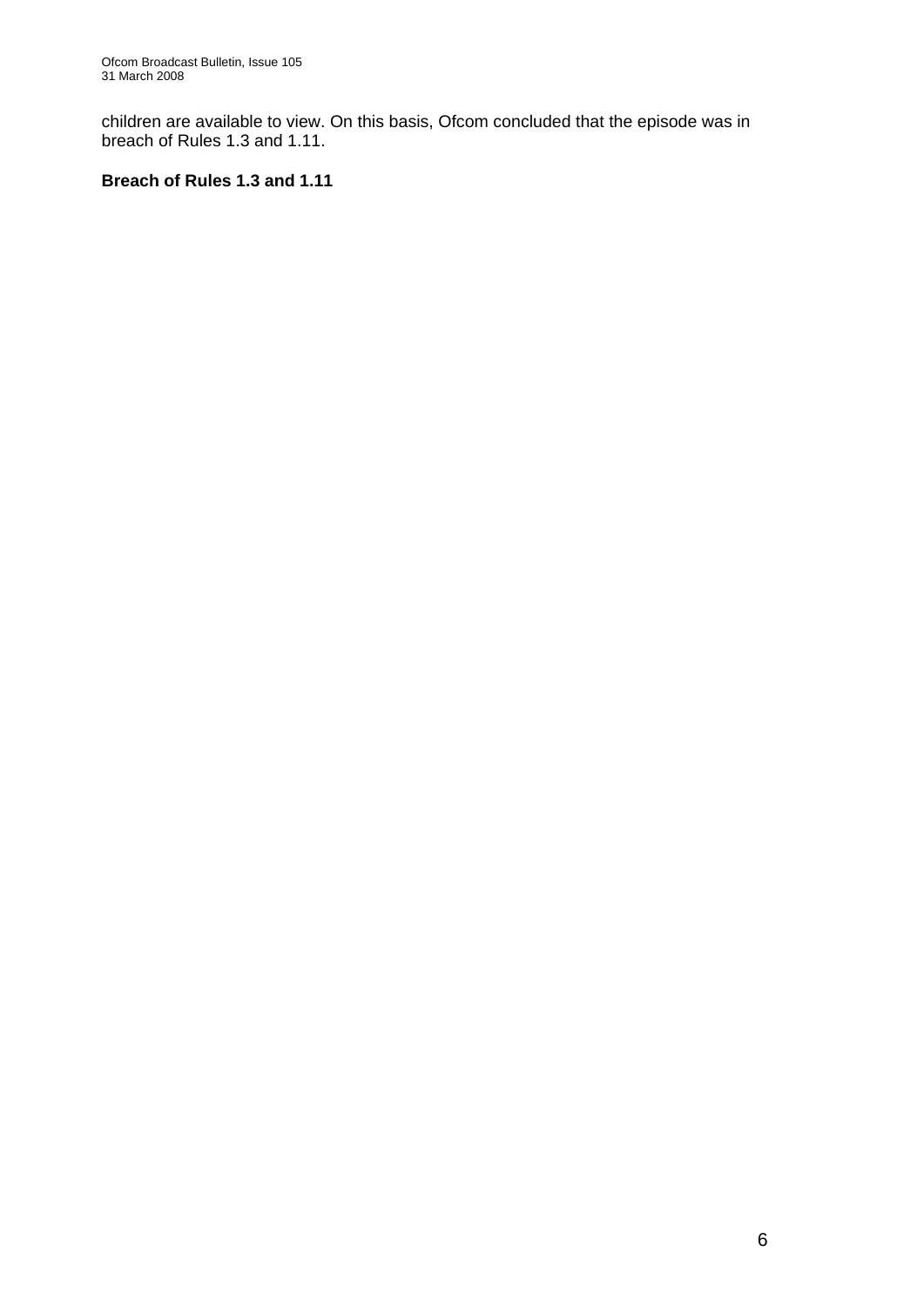children are available to view. On this basis, Ofcom concluded that the episode was in breach of Rules 1.3 and 1.11.

**Breach of Rules 1.3 and 1.11**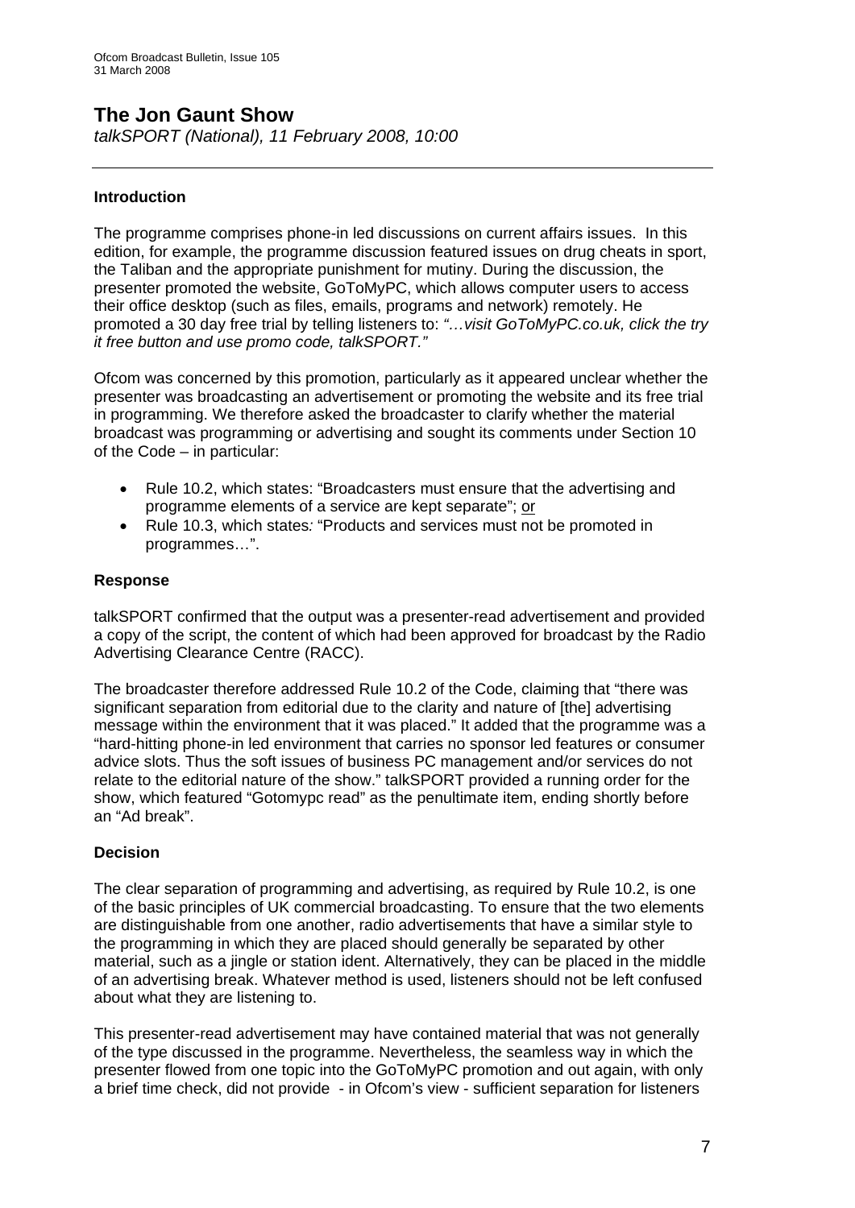# The Jon Gaunt Show

*talkSPORT (National), 11 February 2008, 10:00*

---

## Introduction

The programme comprises phone-in led discussions on current affairs issues. In this edition, for example, the programme discussion featured issues on drug cheats in sport, the Taliban and the appropriate punishment for mutiny. During the discussion, the presenter promoted the website, GoToMyPC, which allows computer users to access their office desktop (such as files, emails, programs and network) remotely. He promoted a 30 day free trial by telling listeners to: *"…visit GoToMyPC.co.uk, click the try it free button and use promo code, talkSPORT."*

Ofcom was concerned by this promotion, particularly as it appeared unclear whether the presenter was broadcasting an advertisement or promoting the website and its free trial in programming. We therefore asked the broadcaster to clarify whether the material broadcast was programming or advertising and sought its comments under Section 10 of the Code – in particular:

- Rule 10.2, which states: "Broadcasters must ensure that the advertising and programme elements of a service are kept separate"; <u>or</u>
- Rule 10.3, which states*:* "Products and services must not be promoted in programmes…".

## Response

talkSPORT confirmed that the output was a presenter-read advertisement and provided a copy of the script, the content of which had been approved for broadcast by the Radio Advertising Clearance Centre (RACC).

The broadcaster therefore addressed Rule 10.2 of the Code, claiming that "there was significant separation from editorial due to the clarity and nature of [the] advertising message within the environment that it was placed." It added that the programme was a "hard-hitting phone-in led environment that carries no sponsor led features or consumer advice slots. Thus the soft issues of business PC management and/or services do not relate to the editorial nature of the show." talkSPORT provided a running order for the show, which featured "Gotomypc read" as the penultimate item, ending shortly before an "Ad break".

## Decision

The clear separation of programming and advertising, as required by Rule 10.2, is one of the basic principles of UK commercial broadcasting. To ensure that the two elements are distinguishable from one another, radio advertisements that have a similar style to the programming in which they are placed should generally be separated by other material, such as a jingle or station ident. Alternatively, they can be placed in the middle of an advertising break. Whatever method is used, listeners should not be left confused about what they are listening to.

This presenter-read advertisement may have contained material that was not generally of the type discussed in the programme. Nevertheless, the seamless way in which the presenter flowed from one topic into the GoToMyPC promotion and out again, with only a brief time check, did not provide - in Ofcom's view - sufficient separation for listeners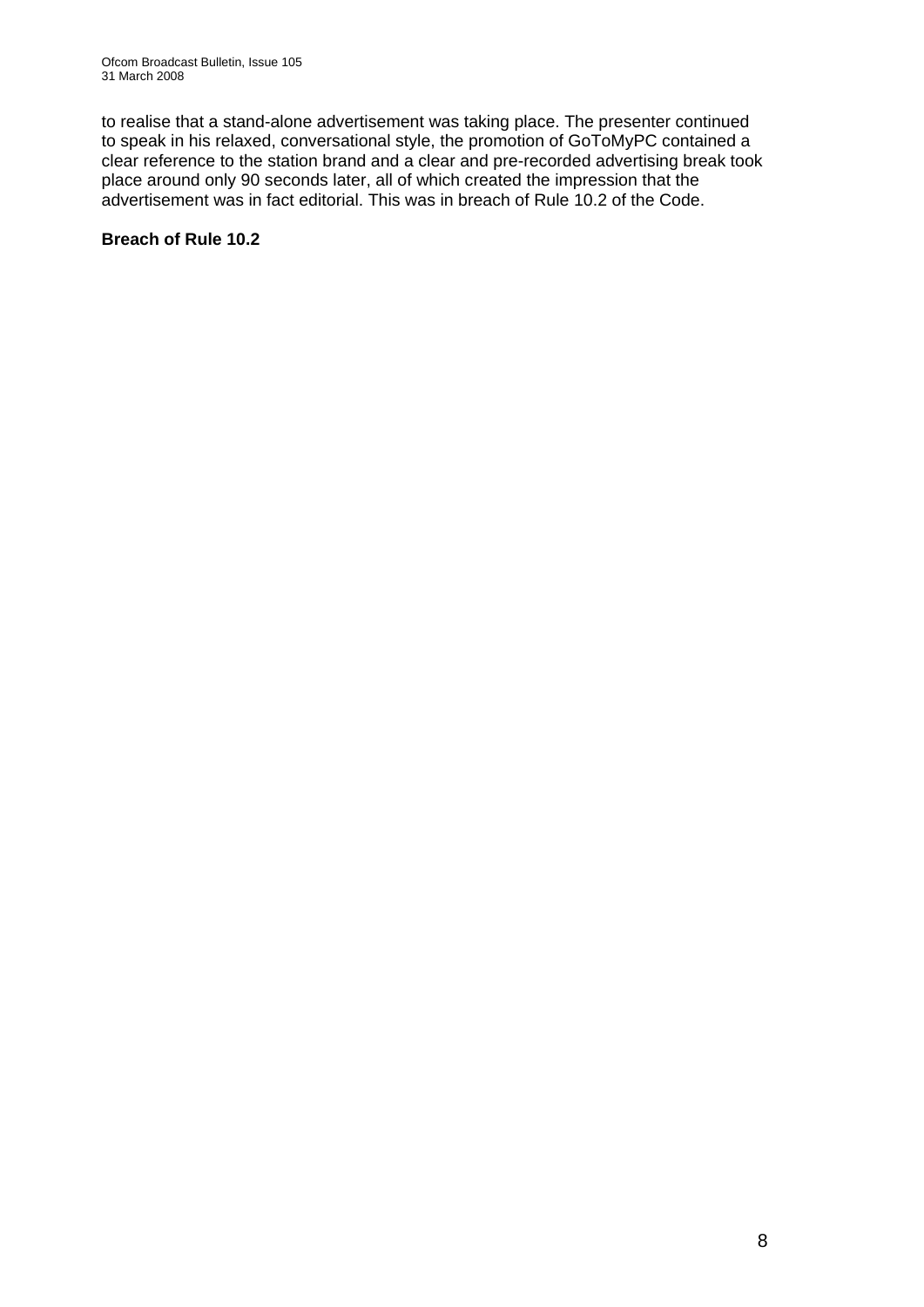to realise that a stand-alone advertisement was taking place. The presenter continued to speak in his relaxed, conversational style, the promotion of GoToMyPC contained a clear reference to the station brand and a clear and pre-recorded advertising break took place around only 90 seconds later, all of which created the impression that the advertisement was in fact editorial. This was in breach of Rule 10.2 of the Code.

**Breach of Rule 10.2**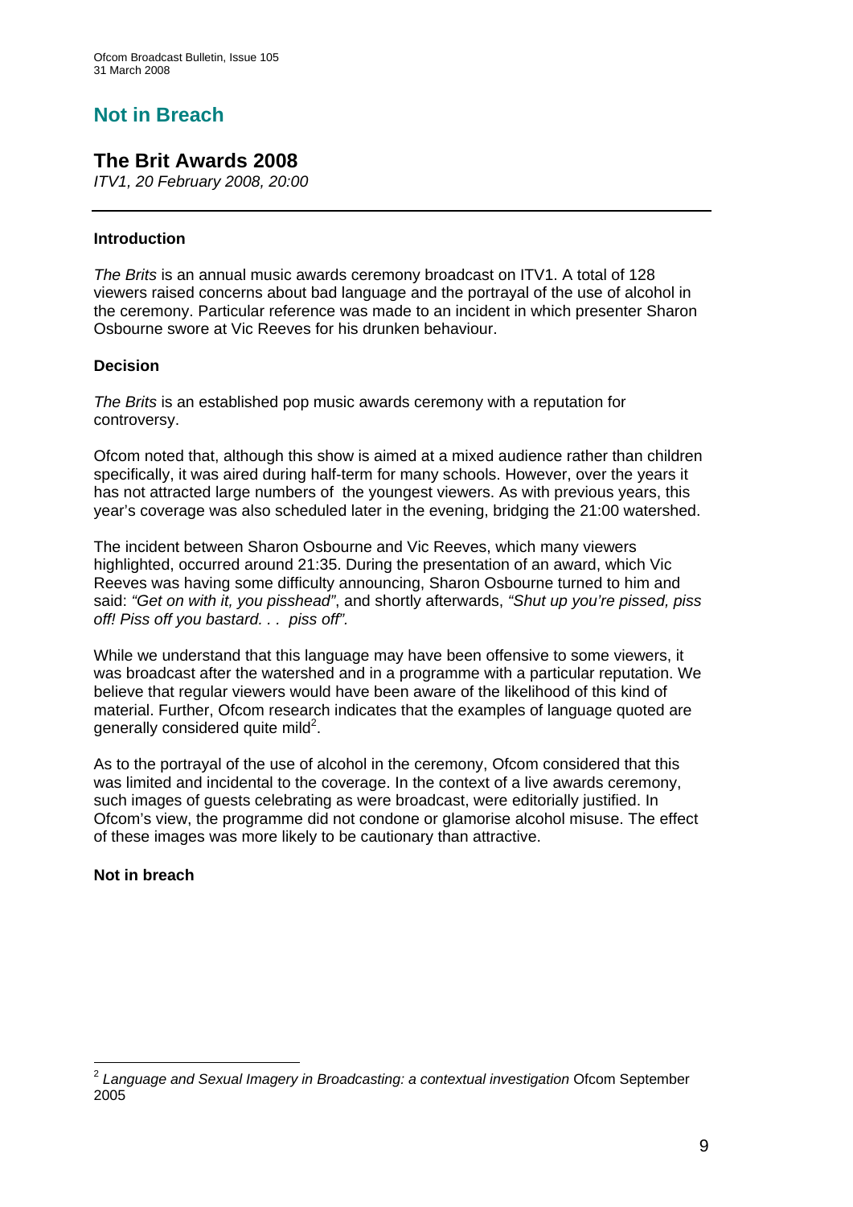# Not in Breach

## The Brit Awards 2008

*ITV1, 20 February 2008, 20:00*

---

### Introduction

*The Brits* is an annual music awards ceremony broadcast on ITV1. A total of 128 viewers raised concerns about bad language and the portrayal of the use of alcohol in the ceremony. Particular reference was made to an incident in which presenter Sharon Osbourne swore at Vic Reeves for his drunken behaviour.

### Decision

*The Brits* is an established pop music awards ceremony with a reputation for controversy.

Ofcom noted that, although this show is aimed at a mixed audience rather than children specifically, it was aired during half-term for many schools. However, over the years it has not attracted large numbers of the youngest viewers. As with previous years, this year's coverage was also scheduled later in the evening, bridging the 21:00 watershed.

The incident between Sharon Osbourne and Vic Reeves, which many viewers highlighted, occurred around 21:35. During the presentation of an award, which Vic Reeves was having some difficulty announcing, Sharon Osbourne turned to him and said: *"Get on with it, you pisshead"*, and shortly afterwards, *"Shut up you're pissed, piss off! Piss off you bastard. . . piss off".*

While we understand that this language may have been offensive to some viewers, it was broadcast after the watershed and in a programme with a particular reputation. We believe that regular viewers would have been aware of the likelihood of this kind of material. Further, Ofcom research indicates that the examples of language quoted are generally considered quite mild[2].

As to the portrayal of the use of alcohol in the ceremony, Ofcom considered that this was limited and incidental to the coverage. In the context of a live awards ceremony, such images of guests celebrating as were broadcast, were editorially justified. In Ofcom's view, the programme did not condone or glamorise alcohol misuse. The effect of these images was more likely to be cautionary than attractive.

**Not in breach**

---

[2] *Language and Sexual Imagery in Broadcasting: a contextual investigation* Ofcom September 2005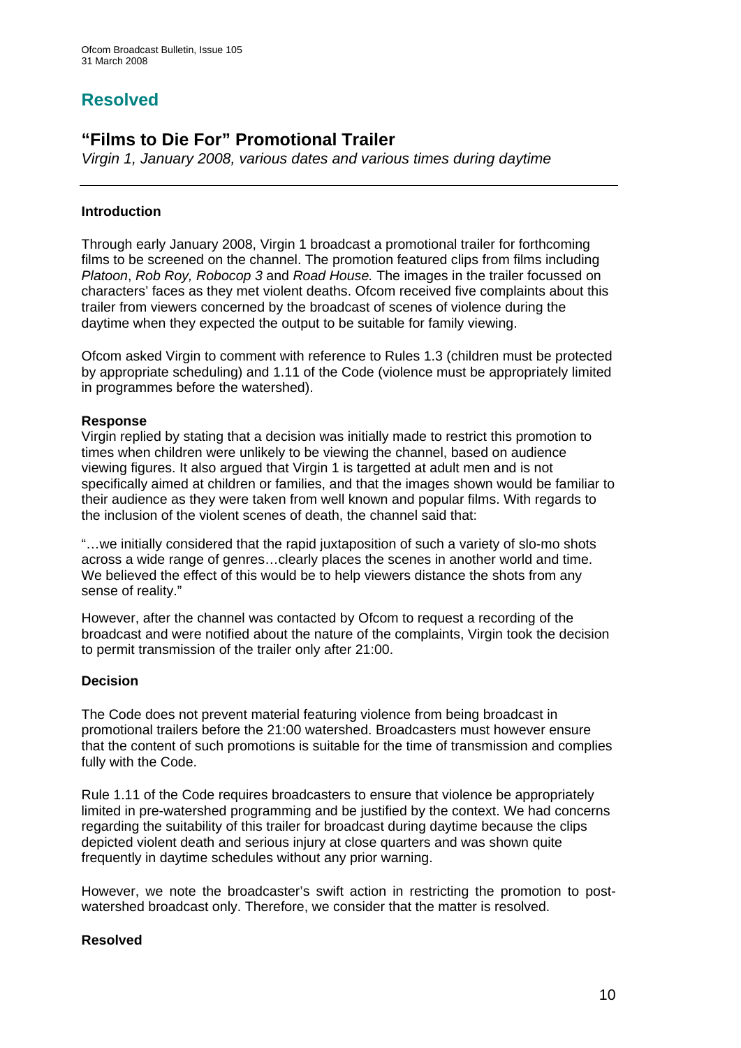## Resolved

## "Films to Die For" Promotional Trailer

*Virgin 1, January 2008, various dates and various times during daytime*

---

**Introduction**

Through early January 2008, Virgin 1 broadcast a promotional trailer for forthcoming films to be screened on the channel. The promotion featured clips from films including *Platoon*, *Rob Roy, Robocop 3* and *Road House.* The images in the trailer focussed on characters' faces as they met violent deaths. Ofcom received five complaints about this trailer from viewers concerned by the broadcast of scenes of violence during the daytime when they expected the output to be suitable for family viewing.

Ofcom asked Virgin to comment with reference to Rules 1.3 (children must be protected by appropriate scheduling) and 1.11 of the Code (violence must be appropriately limited in programmes before the watershed).

**Response**

Virgin replied by stating that a decision was initially made to restrict this promotion to times when children were unlikely to be viewing the channel, based on audience viewing figures. It also argued that Virgin 1 is targetted at adult men and is not specifically aimed at children or families, and that the images shown would be familiar to their audience as they were taken from well known and popular films. With regards to the inclusion of the violent scenes of death, the channel said that:

"…we initially considered that the rapid juxtaposition of such a variety of slo-mo shots across a wide range of genres…clearly places the scenes in another world and time. We believed the effect of this would be to help viewers distance the shots from any sense of reality."

However, after the channel was contacted by Ofcom to request a recording of the broadcast and were notified about the nature of the complaints, Virgin took the decision to permit transmission of the trailer only after 21:00.

**Decision**

The Code does not prevent material featuring violence from being broadcast in promotional trailers before the 21:00 watershed. Broadcasters must however ensure that the content of such promotions is suitable for the time of transmission and complies fully with the Code.

Rule 1.11 of the Code requires broadcasters to ensure that violence be appropriately limited in pre-watershed programming and be justified by the context. We had concerns regarding the suitability of this trailer for broadcast during daytime because the clips depicted violent death and serious injury at close quarters and was shown quite frequently in daytime schedules without any prior warning.

However, we note the broadcaster's swift action in restricting the promotion to post-watershed broadcast only. Therefore, we consider that the matter is resolved.

**Resolved**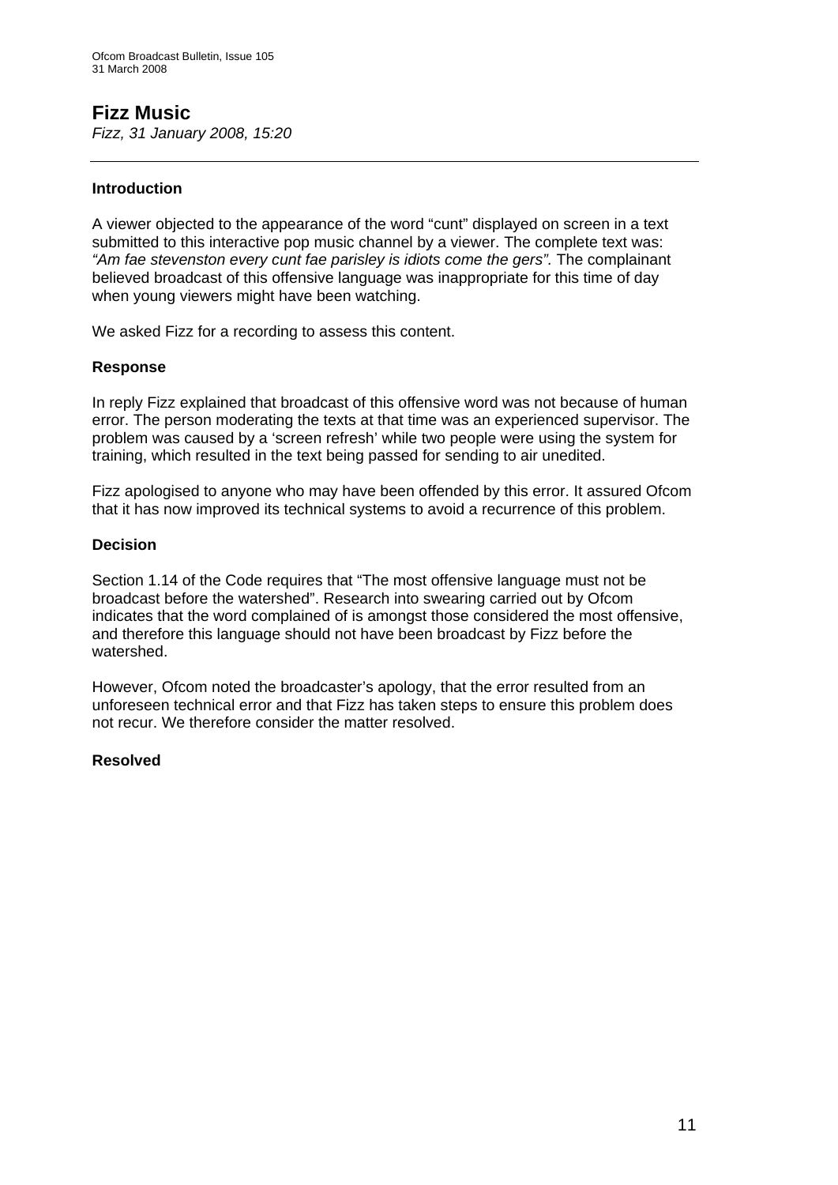## Fizz Music

*Fizz, 31 January 2008, 15:20*

---

### Introduction

A viewer objected to the appearance of the word "cunt" displayed on screen in a text submitted to this interactive pop music channel by a viewer. The complete text was: *"Am fae stevenston every cunt fae parisley is idiots come the gers".* The complainant believed broadcast of this offensive language was inappropriate for this time of day when young viewers might have been watching.

We asked Fizz for a recording to assess this content.

### Response

In reply Fizz explained that broadcast of this offensive word was not because of human error. The person moderating the texts at that time was an experienced supervisor. The problem was caused by a 'screen refresh' while two people were using the system for training, which resulted in the text being passed for sending to air unedited.

Fizz apologised to anyone who may have been offended by this error. It assured Ofcom that it has now improved its technical systems to avoid a recurrence of this problem.

### Decision

Section 1.14 of the Code requires that "The most offensive language must not be broadcast before the watershed". Research into swearing carried out by Ofcom indicates that the word complained of is amongst those considered the most offensive, and therefore this language should not have been broadcast by Fizz before the watershed.

However, Ofcom noted the broadcaster's apology, that the error resulted from an unforeseen technical error and that Fizz has taken steps to ensure this problem does not recur. We therefore consider the matter resolved.

**Resolved**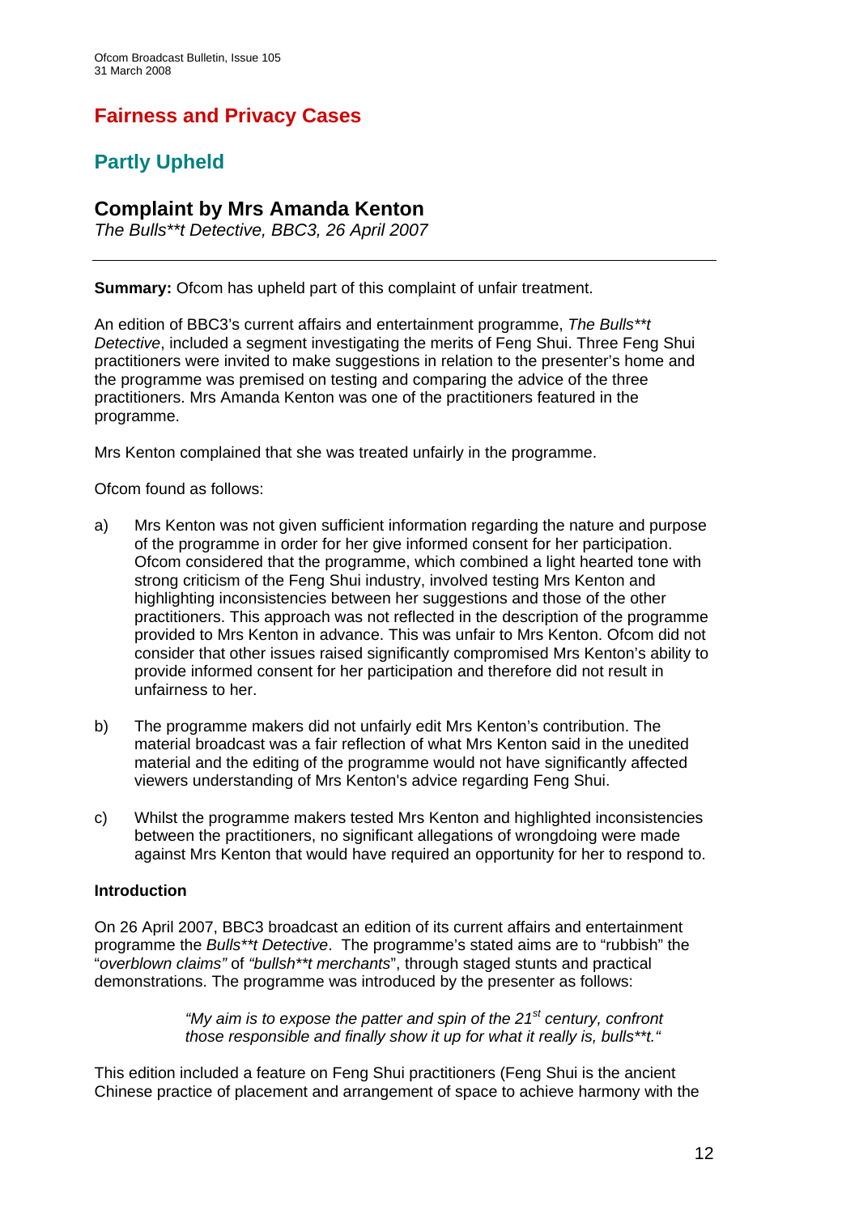## Fairness and Privacy Cases

## Partly Upheld

### Complaint by Mrs Amanda Kenton

*The Bulls**t Detective, BBC3, 26 April 2007*

---

**Summary:** Ofcom has upheld part of this complaint of unfair treatment.

An edition of BBC3's current affairs and entertainment programme, *The Bulls**t Detective*, included a segment investigating the merits of Feng Shui. Three Feng Shui practitioners were invited to make suggestions in relation to the presenter's home and the programme was premised on testing and comparing the advice of the three practitioners. Mrs Amanda Kenton was one of the practitioners featured in the programme.

Mrs Kenton complained that she was treated unfairly in the programme.

Ofcom found as follows:

a) Mrs Kenton was not given sufficient information regarding the nature and purpose of the programme in order for her give informed consent for her participation. Ofcom considered that the programme, which combined a light hearted tone with strong criticism of the Feng Shui industry, involved testing Mrs Kenton and highlighting inconsistencies between her suggestions and those of the other practitioners. This approach was not reflected in the description of the programme provided to Mrs Kenton in advance. This was unfair to Mrs Kenton. Ofcom did not consider that other issues raised significantly compromised Mrs Kenton's ability to provide informed consent for her participation and therefore did not result in unfairness to her.

b) The programme makers did not unfairly edit Mrs Kenton's contribution. The material broadcast was a fair reflection of what Mrs Kenton said in the unedited material and the editing of the programme would not have significantly affected viewers understanding of Mrs Kenton's advice regarding Feng Shui.

c) Whilst the programme makers tested Mrs Kenton and highlighted inconsistencies between the practitioners, no significant allegations of wrongdoing were made against Mrs Kenton that would have required an opportunity for her to respond to.

**Introduction**

On 26 April 2007, BBC3 broadcast an edition of its current affairs and entertainment programme the *Bulls**t Detective*. The programme's stated aims are to "rubbish" the "*overblown claims"* of *"bullsh**t merchants*", through staged stunts and practical demonstrations. The programme was introduced by the presenter as follows:

> *"My aim is to expose the patter and spin of the 21st century, confront those responsible and finally show it up for what it really is, bulls**t."*

This edition included a feature on Feng Shui practitioners (Feng Shui is the ancient Chinese practice of placement and arrangement of space to achieve harmony with the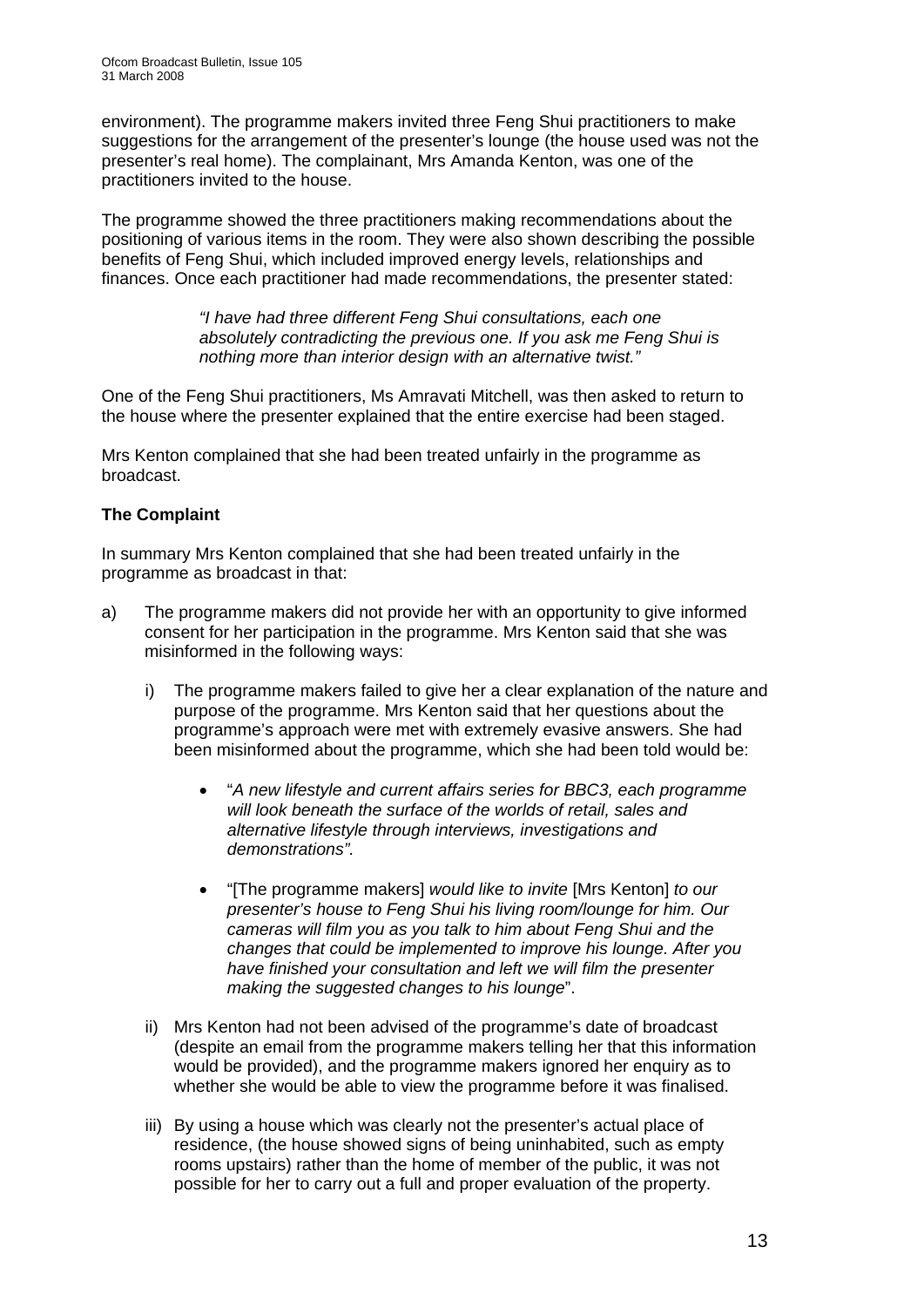environment). The programme makers invited three Feng Shui practitioners to make suggestions for the arrangement of the presenter's lounge (the house used was not the presenter's real home). The complainant, Mrs Amanda Kenton, was one of the practitioners invited to the house.

The programme showed the three practitioners making recommendations about the positioning of various items in the room. They were also shown describing the possible benefits of Feng Shui, which included improved energy levels, relationships and finances. Once each practitioner had made recommendations, the presenter stated:

> *"I have had three different Feng Shui consultations, each one absolutely contradicting the previous one. If you ask me Feng Shui is nothing more than interior design with an alternative twist."*

One of the Feng Shui practitioners, Ms Amravati Mitchell, was then asked to return to the house where the presenter explained that the entire exercise had been staged.

Mrs Kenton complained that she had been treated unfairly in the programme as broadcast.

### The Complaint

In summary Mrs Kenton complained that she had been treated unfairly in the programme as broadcast in that:

a) The programme makers did not provide her with an opportunity to give informed consent for her participation in the programme. Mrs Kenton said that she was misinformed in the following ways:

   i) The programme makers failed to give her a clear explanation of the nature and purpose of the programme. Mrs Kenton said that her questions about the programme's approach were met with extremely evasive answers. She had been misinformed about the programme, which she had been told would be:

   - "*A new lifestyle and current affairs series for BBC3, each programme will look beneath the surface of the worlds of retail, sales and alternative lifestyle through interviews, investigations and demonstrations"*.
   - "[The programme makers] *would like to invite* [Mrs Kenton] *to our presenter's house to Feng Shui his living room/lounge for him. Our cameras will film you as you talk to him about Feng Shui and the changes that could be implemented to improve his lounge. After you have finished your consultation and left we will film the presenter making the suggested changes to his lounge*".

   ii) Mrs Kenton had not been advised of the programme's date of broadcast (despite an email from the programme makers telling her that this information would be provided), and the programme makers ignored her enquiry as to whether she would be able to view the programme before it was finalised.

   iii) By using a house which was clearly not the presenter's actual place of residence, (the house showed signs of being uninhabited, such as empty rooms upstairs) rather than the home of member of the public, it was not possible for her to carry out a full and proper evaluation of the property.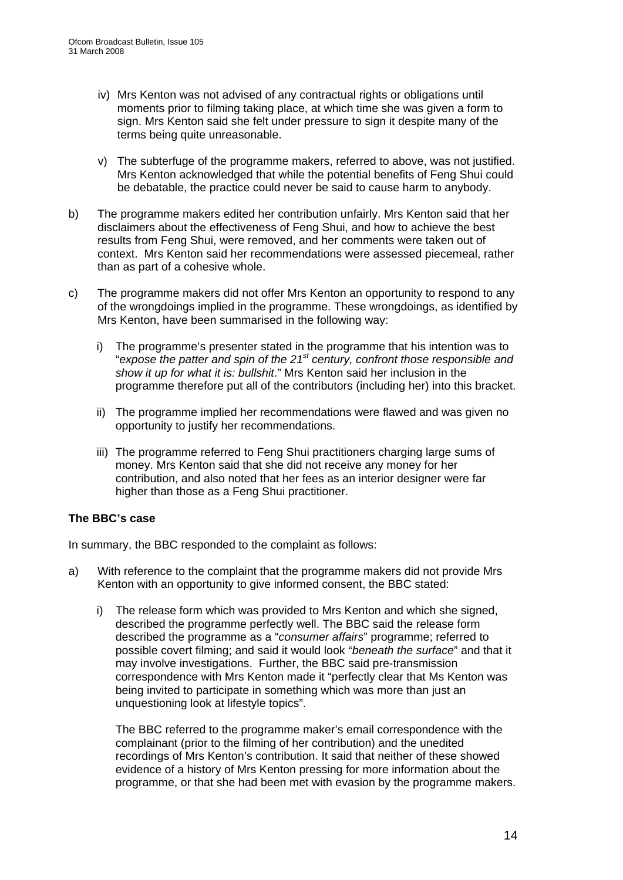iv) Mrs Kenton was not advised of any contractual rights or obligations until moments prior to filming taking place, at which time she was given a form to sign. Mrs Kenton said she felt under pressure to sign it despite many of the terms being quite unreasonable.

v) The subterfuge of the programme makers, referred to above, was not justified. Mrs Kenton acknowledged that while the potential benefits of Feng Shui could be debatable, the practice could never be said to cause harm to anybody.

b) The programme makers edited her contribution unfairly. Mrs Kenton said that her disclaimers about the effectiveness of Feng Shui, and how to achieve the best results from Feng Shui, were removed, and her comments were taken out of context. Mrs Kenton said her recommendations were assessed piecemeal, rather than as part of a cohesive whole.

c) The programme makers did not offer Mrs Kenton an opportunity to respond to any of the wrongdoings implied in the programme. These wrongdoings, as identified by Mrs Kenton, have been summarised in the following way:

i) The programme's presenter stated in the programme that his intention was to "*expose the patter and spin of the 21st century, confront those responsible and show it up for what it is: bullshit*." Mrs Kenton said her inclusion in the programme therefore put all of the contributors (including her) into this bracket.

ii) The programme implied her recommendations were flawed and was given no opportunity to justify her recommendations.

iii) The programme referred to Feng Shui practitioners charging large sums of money. Mrs Kenton said that she did not receive any money for her contribution, and also noted that her fees as an interior designer were far higher than those as a Feng Shui practitioner.

**The BBC's case**

In summary, the BBC responded to the complaint as follows:

a) With reference to the complaint that the programme makers did not provide Mrs Kenton with an opportunity to give informed consent, the BBC stated:

i) The release form which was provided to Mrs Kenton and which she signed, described the programme perfectly well. The BBC said the release form described the programme as a "*consumer affairs*" programme; referred to possible covert filming; and said it would look "*beneath the surface*" and that it may involve investigations. Further, the BBC said pre-transmission correspondence with Mrs Kenton made it "perfectly clear that Ms Kenton was being invited to participate in something which was more than just an unquestioning look at lifestyle topics".

The BBC referred to the programme maker's email correspondence with the complainant (prior to the filming of her contribution) and the unedited recordings of Mrs Kenton's contribution. It said that neither of these showed evidence of a history of Mrs Kenton pressing for more information about the programme, or that she had been met with evasion by the programme makers.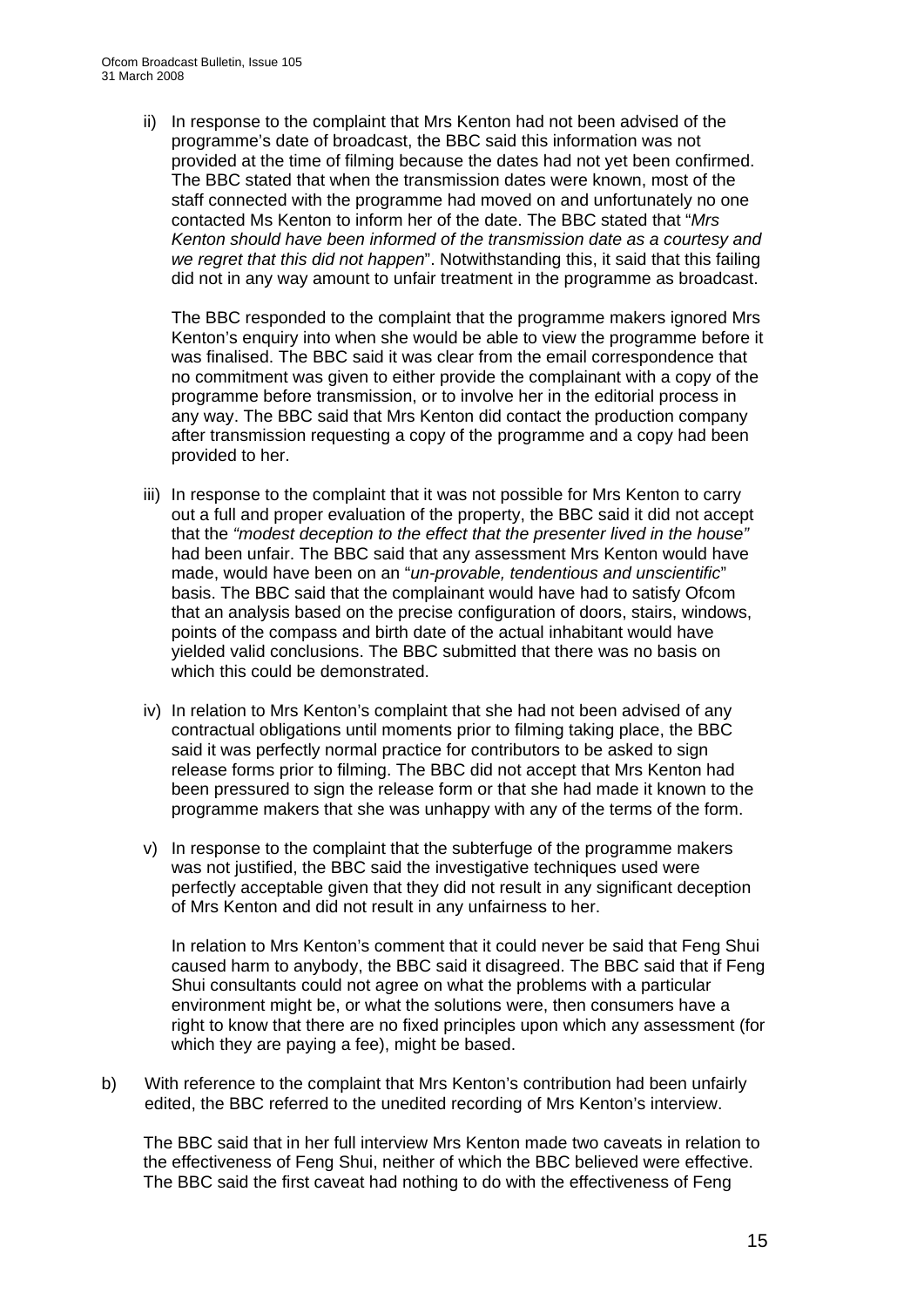ii) In response to the complaint that Mrs Kenton had not been advised of the programme's date of broadcast, the BBC said this information was not provided at the time of filming because the dates had not yet been confirmed. The BBC stated that when the transmission dates were known, most of the staff connected with the programme had moved on and unfortunately no one contacted Ms Kenton to inform her of the date. The BBC stated that "*Mrs Kenton should have been informed of the transmission date as a courtesy and we regret that this did not happen*". Notwithstanding this, it said that this failing did not in any way amount to unfair treatment in the programme as broadcast.

    The BBC responded to the complaint that the programme makers ignored Mrs Kenton's enquiry into when she would be able to view the programme before it was finalised. The BBC said it was clear from the email correspondence that no commitment was given to either provide the complainant with a copy of the programme before transmission, or to involve her in the editorial process in any way. The BBC said that Mrs Kenton did contact the production company after transmission requesting a copy of the programme and a copy had been provided to her.

iii) In response to the complaint that it was not possible for Mrs Kenton to carry out a full and proper evaluation of the property, the BBC said it did not accept that the *"modest deception to the effect that the presenter lived in the house"* had been unfair. The BBC said that any assessment Mrs Kenton would have made, would have been on an "*un-provable, tendentious and unscientific*" basis. The BBC said that the complainant would have had to satisfy Ofcom that an analysis based on the precise configuration of doors, stairs, windows, points of the compass and birth date of the actual inhabitant would have yielded valid conclusions. The BBC submitted that there was no basis on which this could be demonstrated.

iv) In relation to Mrs Kenton's complaint that she had not been advised of any contractual obligations until moments prior to filming taking place, the BBC said it was perfectly normal practice for contributors to be asked to sign release forms prior to filming. The BBC did not accept that Mrs Kenton had been pressured to sign the release form or that she had made it known to the programme makers that she was unhappy with any of the terms of the form.

v) In response to the complaint that the subterfuge of the programme makers was not justified, the BBC said the investigative techniques used were perfectly acceptable given that they did not result in any significant deception of Mrs Kenton and did not result in any unfairness to her.

    In relation to Mrs Kenton's comment that it could never be said that Feng Shui caused harm to anybody, the BBC said it disagreed. The BBC said that if Feng Shui consultants could not agree on what the problems with a particular environment might be, or what the solutions were, then consumers have a right to know that there are no fixed principles upon which any assessment (for which they are paying a fee), might be based.

b) With reference to the complaint that Mrs Kenton's contribution had been unfairly edited, the BBC referred to the unedited recording of Mrs Kenton's interview.

   The BBC said that in her full interview Mrs Kenton made two caveats in relation to the effectiveness of Feng Shui, neither of which the BBC believed were effective. The BBC said the first caveat had nothing to do with the effectiveness of Feng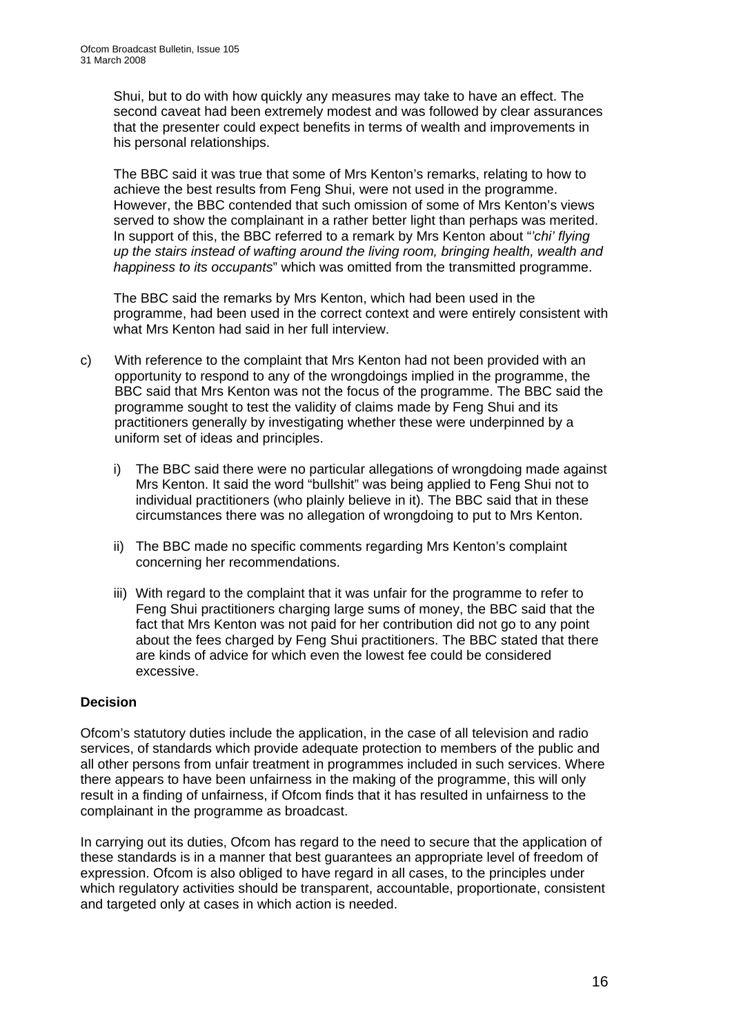Shui, but to do with how quickly any measures may take to have an effect. The second caveat had been extremely modest and was followed by clear assurances that the presenter could expect benefits in terms of wealth and improvements in his personal relationships.

The BBC said it was true that some of Mrs Kenton's remarks, relating to how to achieve the best results from Feng Shui, were not used in the programme. However, the BBC contended that such omission of some of Mrs Kenton's views served to show the complainant in a rather better light than perhaps was merited. In support of this, the BBC referred to a remark by Mrs Kenton about "*'chi' flying up the stairs instead of wafting around the living room, bringing health, wealth and happiness to its occupants*" which was omitted from the transmitted programme.

The BBC said the remarks by Mrs Kenton, which had been used in the programme, had been used in the correct context and were entirely consistent with what Mrs Kenton had said in her full interview.

c) With reference to the complaint that Mrs Kenton had not been provided with an opportunity to respond to any of the wrongdoings implied in the programme, the BBC said that Mrs Kenton was not the focus of the programme. The BBC said the programme sought to test the validity of claims made by Feng Shui and its practitioners generally by investigating whether these were underpinned by a uniform set of ideas and principles.

   i) The BBC said there were no particular allegations of wrongdoing made against Mrs Kenton. It said the word "bullshit" was being applied to Feng Shui not to individual practitioners (who plainly believe in it). The BBC said that in these circumstances there was no allegation of wrongdoing to put to Mrs Kenton.

   ii) The BBC made no specific comments regarding Mrs Kenton's complaint concerning her recommendations.

   iii) With regard to the complaint that it was unfair for the programme to refer to Feng Shui practitioners charging large sums of money, the BBC said that the fact that Mrs Kenton was not paid for her contribution did not go to any point about the fees charged by Feng Shui practitioners. The BBC stated that there are kinds of advice for which even the lowest fee could be considered excessive.

**Decision**

Ofcom's statutory duties include the application, in the case of all television and radio services, of standards which provide adequate protection to members of the public and all other persons from unfair treatment in programmes included in such services. Where there appears to have been unfairness in the making of the programme, this will only result in a finding of unfairness, if Ofcom finds that it has resulted in unfairness to the complainant in the programme as broadcast.

In carrying out its duties, Ofcom has regard to the need to secure that the application of these standards is in a manner that best guarantees an appropriate level of freedom of expression. Ofcom is also obliged to have regard in all cases, to the principles under which regulatory activities should be transparent, accountable, proportionate, consistent and targeted only at cases in which action is needed.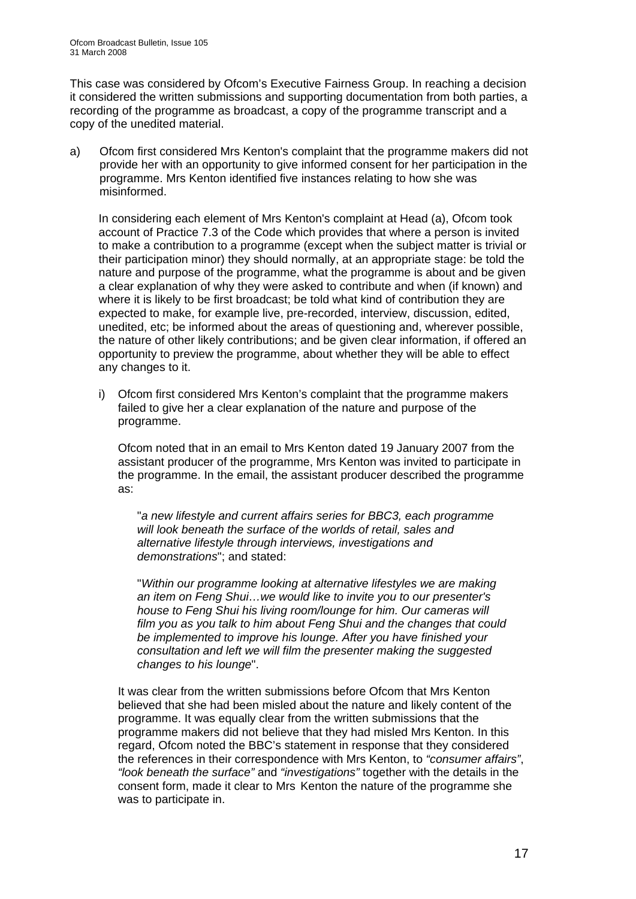This case was considered by Ofcom's Executive Fairness Group. In reaching a decision it considered the written submissions and supporting documentation from both parties, a recording of the programme as broadcast, a copy of the programme transcript and a copy of the unedited material.

a) Ofcom first considered Mrs Kenton's complaint that the programme makers did not provide her with an opportunity to give informed consent for her participation in the programme. Mrs Kenton identified five instances relating to how she was misinformed.

   In considering each element of Mrs Kenton's complaint at Head (a), Ofcom took account of Practice 7.3 of the Code which provides that where a person is invited to make a contribution to a programme (except when the subject matter is trivial or their participation minor) they should normally, at an appropriate stage: be told the nature and purpose of the programme, what the programme is about and be given a clear explanation of why they were asked to contribute and when (if known) and where it is likely to be first broadcast; be told what kind of contribution they are expected to make, for example live, pre-recorded, interview, discussion, edited, unedited, etc; be informed about the areas of questioning and, wherever possible, the nature of other likely contributions; and be given clear information, if offered an opportunity to preview the programme, about whether they will be able to effect any changes to it.

   i) Ofcom first considered Mrs Kenton's complaint that the programme makers failed to give her a clear explanation of the nature and purpose of the programme.

      Ofcom noted that in an email to Mrs Kenton dated 19 January 2007 from the assistant producer of the programme, Mrs Kenton was invited to participate in the programme. In the email, the assistant producer described the programme as:

      "*a new lifestyle and current affairs series for BBC3, each programme will look beneath the surface of the worlds of retail, sales and alternative lifestyle through interviews, investigations and demonstrations*"; and stated:

      "*Within our programme looking at alternative lifestyles we are making an item on Feng Shui…we would like to invite you to our presenter's house to Feng Shui his living room/lounge for him. Our cameras will film you as you talk to him about Feng Shui and the changes that could be implemented to improve his lounge. After you have finished your consultation and left we will film the presenter making the suggested changes to his lounge*".

      It was clear from the written submissions before Ofcom that Mrs Kenton believed that she had been misled about the nature and likely content of the programme. It was equally clear from the written submissions that the programme makers did not believe that they had misled Mrs Kenton. In this regard, Ofcom noted the BBC's statement in response that they considered the references in their correspondence with Mrs Kenton, to *"consumer affairs"*, *"look beneath the surface"* and *"investigations"* together with the details in the consent form, made it clear to Mrs Kenton the nature of the programme she was to participate in.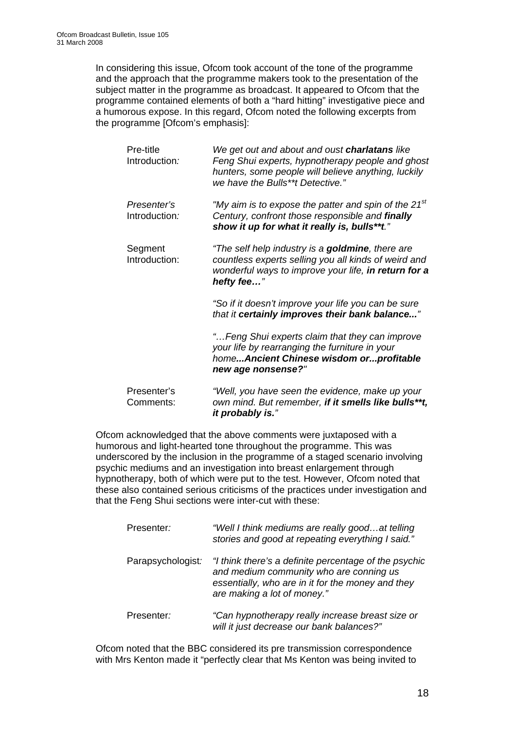In considering this issue, Ofcom took account of the tone of the programme and the approach that the programme makers took to the presentation of the subject matter in the programme as broadcast. It appeared to Ofcom that the programme contained elements of both a "hard hitting" investigative piece and a humorous expose. In this regard, Ofcom noted the following excerpts from the programme [Ofcom's emphasis]:

| | |
|---|---|
| Pre-title Introduction*:* | *We get out and about and oust **charlatans** like Feng Shui experts, hypnotherapy people and ghost hunters, some people will believe anything, luckily we have the Bulls**t Detective."* |
| *Presenter's* Introduction*:* | *"My aim is to expose the patter and spin of the 21st Century, confront those responsible and **finally show it up for what it really is, bulls**t**."* |
| Segment Introduction: | *"The self help industry is a **goldmine**, there are countless experts selling you all kinds of weird and wonderful ways to improve your life, **in return for a hefty fee…**"* |
| | *"So if it doesn't improve your life you can be sure that it **certainly improves their bank balance...**"* |
| | *"…Feng Shui experts claim that they can improve your life by rearranging the furniture in your home**...Ancient Chinese wisdom or...profitable new age nonsense?**"* |
| Presenter's Comments: | *"Well, you have seen the evidence, make up your own mind. But remember, **if it smells like bulls**t, it probably is.**"* |

Ofcom acknowledged that the above comments were juxtaposed with a humorous and light-hearted tone throughout the programme. This was underscored by the inclusion in the programme of a staged scenario involving psychic mediums and an investigation into breast enlargement through hypnotherapy, both of which were put to the test. However, Ofcom noted that these also contained serious criticisms of the practices under investigation and that the Feng Shui sections were inter-cut with these:

| | |
|---|---|
| Presenter*:* | *"Well I think mediums are really good…at telling stories and good at repeating everything I said."* |
| Parapsychologist*:* | *"I think there's a definite percentage of the psychic and medium community who are conning us essentially, who are in it for the money and they are making a lot of money."* |
| Presenter*:* | *"Can hypnotherapy really increase breast size or will it just decrease our bank balances?"* |

Ofcom noted that the BBC considered its pre transmission correspondence with Mrs Kenton made it "perfectly clear that Ms Kenton was being invited to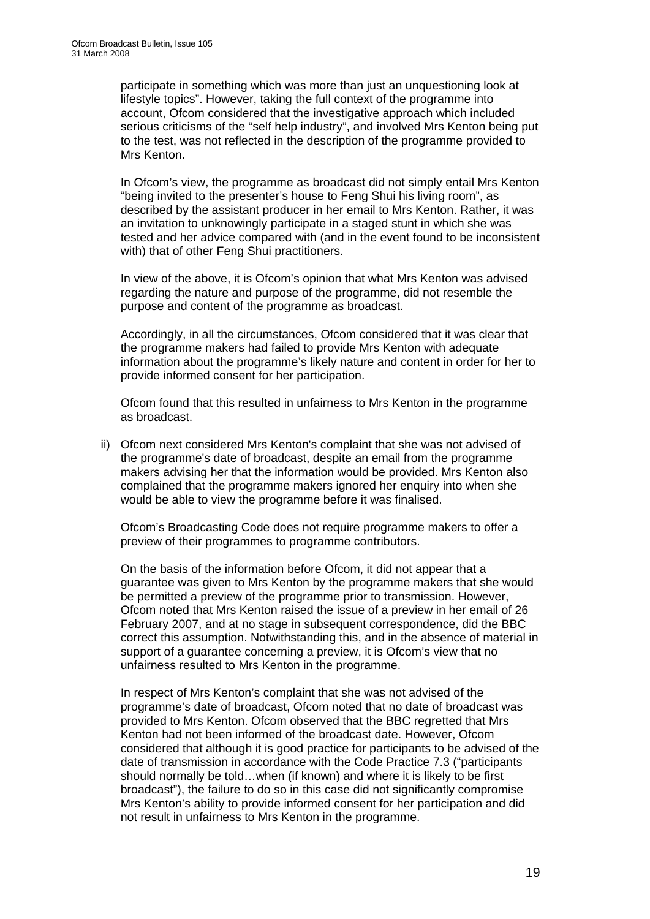participate in something which was more than just an unquestioning look at lifestyle topics". However, taking the full context of the programme into account, Ofcom considered that the investigative approach which included serious criticisms of the "self help industry", and involved Mrs Kenton being put to the test, was not reflected in the description of the programme provided to Mrs Kenton.

In Ofcom's view, the programme as broadcast did not simply entail Mrs Kenton "being invited to the presenter's house to Feng Shui his living room", as described by the assistant producer in her email to Mrs Kenton. Rather, it was an invitation to unknowingly participate in a staged stunt in which she was tested and her advice compared with (and in the event found to be inconsistent with) that of other Feng Shui practitioners.

In view of the above, it is Ofcom's opinion that what Mrs Kenton was advised regarding the nature and purpose of the programme, did not resemble the purpose and content of the programme as broadcast.

Accordingly, in all the circumstances, Ofcom considered that it was clear that the programme makers had failed to provide Mrs Kenton with adequate information about the programme's likely nature and content in order for her to provide informed consent for her participation.

Ofcom found that this resulted in unfairness to Mrs Kenton in the programme as broadcast.

ii) Ofcom next considered Mrs Kenton's complaint that she was not advised of the programme's date of broadcast, despite an email from the programme makers advising her that the information would be provided. Mrs Kenton also complained that the programme makers ignored her enquiry into when she would be able to view the programme before it was finalised.

Ofcom's Broadcasting Code does not require programme makers to offer a preview of their programmes to programme contributors.

On the basis of the information before Ofcom, it did not appear that a guarantee was given to Mrs Kenton by the programme makers that she would be permitted a preview of the programme prior to transmission. However, Ofcom noted that Mrs Kenton raised the issue of a preview in her email of 26 February 2007, and at no stage in subsequent correspondence, did the BBC correct this assumption. Notwithstanding this, and in the absence of material in support of a guarantee concerning a preview, it is Ofcom's view that no unfairness resulted to Mrs Kenton in the programme.

In respect of Mrs Kenton's complaint that she was not advised of the programme's date of broadcast, Ofcom noted that no date of broadcast was provided to Mrs Kenton. Ofcom observed that the BBC regretted that Mrs Kenton had not been informed of the broadcast date. However, Ofcom considered that although it is good practice for participants to be advised of the date of transmission in accordance with the Code Practice 7.3 ("participants should normally be told…when (if known) and where it is likely to be first broadcast"), the failure to do so in this case did not significantly compromise Mrs Kenton's ability to provide informed consent for her participation and did not result in unfairness to Mrs Kenton in the programme.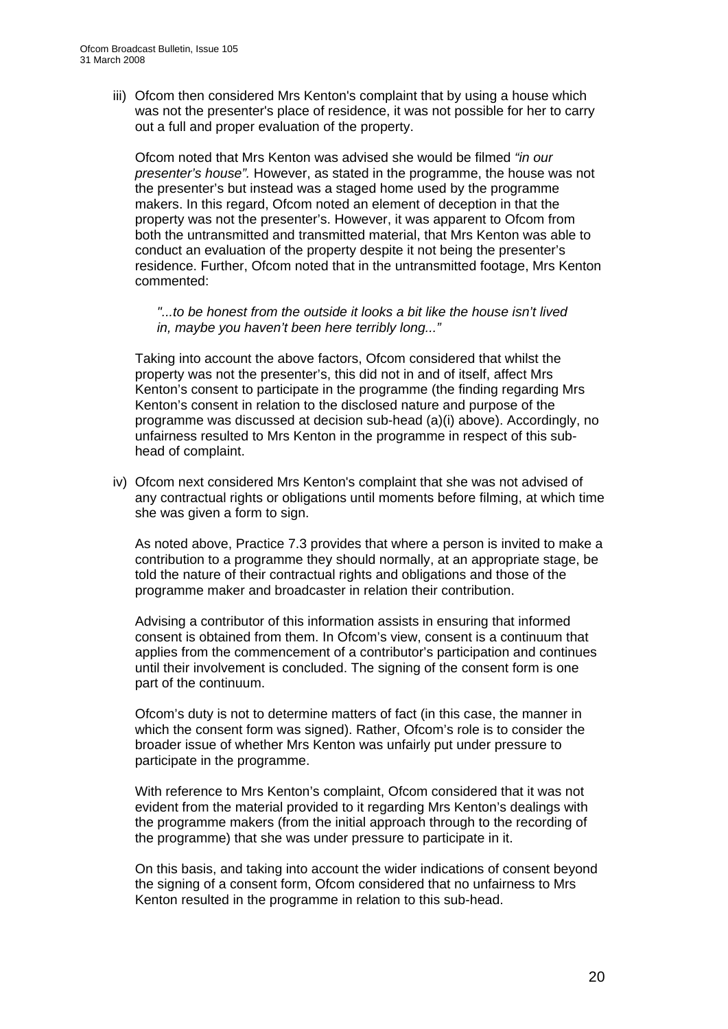iii) Ofcom then considered Mrs Kenton's complaint that by using a house which was not the presenter's place of residence, it was not possible for her to carry out a full and proper evaluation of the property.

Ofcom noted that Mrs Kenton was advised she would be filmed *"in our presenter's house"*. However, as stated in the programme, the house was not the presenter's but instead was a staged home used by the programme makers. In this regard, Ofcom noted an element of deception in that the property was not the presenter's. However, it was apparent to Ofcom from both the untransmitted and transmitted material, that Mrs Kenton was able to conduct an evaluation of the property despite it not being the presenter's residence. Further, Ofcom noted that in the untransmitted footage, Mrs Kenton commented:

> *"...to be honest from the outside it looks a bit like the house isn't lived in, maybe you haven't been here terribly long..."*

Taking into account the above factors, Ofcom considered that whilst the property was not the presenter's, this did not in and of itself, affect Mrs Kenton's consent to participate in the programme (the finding regarding Mrs Kenton's consent in relation to the disclosed nature and purpose of the programme was discussed at decision sub-head (a)(i) above). Accordingly, no unfairness resulted to Mrs Kenton in the programme in respect of this sub-head of complaint.

iv) Ofcom next considered Mrs Kenton's complaint that she was not advised of any contractual rights or obligations until moments before filming, at which time she was given a form to sign.

As noted above, Practice 7.3 provides that where a person is invited to make a contribution to a programme they should normally, at an appropriate stage, be told the nature of their contractual rights and obligations and those of the programme maker and broadcaster in relation their contribution.

Advising a contributor of this information assists in ensuring that informed consent is obtained from them. In Ofcom's view, consent is a continuum that applies from the commencement of a contributor's participation and continues until their involvement is concluded. The signing of the consent form is one part of the continuum.

Ofcom's duty is not to determine matters of fact (in this case, the manner in which the consent form was signed). Rather, Ofcom's role is to consider the broader issue of whether Mrs Kenton was unfairly put under pressure to participate in the programme.

With reference to Mrs Kenton's complaint, Ofcom considered that it was not evident from the material provided to it regarding Mrs Kenton's dealings with the programme makers (from the initial approach through to the recording of the programme) that she was under pressure to participate in it.

On this basis, and taking into account the wider indications of consent beyond the signing of a consent form, Ofcom considered that no unfairness to Mrs Kenton resulted in the programme in relation to this sub-head.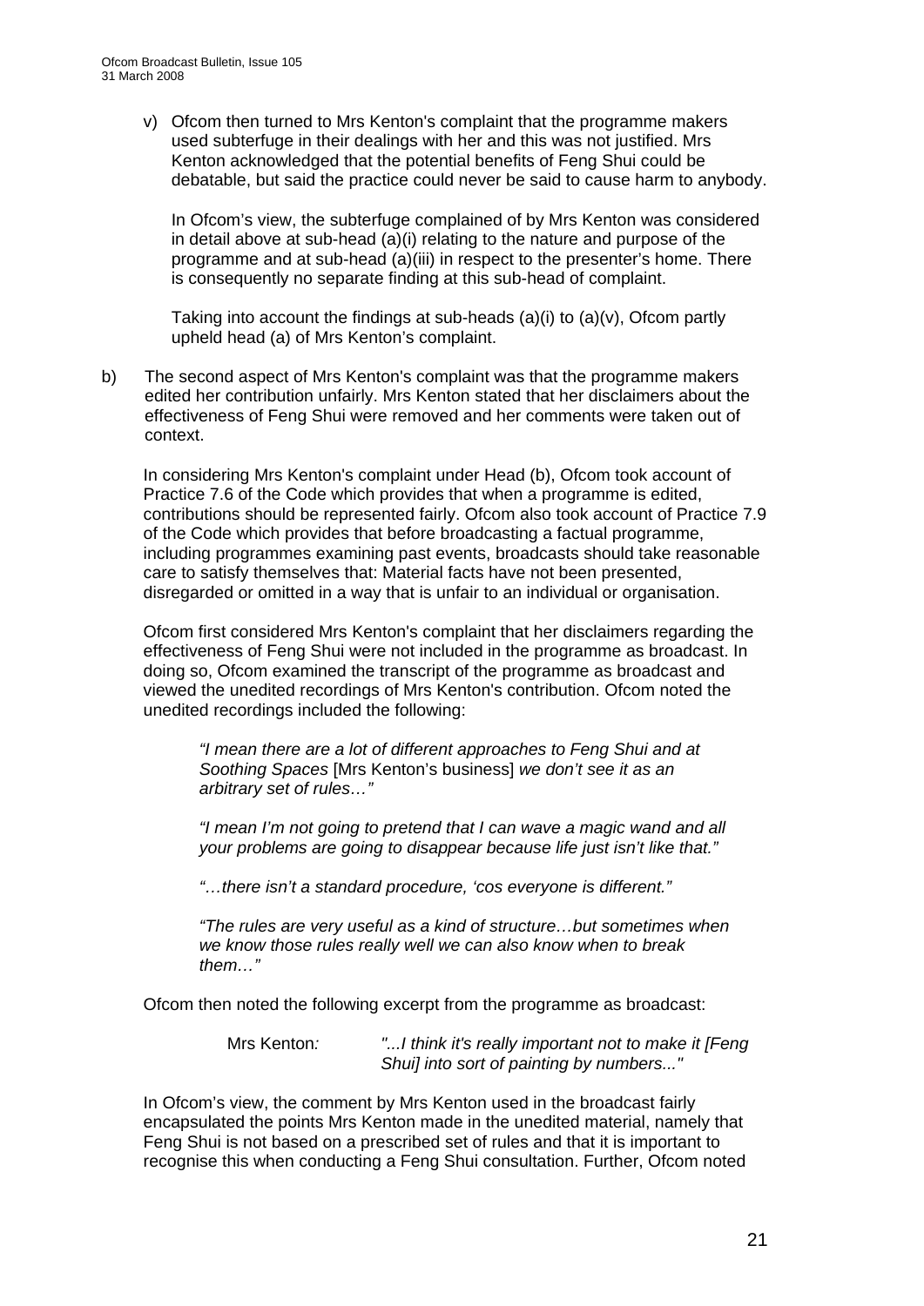v) Ofcom then turned to Mrs Kenton's complaint that the programme makers used subterfuge in their dealings with her and this was not justified. Mrs Kenton acknowledged that the potential benefits of Feng Shui could be debatable, but said the practice could never be said to cause harm to anybody.

   In Ofcom's view, the subterfuge complained of by Mrs Kenton was considered in detail above at sub-head (a)(i) relating to the nature and purpose of the programme and at sub-head (a)(iii) in respect to the presenter's home. There is consequently no separate finding at this sub-head of complaint.

   Taking into account the findings at sub-heads (a)(i) to (a)(v), Ofcom partly upheld head (a) of Mrs Kenton's complaint.

b) The second aspect of Mrs Kenton's complaint was that the programme makers edited her contribution unfairly. Mrs Kenton stated that her disclaimers about the effectiveness of Feng Shui were removed and her comments were taken out of context.

   In considering Mrs Kenton's complaint under Head (b), Ofcom took account of Practice 7.6 of the Code which provides that when a programme is edited, contributions should be represented fairly. Ofcom also took account of Practice 7.9 of the Code which provides that before broadcasting a factual programme, including programmes examining past events, broadcasts should take reasonable care to satisfy themselves that: Material facts have not been presented, disregarded or omitted in a way that is unfair to an individual or organisation.

   Ofcom first considered Mrs Kenton's complaint that her disclaimers regarding the effectiveness of Feng Shui were not included in the programme as broadcast. In doing so, Ofcom examined the transcript of the programme as broadcast and viewed the unedited recordings of Mrs Kenton's contribution. Ofcom noted the unedited recordings included the following:

   > *"I mean there are a lot of different approaches to Feng Shui and at Soothing Spaces* [Mrs Kenton's business] *we don't see it as an arbitrary set of rules…"*
   >
   > *"I mean I'm not going to pretend that I can wave a magic wand and all your problems are going to disappear because life just isn't like that."*
   >
   > *"…there isn't a standard procedure, 'cos everyone is different."*
   >
   > *"The rules are very useful as a kind of structure…but sometimes when we know those rules really well we can also know when to break them…"*

   Ofcom then noted the following excerpt from the programme as broadcast:

   > Mrs Kenton*:* *"...I think it's really important not to make it [Feng Shui] into sort of painting by numbers..."*

   In Ofcom's view, the comment by Mrs Kenton used in the broadcast fairly encapsulated the points Mrs Kenton made in the unedited material, namely that Feng Shui is not based on a prescribed set of rules and that it is important to recognise this when conducting a Feng Shui consultation. Further, Ofcom noted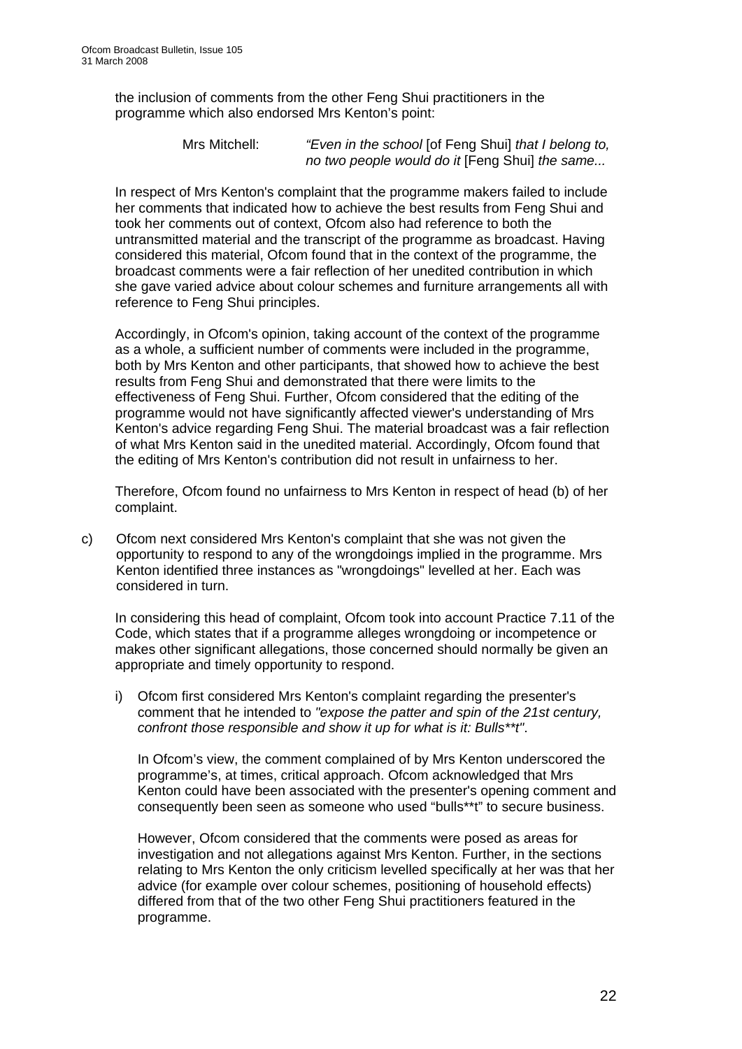the inclusion of comments from the other Feng Shui practitioners in the programme which also endorsed Mrs Kenton's point:

> Mrs Mitchell: *"Even in the school* [of Feng Shui] *that I belong to, no two people would do it* [Feng Shui] *the same...*

In respect of Mrs Kenton's complaint that the programme makers failed to include her comments that indicated how to achieve the best results from Feng Shui and took her comments out of context, Ofcom also had reference to both the untransmitted material and the transcript of the programme as broadcast. Having considered this material, Ofcom found that in the context of the programme, the broadcast comments were a fair reflection of her unedited contribution in which she gave varied advice about colour schemes and furniture arrangements all with reference to Feng Shui principles.

Accordingly, in Ofcom's opinion, taking account of the context of the programme as a whole, a sufficient number of comments were included in the programme, both by Mrs Kenton and other participants, that showed how to achieve the best results from Feng Shui and demonstrated that there were limits to the effectiveness of Feng Shui. Further, Ofcom considered that the editing of the programme would not have significantly affected viewer's understanding of Mrs Kenton's advice regarding Feng Shui. The material broadcast was a fair reflection of what Mrs Kenton said in the unedited material. Accordingly, Ofcom found that the editing of Mrs Kenton's contribution did not result in unfairness to her.

Therefore, Ofcom found no unfairness to Mrs Kenton in respect of head (b) of her complaint.

c) Ofcom next considered Mrs Kenton's complaint that she was not given the opportunity to respond to any of the wrongdoings implied in the programme. Mrs Kenton identified three instances as "wrongdoings" levelled at her. Each was considered in turn.

   In considering this head of complaint, Ofcom took into account Practice 7.11 of the Code, which states that if a programme alleges wrongdoing or incompetence or makes other significant allegations, those concerned should normally be given an appropriate and timely opportunity to respond.

   i) Ofcom first considered Mrs Kenton's complaint regarding the presenter's comment that he intended to *"expose the patter and spin of the 21st century, confront those responsible and show it up for what is it: Bulls**t"*.

      In Ofcom's view, the comment complained of by Mrs Kenton underscored the programme's, at times, critical approach. Ofcom acknowledged that Mrs Kenton could have been associated with the presenter's opening comment and consequently been seen as someone who used "bulls**t" to secure business.

      However, Ofcom considered that the comments were posed as areas for investigation and not allegations against Mrs Kenton. Further, in the sections relating to Mrs Kenton the only criticism levelled specifically at her was that her advice (for example over colour schemes, positioning of household effects) differed from that of the two other Feng Shui practitioners featured in the programme.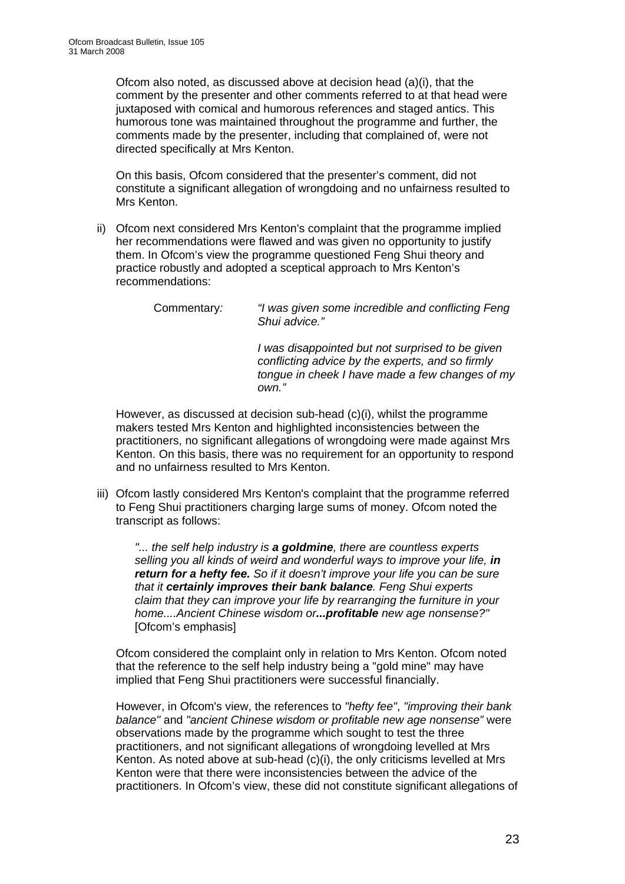Ofcom also noted, as discussed above at decision head (a)(i), that the comment by the presenter and other comments referred to at that head were juxtaposed with comical and humorous references and staged antics. This humorous tone was maintained throughout the programme and further, the comments made by the presenter, including that complained of, were not directed specifically at Mrs Kenton.

On this basis, Ofcom considered that the presenter's comment, did not constitute a significant allegation of wrongdoing and no unfairness resulted to Mrs Kenton.

ii) Ofcom next considered Mrs Kenton's complaint that the programme implied her recommendations were flawed and was given no opportunity to justify them. In Ofcom's view the programme questioned Feng Shui theory and practice robustly and adopted a sceptical approach to Mrs Kenton's recommendations:

> Commentary*:* *"I was given some incredible and conflicting Feng Shui advice."*
>
> *I was disappointed but not surprised to be given conflicting advice by the experts, and so firmly tongue in cheek I have made a few changes of my own."*

However, as discussed at decision sub-head (c)(i), whilst the programme makers tested Mrs Kenton and highlighted inconsistencies between the practitioners, no significant allegations of wrongdoing were made against Mrs Kenton. On this basis, there was no requirement for an opportunity to respond and no unfairness resulted to Mrs Kenton.

iii) Ofcom lastly considered Mrs Kenton's complaint that the programme referred to Feng Shui practitioners charging large sums of money. Ofcom noted the transcript as follows:

> *"... the self help industry is **a goldmine**, there are countless experts selling you all kinds of weird and wonderful ways to improve your life, **in return for a hefty fee.** So if it doesn't improve your life you can be sure that it **certainly improves their bank balance**. Feng Shui experts claim that they can improve your life by rearranging the furniture in your home....Ancient Chinese wisdom or**...profitable** new age nonsense?"* [Ofcom's emphasis]

Ofcom considered the complaint only in relation to Mrs Kenton. Ofcom noted that the reference to the self help industry being a "gold mine" may have implied that Feng Shui practitioners were successful financially.

However, in Ofcom's view, the references to *"hefty fee"*, *"improving their bank balance"* and *"ancient Chinese wisdom or profitable new age nonsense"* were observations made by the programme which sought to test the three practitioners, and not significant allegations of wrongdoing levelled at Mrs Kenton. As noted above at sub-head (c)(i), the only criticisms levelled at Mrs Kenton were that there were inconsistencies between the advice of the practitioners. In Ofcom's view, these did not constitute significant allegations of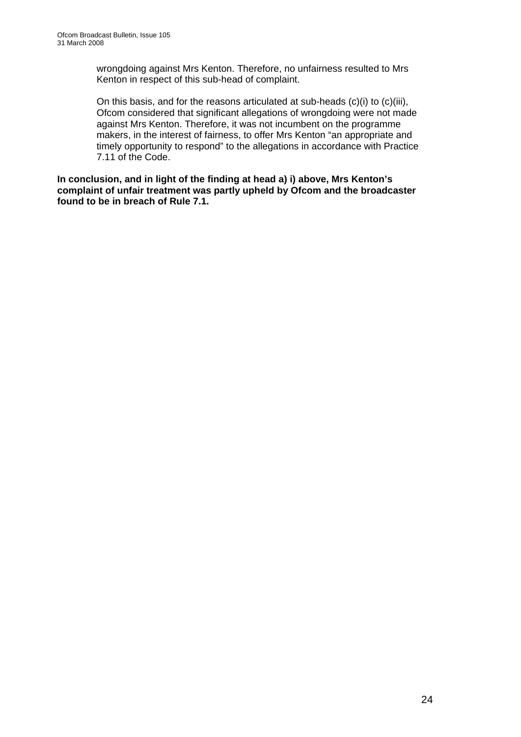wrongdoing against Mrs Kenton. Therefore, no unfairness resulted to Mrs Kenton in respect of this sub-head of complaint.

On this basis, and for the reasons articulated at sub-heads (c)(i) to (c)(iii), Ofcom considered that significant allegations of wrongdoing were not made against Mrs Kenton. Therefore, it was not incumbent on the programme makers, in the interest of fairness, to offer Mrs Kenton "an appropriate and timely opportunity to respond" to the allegations in accordance with Practice 7.11 of the Code.

**In conclusion, and in light of the finding at head a) i) above, Mrs Kenton's complaint of unfair treatment was partly upheld by Ofcom and the broadcaster found to be in breach of Rule 7.1.**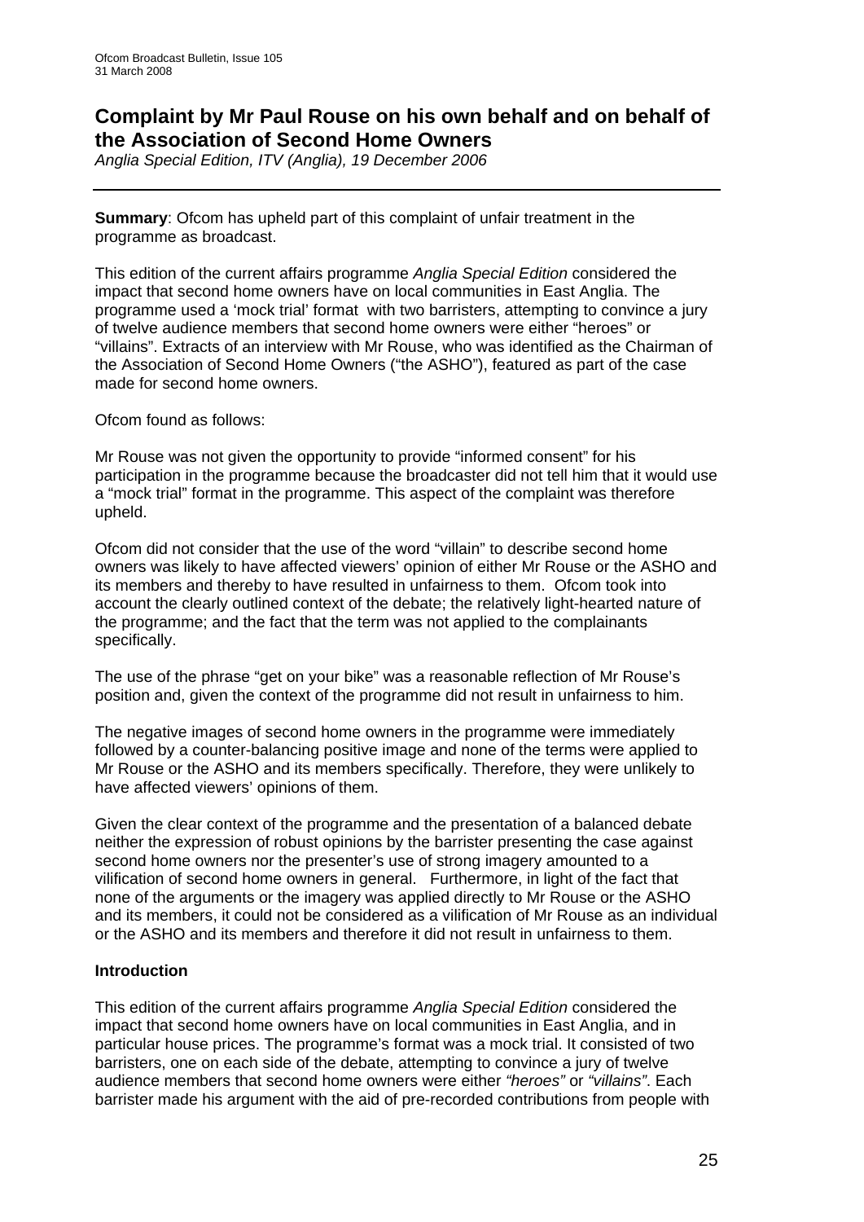## Complaint by Mr Paul Rouse on his own behalf and on behalf of the Association of Second Home Owners

*Anglia Special Edition, ITV (Anglia), 19 December 2006*

---

**Summary**: Ofcom has upheld part of this complaint of unfair treatment in the programme as broadcast.

This edition of the current affairs programme *Anglia Special Edition* considered the impact that second home owners have on local communities in East Anglia. The programme used a 'mock trial' format with two barristers, attempting to convince a jury of twelve audience members that second home owners were either "heroes" or "villains". Extracts of an interview with Mr Rouse, who was identified as the Chairman of the Association of Second Home Owners ("the ASHO"), featured as part of the case made for second home owners.

Ofcom found as follows:

Mr Rouse was not given the opportunity to provide "informed consent" for his participation in the programme because the broadcaster did not tell him that it would use a "mock trial" format in the programme. This aspect of the complaint was therefore upheld.

Ofcom did not consider that the use of the word "villain" to describe second home owners was likely to have affected viewers' opinion of either Mr Rouse or the ASHO and its members and thereby to have resulted in unfairness to them. Ofcom took into account the clearly outlined context of the debate; the relatively light-hearted nature of the programme; and the fact that the term was not applied to the complainants specifically.

The use of the phrase "get on your bike" was a reasonable reflection of Mr Rouse's position and, given the context of the programme did not result in unfairness to him.

The negative images of second home owners in the programme were immediately followed by a counter-balancing positive image and none of the terms were applied to Mr Rouse or the ASHO and its members specifically. Therefore, they were unlikely to have affected viewers' opinions of them.

Given the clear context of the programme and the presentation of a balanced debate neither the expression of robust opinions by the barrister presenting the case against second home owners nor the presenter's use of strong imagery amounted to a vilification of second home owners in general. Furthermore, in light of the fact that none of the arguments or the imagery was applied directly to Mr Rouse or the ASHO and its members, it could not be considered as a vilification of Mr Rouse as an individual or the ASHO and its members and therefore it did not result in unfairness to them.

### Introduction

This edition of the current affairs programme *Anglia Special Edition* considered the impact that second home owners have on local communities in East Anglia, and in particular house prices. The programme's format was a mock trial. It consisted of two barristers, one on each side of the debate, attempting to convince a jury of twelve audience members that second home owners were either *"heroes"* or *"villains"*. Each barrister made his argument with the aid of pre-recorded contributions from people with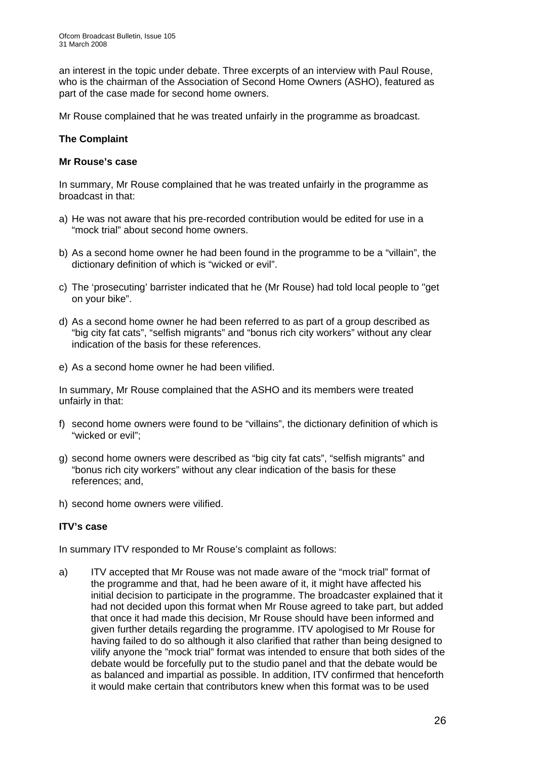an interest in the topic under debate. Three excerpts of an interview with Paul Rouse, who is the chairman of the Association of Second Home Owners (ASHO), featured as part of the case made for second home owners.

Mr Rouse complained that he was treated unfairly in the programme as broadcast.

### The Complaint

#### Mr Rouse's case

In summary, Mr Rouse complained that he was treated unfairly in the programme as broadcast in that:

a) He was not aware that his pre-recorded contribution would be edited for use in a "mock trial" about second home owners.

b) As a second home owner he had been found in the programme to be a "villain", the dictionary definition of which is "wicked or evil".

c) The 'prosecuting' barrister indicated that he (Mr Rouse) had told local people to "get on your bike".

d) As a second home owner he had been referred to as part of a group described as "big city fat cats", "selfish migrants" and "bonus rich city workers" without any clear indication of the basis for these references.

e) As a second home owner he had been vilified.

In summary, Mr Rouse complained that the ASHO and its members were treated unfairly in that:

f) second home owners were found to be "villains", the dictionary definition of which is "wicked or evil";

g) second home owners were described as "big city fat cats", "selfish migrants" and "bonus rich city workers" without any clear indication of the basis for these references; and,

h) second home owners were vilified.

#### ITV's case

In summary ITV responded to Mr Rouse's complaint as follows:

a) ITV accepted that Mr Rouse was not made aware of the "mock trial" format of the programme and that, had he been aware of it, it might have affected his initial decision to participate in the programme. The broadcaster explained that it had not decided upon this format when Mr Rouse agreed to take part, but added that once it had made this decision, Mr Rouse should have been informed and given further details regarding the programme. ITV apologised to Mr Rouse for having failed to do so although it also clarified that rather than being designed to vilify anyone the "mock trial" format was intended to ensure that both sides of the debate would be forcefully put to the studio panel and that the debate would be as balanced and impartial as possible. In addition, ITV confirmed that henceforth it would make certain that contributors knew when this format was to be used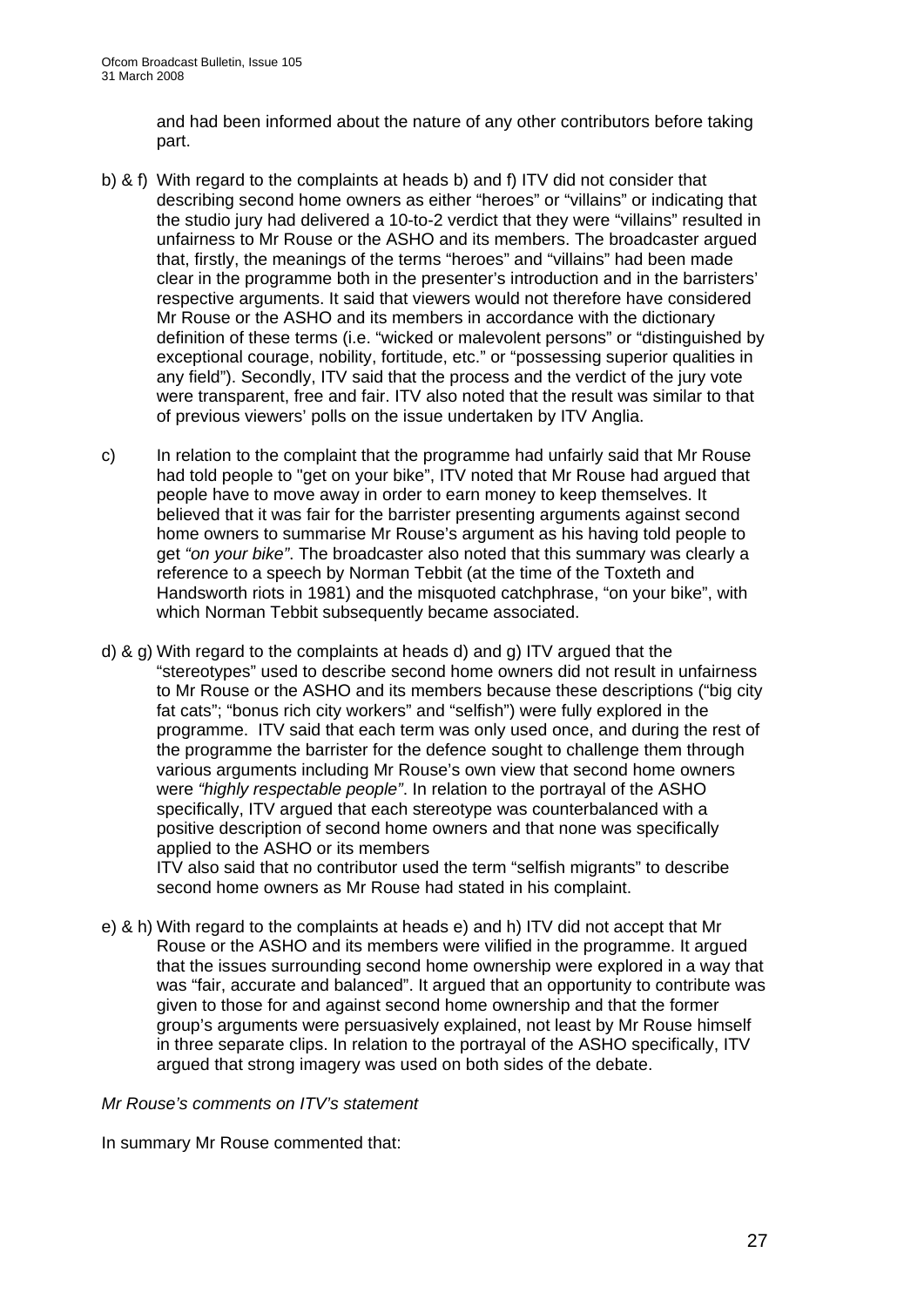and had been informed about the nature of any other contributors before taking part.

b) & f) With regard to the complaints at heads b) and f) ITV did not consider that describing second home owners as either "heroes" or "villains" or indicating that the studio jury had delivered a 10-to-2 verdict that they were "villains" resulted in unfairness to Mr Rouse or the ASHO and its members. The broadcaster argued that, firstly, the meanings of the terms "heroes" and "villains" had been made clear in the programme both in the presenter's introduction and in the barristers' respective arguments. It said that viewers would not therefore have considered Mr Rouse or the ASHO and its members in accordance with the dictionary definition of these terms (i.e. "wicked or malevolent persons" or "distinguished by exceptional courage, nobility, fortitude, etc." or "possessing superior qualities in any field"). Secondly, ITV said that the process and the verdict of the jury vote were transparent, free and fair. ITV also noted that the result was similar to that of previous viewers' polls on the issue undertaken by ITV Anglia.

c) In relation to the complaint that the programme had unfairly said that Mr Rouse had told people to "get on your bike", ITV noted that Mr Rouse had argued that people have to move away in order to earn money to keep themselves. It believed that it was fair for the barrister presenting arguments against second home owners to summarise Mr Rouse's argument as his having told people to get *"on your bike"*. The broadcaster also noted that this summary was clearly a reference to a speech by Norman Tebbit (at the time of the Toxteth and Handsworth riots in 1981) and the misquoted catchphrase, "on your bike", with which Norman Tebbit subsequently became associated.

d) & g) With regard to the complaints at heads d) and g) ITV argued that the "stereotypes" used to describe second home owners did not result in unfairness to Mr Rouse or the ASHO and its members because these descriptions ("big city fat cats"; "bonus rich city workers" and "selfish") were fully explored in the programme. ITV said that each term was only used once, and during the rest of the programme the barrister for the defence sought to challenge them through various arguments including Mr Rouse's own view that second home owners were *"highly respectable people"*. In relation to the portrayal of the ASHO specifically, ITV argued that each stereotype was counterbalanced with a positive description of second home owners and that none was specifically applied to the ASHO or its members

ITV also said that no contributor used the term "selfish migrants" to describe second home owners as Mr Rouse had stated in his complaint.

e) & h) With regard to the complaints at heads e) and h) ITV did not accept that Mr Rouse or the ASHO and its members were vilified in the programme. It argued that the issues surrounding second home ownership were explored in a way that was "fair, accurate and balanced". It argued that an opportunity to contribute was given to those for and against second home ownership and that the former group's arguments were persuasively explained, not least by Mr Rouse himself in three separate clips. In relation to the portrayal of the ASHO specifically, ITV argued that strong imagery was used on both sides of the debate.

*Mr Rouse's comments on ITV's statement*

In summary Mr Rouse commented that: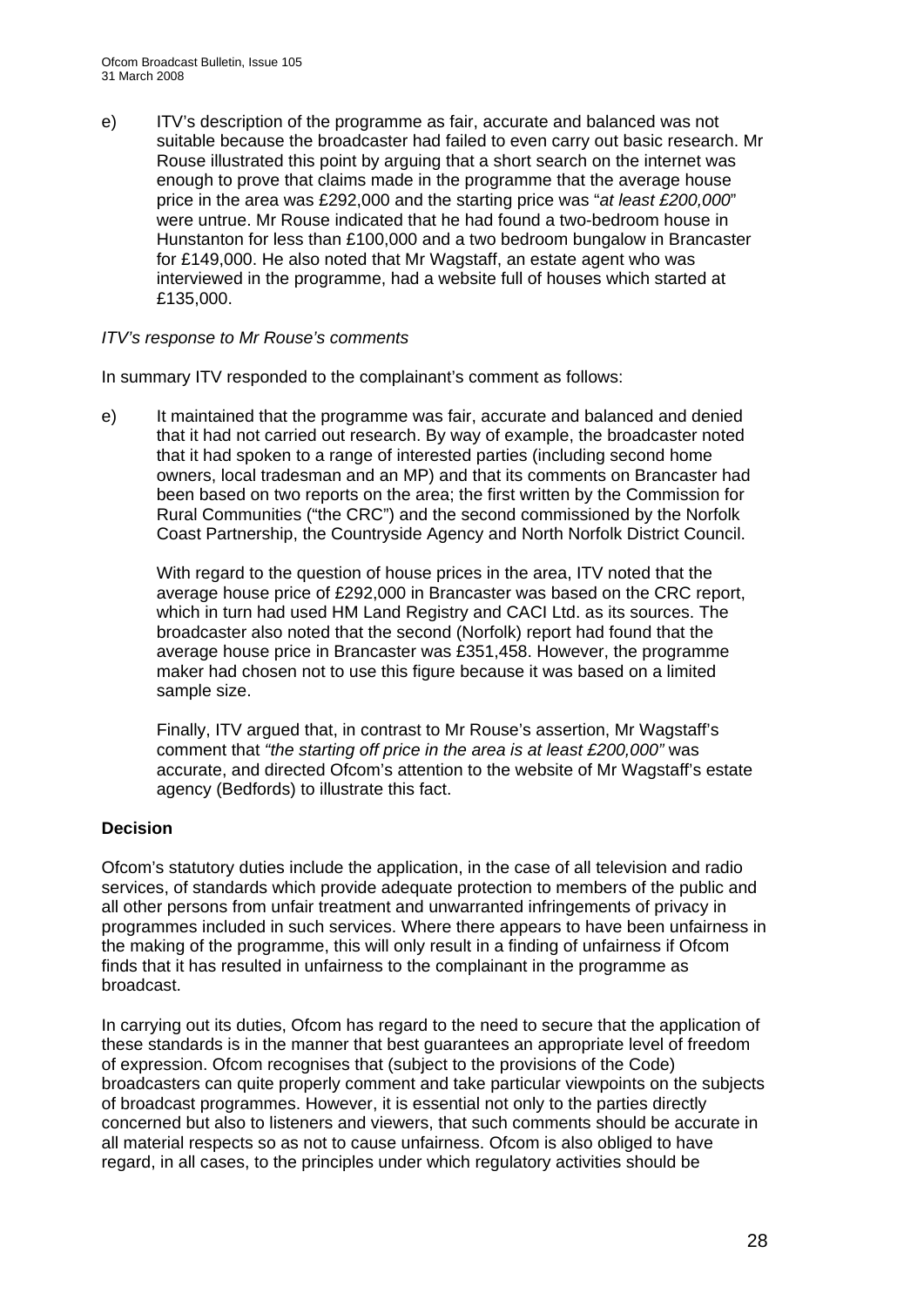e) ITV's description of the programme as fair, accurate and balanced was not suitable because the broadcaster had failed to even carry out basic research. Mr Rouse illustrated this point by arguing that a short search on the internet was enough to prove that claims made in the programme that the average house price in the area was £292,000 and the starting price was "*at least £200,000*" were untrue. Mr Rouse indicated that he had found a two-bedroom house in Hunstanton for less than £100,000 and a two bedroom bungalow in Brancaster for £149,000. He also noted that Mr Wagstaff, an estate agent who was interviewed in the programme, had a website full of houses which started at £135,000.

*ITV's response to Mr Rouse's comments*

In summary ITV responded to the complainant's comment as follows:

e) It maintained that the programme was fair, accurate and balanced and denied that it had not carried out research. By way of example, the broadcaster noted that it had spoken to a range of interested parties (including second home owners, local tradesman and an MP) and that its comments on Brancaster had been based on two reports on the area; the first written by the Commission for Rural Communities ("the CRC") and the second commissioned by the Norfolk Coast Partnership, the Countryside Agency and North Norfolk District Council.

   With regard to the question of house prices in the area, ITV noted that the average house price of £292,000 in Brancaster was based on the CRC report, which in turn had used HM Land Registry and CACI Ltd. as its sources. The broadcaster also noted that the second (Norfolk) report had found that the average house price in Brancaster was £351,458. However, the programme maker had chosen not to use this figure because it was based on a limited sample size.

   Finally, ITV argued that, in contrast to Mr Rouse's assertion, Mr Wagstaff's comment that *"the starting off price in the area is at least £200,000"* was accurate, and directed Ofcom's attention to the website of Mr Wagstaff's estate agency (Bedfords) to illustrate this fact.

**Decision**

Ofcom's statutory duties include the application, in the case of all television and radio services, of standards which provide adequate protection to members of the public and all other persons from unfair treatment and unwarranted infringements of privacy in programmes included in such services. Where there appears to have been unfairness in the making of the programme, this will only result in a finding of unfairness if Ofcom finds that it has resulted in unfairness to the complainant in the programme as broadcast.

In carrying out its duties, Ofcom has regard to the need to secure that the application of these standards is in the manner that best guarantees an appropriate level of freedom of expression. Ofcom recognises that (subject to the provisions of the Code) broadcasters can quite properly comment and take particular viewpoints on the subjects of broadcast programmes. However, it is essential not only to the parties directly concerned but also to listeners and viewers, that such comments should be accurate in all material respects so as not to cause unfairness. Ofcom is also obliged to have regard, in all cases, to the principles under which regulatory activities should be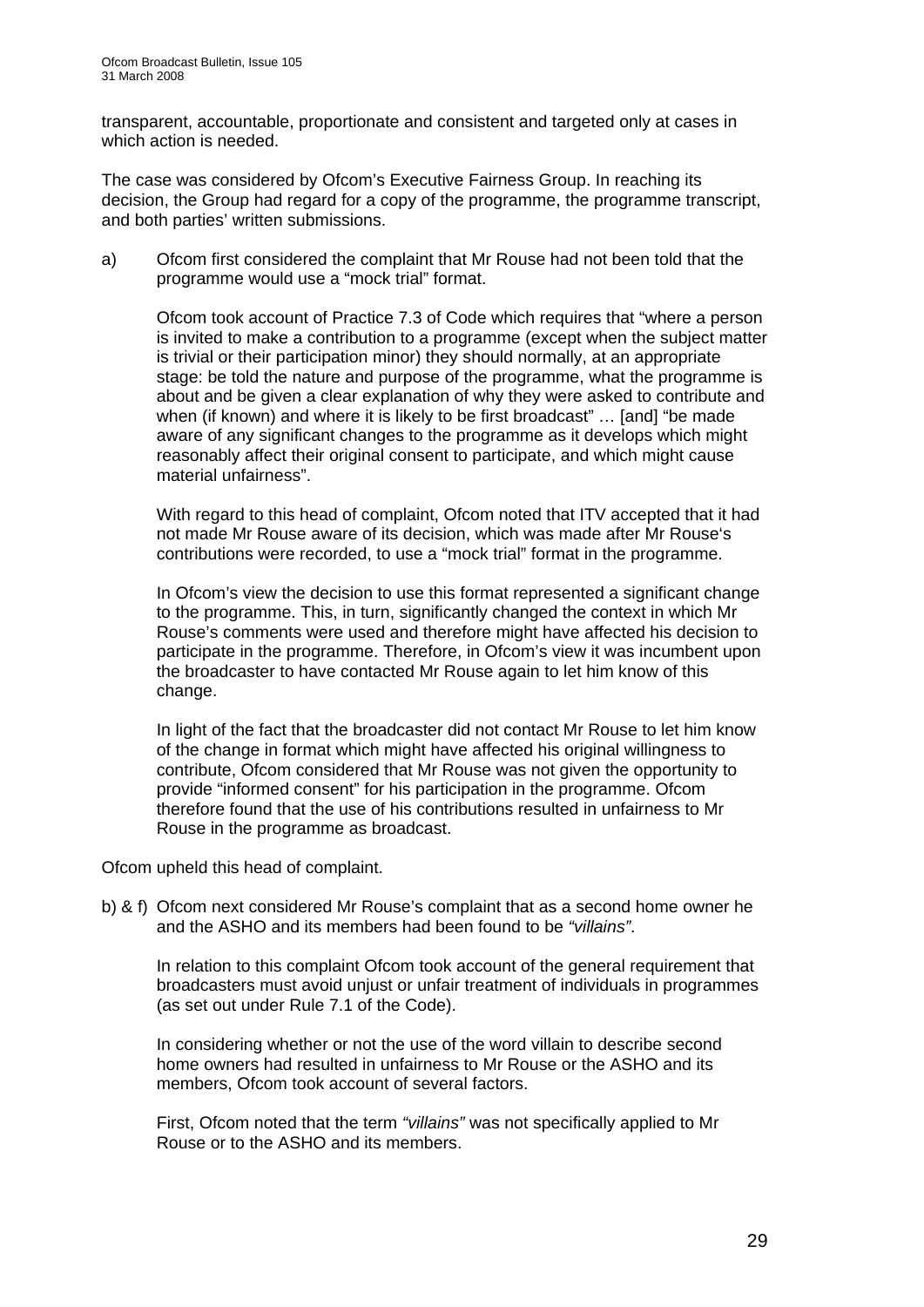transparent, accountable, proportionate and consistent and targeted only at cases in which action is needed.

The case was considered by Ofcom's Executive Fairness Group. In reaching its decision, the Group had regard for a copy of the programme, the programme transcript, and both parties' written submissions.

a) Ofcom first considered the complaint that Mr Rouse had not been told that the programme would use a "mock trial" format.

   Ofcom took account of Practice 7.3 of Code which requires that "where a person is invited to make a contribution to a programme (except when the subject matter is trivial or their participation minor) they should normally, at an appropriate stage: be told the nature and purpose of the programme, what the programme is about and be given a clear explanation of why they were asked to contribute and when (if known) and where it is likely to be first broadcast" … [and] "be made aware of any significant changes to the programme as it develops which might reasonably affect their original consent to participate, and which might cause material unfairness".

   With regard to this head of complaint, Ofcom noted that ITV accepted that it had not made Mr Rouse aware of its decision, which was made after Mr Rouse's contributions were recorded, to use a "mock trial" format in the programme.

   In Ofcom's view the decision to use this format represented a significant change to the programme. This, in turn, significantly changed the context in which Mr Rouse's comments were used and therefore might have affected his decision to participate in the programme. Therefore, in Ofcom's view it was incumbent upon the broadcaster to have contacted Mr Rouse again to let him know of this change.

   In light of the fact that the broadcaster did not contact Mr Rouse to let him know of the change in format which might have affected his original willingness to contribute, Ofcom considered that Mr Rouse was not given the opportunity to provide "informed consent" for his participation in the programme. Ofcom therefore found that the use of his contributions resulted in unfairness to Mr Rouse in the programme as broadcast.

Ofcom upheld this head of complaint.

b) & f) Ofcom next considered Mr Rouse's complaint that as a second home owner he and the ASHO and its members had been found to be *"villains"*.

   In relation to this complaint Ofcom took account of the general requirement that broadcasters must avoid unjust or unfair treatment of individuals in programmes (as set out under Rule 7.1 of the Code).

   In considering whether or not the use of the word villain to describe second home owners had resulted in unfairness to Mr Rouse or the ASHO and its members, Ofcom took account of several factors.

   First, Ofcom noted that the term *"villains"* was not specifically applied to Mr Rouse or to the ASHO and its members.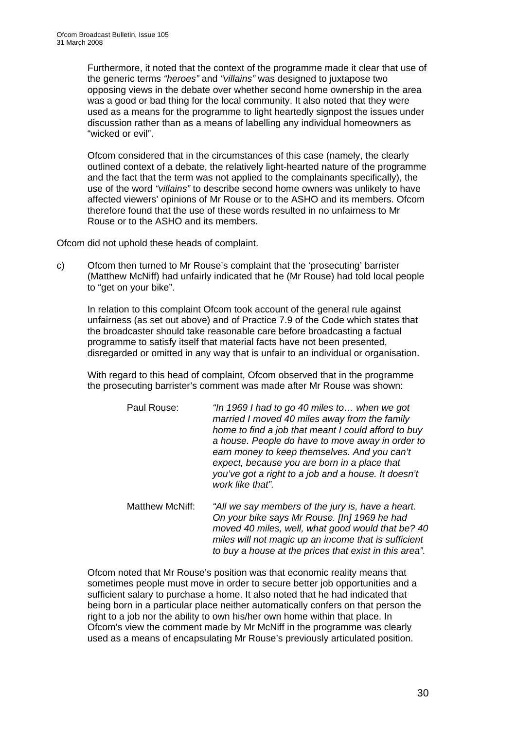Furthermore, it noted that the context of the programme made it clear that use of the generic terms *"heroes"* and *"villains"* was designed to juxtapose two opposing views in the debate over whether second home ownership in the area was a good or bad thing for the local community. It also noted that they were used as a means for the programme to light heartedly signpost the issues under discussion rather than as a means of labelling any individual homeowners as "wicked or evil".

Ofcom considered that in the circumstances of this case (namely, the clearly outlined context of a debate, the relatively light-hearted nature of the programme and the fact that the term was not applied to the complainants specifically), the use of the word *"villains"* to describe second home owners was unlikely to have affected viewers' opinions of Mr Rouse or to the ASHO and its members. Ofcom therefore found that the use of these words resulted in no unfairness to Mr Rouse or to the ASHO and its members.

Ofcom did not uphold these heads of complaint.

c) Ofcom then turned to Mr Rouse's complaint that the 'prosecuting' barrister (Matthew McNiff) had unfairly indicated that he (Mr Rouse) had told local people to "get on your bike".

In relation to this complaint Ofcom took account of the general rule against unfairness (as set out above) and of Practice 7.9 of the Code which states that the broadcaster should take reasonable care before broadcasting a factual programme to satisfy itself that material facts have not been presented, disregarded or omitted in any way that is unfair to an individual or organisation.

With regard to this head of complaint, Ofcom observed that in the programme the prosecuting barrister's comment was made after Mr Rouse was shown:

> Paul Rouse: *"In 1969 I had to go 40 miles to… when we got married I moved 40 miles away from the family home to find a job that meant I could afford to buy a house. People do have to move away in order to earn money to keep themselves. And you can't expect, because you are born in a place that you've got a right to a job and a house. It doesn't work like that".*
>
> Matthew McNiff: *"All we say members of the jury is, have a heart. On your bike says Mr Rouse. [In] 1969 he had moved 40 miles, well, what good would that be? 40 miles will not magic up an income that is sufficient to buy a house at the prices that exist in this area".*

Ofcom noted that Mr Rouse's position was that economic reality means that sometimes people must move in order to secure better job opportunities and a sufficient salary to purchase a home. It also noted that he had indicated that being born in a particular place neither automatically confers on that person the right to a job nor the ability to own his/her own home within that place. In Ofcom's view the comment made by Mr McNiff in the programme was clearly used as a means of encapsulating Mr Rouse's previously articulated position.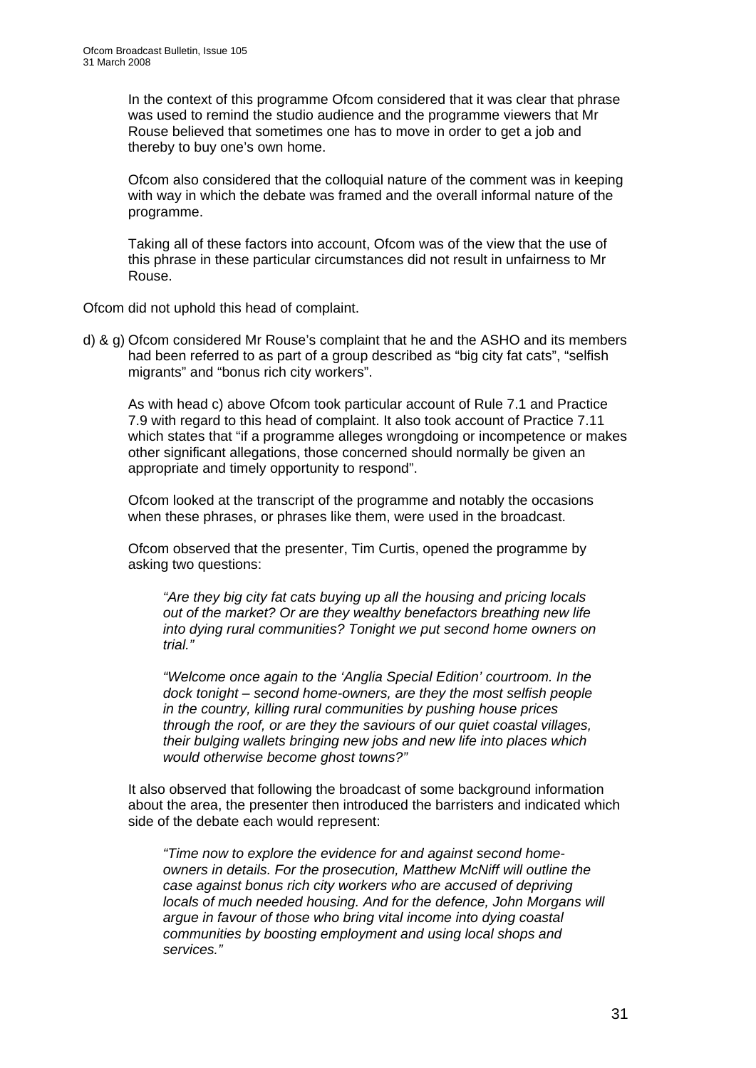In the context of this programme Ofcom considered that it was clear that phrase was used to remind the studio audience and the programme viewers that Mr Rouse believed that sometimes one has to move in order to get a job and thereby to buy one's own home.

Ofcom also considered that the colloquial nature of the comment was in keeping with way in which the debate was framed and the overall informal nature of the programme.

Taking all of these factors into account, Ofcom was of the view that the use of this phrase in these particular circumstances did not result in unfairness to Mr Rouse.

Ofcom did not uphold this head of complaint.

d) & g) Ofcom considered Mr Rouse's complaint that he and the ASHO and its members had been referred to as part of a group described as "big city fat cats", "selfish migrants" and "bonus rich city workers".

As with head c) above Ofcom took particular account of Rule 7.1 and Practice 7.9 with regard to this head of complaint. It also took account of Practice 7.11 which states that "if a programme alleges wrongdoing or incompetence or makes other significant allegations, those concerned should normally be given an appropriate and timely opportunity to respond".

Ofcom looked at the transcript of the programme and notably the occasions when these phrases, or phrases like them, were used in the broadcast.

Ofcom observed that the presenter, Tim Curtis, opened the programme by asking two questions:

> *"Are they big city fat cats buying up all the housing and pricing locals out of the market? Or are they wealthy benefactors breathing new life into dying rural communities? Tonight we put second home owners on trial."*
>
> *"Welcome once again to the 'Anglia Special Edition' courtroom. In the dock tonight – second home-owners, are they the most selfish people in the country, killing rural communities by pushing house prices through the roof, or are they the saviours of our quiet coastal villages, their bulging wallets bringing new jobs and new life into places which would otherwise become ghost towns?"*

It also observed that following the broadcast of some background information about the area, the presenter then introduced the barristers and indicated which side of the debate each would represent:

> *"Time now to explore the evidence for and against second home-owners in details. For the prosecution, Matthew McNiff will outline the case against bonus rich city workers who are accused of depriving locals of much needed housing. And for the defence, John Morgans will argue in favour of those who bring vital income into dying coastal communities by boosting employment and using local shops and services."*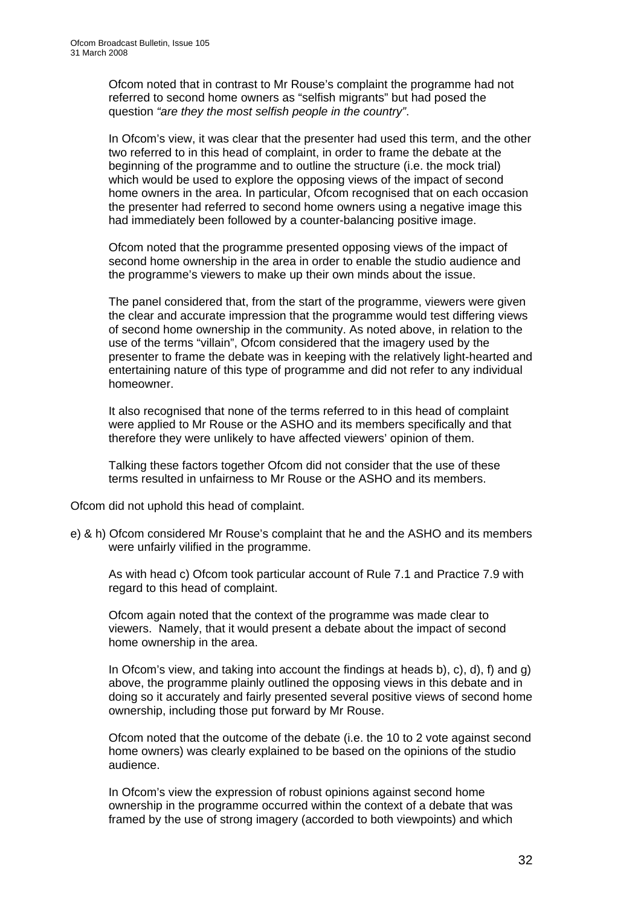Ofcom noted that in contrast to Mr Rouse's complaint the programme had not referred to second home owners as "selfish migrants" but had posed the question *"are they the most selfish people in the country"*.

In Ofcom's view, it was clear that the presenter had used this term, and the other two referred to in this head of complaint, in order to frame the debate at the beginning of the programme and to outline the structure (i.e. the mock trial) which would be used to explore the opposing views of the impact of second home owners in the area. In particular, Ofcom recognised that on each occasion the presenter had referred to second home owners using a negative image this had immediately been followed by a counter-balancing positive image.

Ofcom noted that the programme presented opposing views of the impact of second home ownership in the area in order to enable the studio audience and the programme's viewers to make up their own minds about the issue.

The panel considered that, from the start of the programme, viewers were given the clear and accurate impression that the programme would test differing views of second home ownership in the community. As noted above, in relation to the use of the terms "villain", Ofcom considered that the imagery used by the presenter to frame the debate was in keeping with the relatively light-hearted and entertaining nature of this type of programme and did not refer to any individual homeowner.

It also recognised that none of the terms referred to in this head of complaint were applied to Mr Rouse or the ASHO and its members specifically and that therefore they were unlikely to have affected viewers' opinion of them.

Talking these factors together Ofcom did not consider that the use of these terms resulted in unfairness to Mr Rouse or the ASHO and its members.

Ofcom did not uphold this head of complaint.

e) & h) Ofcom considered Mr Rouse's complaint that he and the ASHO and its members were unfairly vilified in the programme.

As with head c) Ofcom took particular account of Rule 7.1 and Practice 7.9 with regard to this head of complaint.

Ofcom again noted that the context of the programme was made clear to viewers. Namely, that it would present a debate about the impact of second home ownership in the area.

In Ofcom's view, and taking into account the findings at heads b), c), d), f) and g) above, the programme plainly outlined the opposing views in this debate and in doing so it accurately and fairly presented several positive views of second home ownership, including those put forward by Mr Rouse.

Ofcom noted that the outcome of the debate (i.e. the 10 to 2 vote against second home owners) was clearly explained to be based on the opinions of the studio audience.

In Ofcom's view the expression of robust opinions against second home ownership in the programme occurred within the context of a debate that was framed by the use of strong imagery (accorded to both viewpoints) and which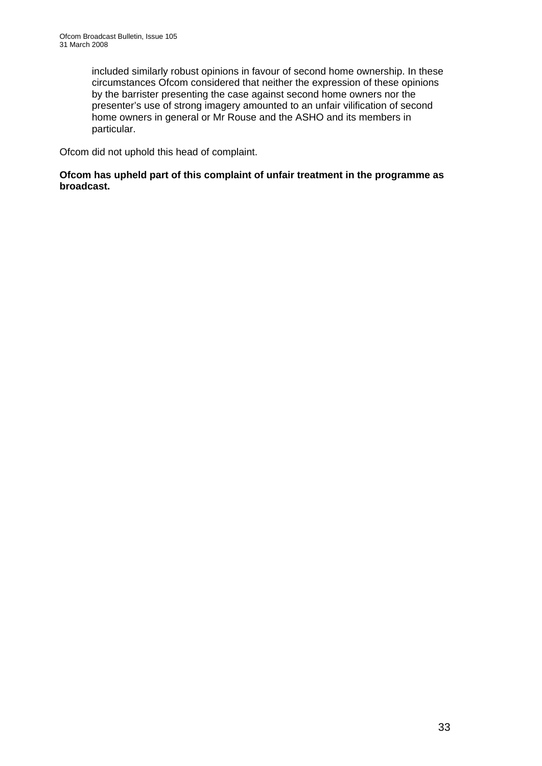included similarly robust opinions in favour of second home ownership. In these circumstances Ofcom considered that neither the expression of these opinions by the barrister presenting the case against second home owners nor the presenter's use of strong imagery amounted to an unfair vilification of second home owners in general or Mr Rouse and the ASHO and its members in particular.

Ofcom did not uphold this head of complaint.

**Ofcom has upheld part of this complaint of unfair treatment in the programme as broadcast.**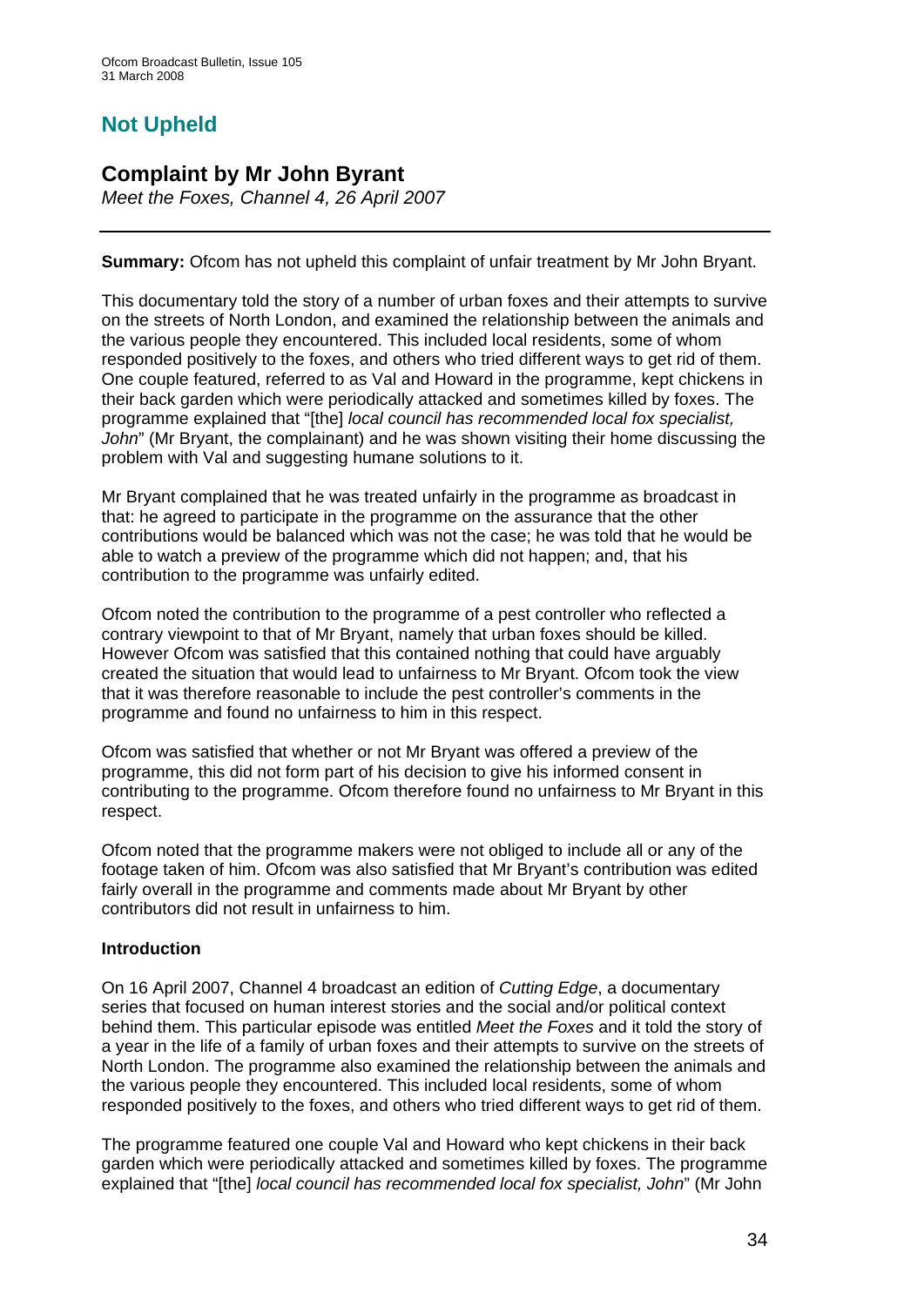# Not Upheld

## Complaint by Mr John Byrant

*Meet the Foxes, Channel 4, 26 April 2007*

**Summary:** Ofcom has not upheld this complaint of unfair treatment by Mr John Bryant.

This documentary told the story of a number of urban foxes and their attempts to survive on the streets of North London, and examined the relationship between the animals and the various people they encountered. This included local residents, some of whom responded positively to the foxes, and others who tried different ways to get rid of them. One couple featured, referred to as Val and Howard in the programme, kept chickens in their back garden which were periodically attacked and sometimes killed by foxes. The programme explained that "[the] *local council has recommended local fox specialist, John*" (Mr Bryant, the complainant) and he was shown visiting their home discussing the problem with Val and suggesting humane solutions to it.

Mr Bryant complained that he was treated unfairly in the programme as broadcast in that: he agreed to participate in the programme on the assurance that the other contributions would be balanced which was not the case; he was told that he would be able to watch a preview of the programme which did not happen; and, that his contribution to the programme was unfairly edited.

Ofcom noted the contribution to the programme of a pest controller who reflected a contrary viewpoint to that of Mr Bryant, namely that urban foxes should be killed. However Ofcom was satisfied that this contained nothing that could have arguably created the situation that would lead to unfairness to Mr Bryant. Ofcom took the view that it was therefore reasonable to include the pest controller's comments in the programme and found no unfairness to him in this respect.

Ofcom was satisfied that whether or not Mr Bryant was offered a preview of the programme, this did not form part of his decision to give his informed consent in contributing to the programme. Ofcom therefore found no unfairness to Mr Bryant in this respect.

Ofcom noted that the programme makers were not obliged to include all or any of the footage taken of him. Ofcom was also satisfied that Mr Bryant's contribution was edited fairly overall in the programme and comments made about Mr Bryant by other contributors did not result in unfairness to him.

### Introduction

On 16 April 2007, Channel 4 broadcast an edition of *Cutting Edge*, a documentary series that focused on human interest stories and the social and/or political context behind them. This particular episode was entitled *Meet the Foxes* and it told the story of a year in the life of a family of urban foxes and their attempts to survive on the streets of North London. The programme also examined the relationship between the animals and the various people they encountered. This included local residents, some of whom responded positively to the foxes, and others who tried different ways to get rid of them.

The programme featured one couple Val and Howard who kept chickens in their back garden which were periodically attacked and sometimes killed by foxes. The programme explained that "[the] *local council has recommended local fox specialist, John*" (Mr John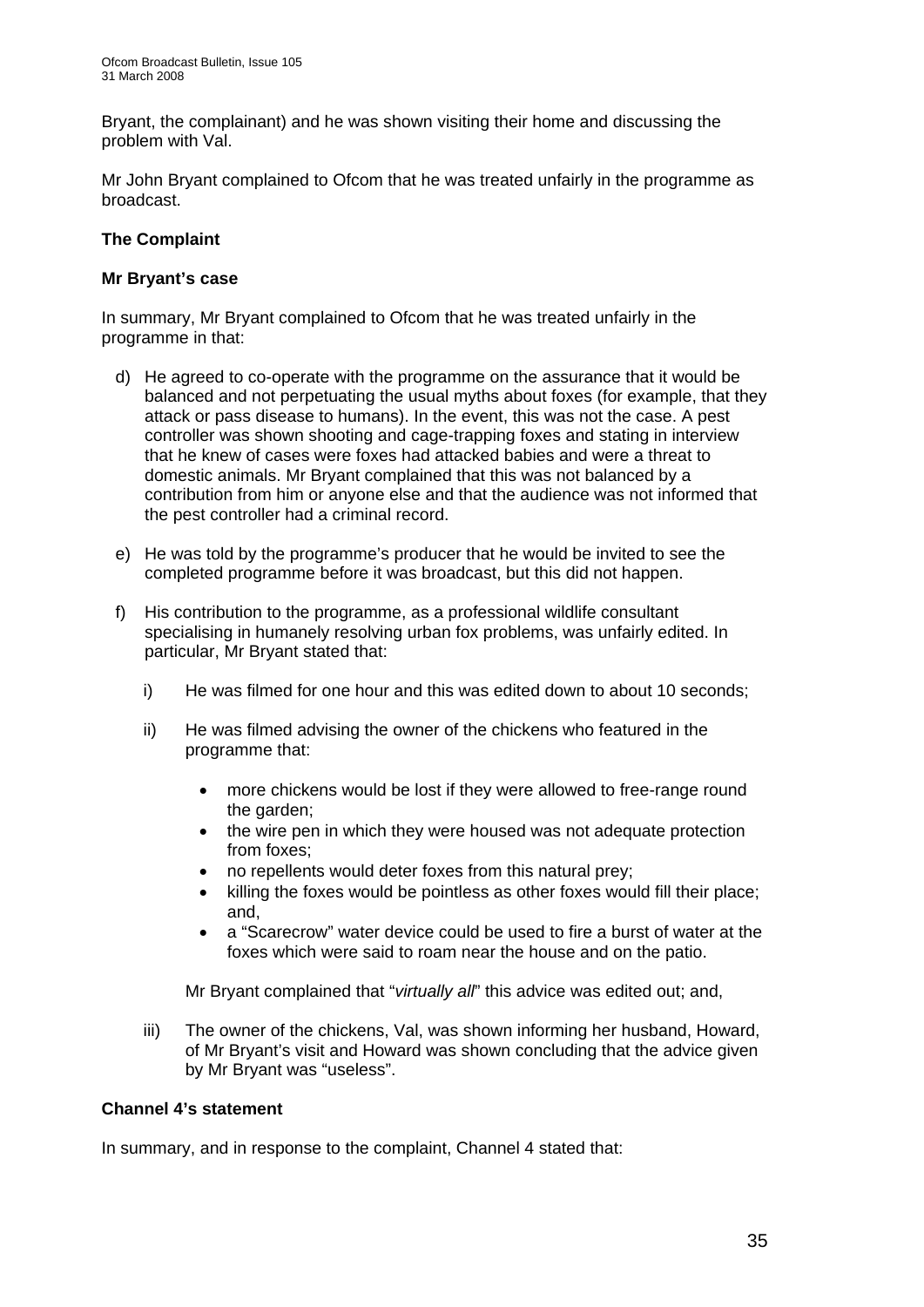Bryant, the complainant) and he was shown visiting their home and discussing the problem with Val.

Mr John Bryant complained to Ofcom that he was treated unfairly in the programme as broadcast.

### The Complaint

#### Mr Bryant's case

In summary, Mr Bryant complained to Ofcom that he was treated unfairly in the programme in that:

d) He agreed to co-operate with the programme on the assurance that it would be balanced and not perpetuating the usual myths about foxes (for example, that they attack or pass disease to humans). In the event, this was not the case. A pest controller was shown shooting and cage-trapping foxes and stating in interview that he knew of cases were foxes had attacked babies and were a threat to domestic animals. Mr Bryant complained that this was not balanced by a contribution from him or anyone else and that the audience was not informed that the pest controller had a criminal record.

e) He was told by the programme's producer that he would be invited to see the completed programme before it was broadcast, but this did not happen.

f) His contribution to the programme, as a professional wildlife consultant specialising in humanely resolving urban fox problems, was unfairly edited. In particular, Mr Bryant stated that:

   i) He was filmed for one hour and this was edited down to about 10 seconds;

   ii) He was filmed advising the owner of the chickens who featured in the programme that:

      - more chickens would be lost if they were allowed to free-range round the garden;
      - the wire pen in which they were housed was not adequate protection from foxes;
      - no repellents would deter foxes from this natural prey;
      - killing the foxes would be pointless as other foxes would fill their place; and,
      - a "Scarecrow" water device could be used to fire a burst of water at the foxes which were said to roam near the house and on the patio.

   Mr Bryant complained that "*virtually all*" this advice was edited out; and,

   iii) The owner of the chickens, Val, was shown informing her husband, Howard, of Mr Bryant's visit and Howard was shown concluding that the advice given by Mr Bryant was "useless".

#### Channel 4's statement

In summary, and in response to the complaint, Channel 4 stated that: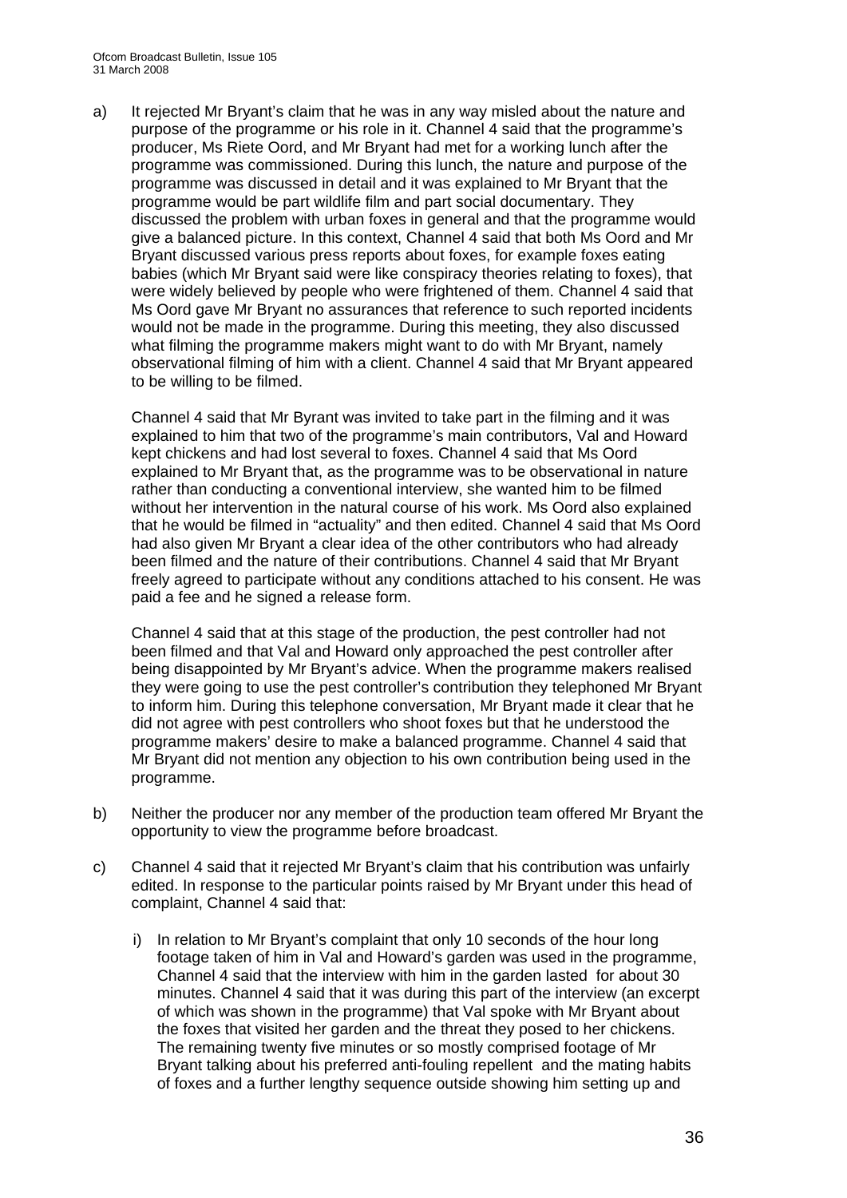a) It rejected Mr Bryant's claim that he was in any way misled about the nature and purpose of the programme or his role in it. Channel 4 said that the programme's producer, Ms Riete Oord, and Mr Bryant had met for a working lunch after the programme was commissioned. During this lunch, the nature and purpose of the programme was discussed in detail and it was explained to Mr Bryant that the programme would be part wildlife film and part social documentary. They discussed the problem with urban foxes in general and that the programme would give a balanced picture. In this context, Channel 4 said that both Ms Oord and Mr Bryant discussed various press reports about foxes, for example foxes eating babies (which Mr Bryant said were like conspiracy theories relating to foxes), that were widely believed by people who were frightened of them. Channel 4 said that Ms Oord gave Mr Bryant no assurances that reference to such reported incidents would not be made in the programme. During this meeting, they also discussed what filming the programme makers might want to do with Mr Bryant, namely observational filming of him with a client. Channel 4 said that Mr Bryant appeared to be willing to be filmed.

   Channel 4 said that Mr Byrant was invited to take part in the filming and it was explained to him that two of the programme's main contributors, Val and Howard kept chickens and had lost several to foxes. Channel 4 said that Ms Oord explained to Mr Bryant that, as the programme was to be observational in nature rather than conducting a conventional interview, she wanted him to be filmed without her intervention in the natural course of his work. Ms Oord also explained that he would be filmed in "actuality" and then edited. Channel 4 said that Ms Oord had also given Mr Bryant a clear idea of the other contributors who had already been filmed and the nature of their contributions. Channel 4 said that Mr Bryant freely agreed to participate without any conditions attached to his consent. He was paid a fee and he signed a release form.

   Channel 4 said that at this stage of the production, the pest controller had not been filmed and that Val and Howard only approached the pest controller after being disappointed by Mr Bryant's advice. When the programme makers realised they were going to use the pest controller's contribution they telephoned Mr Bryant to inform him. During this telephone conversation, Mr Bryant made it clear that he did not agree with pest controllers who shoot foxes but that he understood the programme makers' desire to make a balanced programme. Channel 4 said that Mr Bryant did not mention any objection to his own contribution being used in the programme.

b) Neither the producer nor any member of the production team offered Mr Bryant the opportunity to view the programme before broadcast.

c) Channel 4 said that it rejected Mr Bryant's claim that his contribution was unfairly edited. In response to the particular points raised by Mr Bryant under this head of complaint, Channel 4 said that:

   i) In relation to Mr Bryant's complaint that only 10 seconds of the hour long footage taken of him in Val and Howard's garden was used in the programme, Channel 4 said that the interview with him in the garden lasted for about 30 minutes. Channel 4 said that it was during this part of the interview (an excerpt of which was shown in the programme) that Val spoke with Mr Bryant about the foxes that visited her garden and the threat they posed to her chickens. The remaining twenty five minutes or so mostly comprised footage of Mr Bryant talking about his preferred anti-fouling repellent and the mating habits of foxes and a further lengthy sequence outside showing him setting up and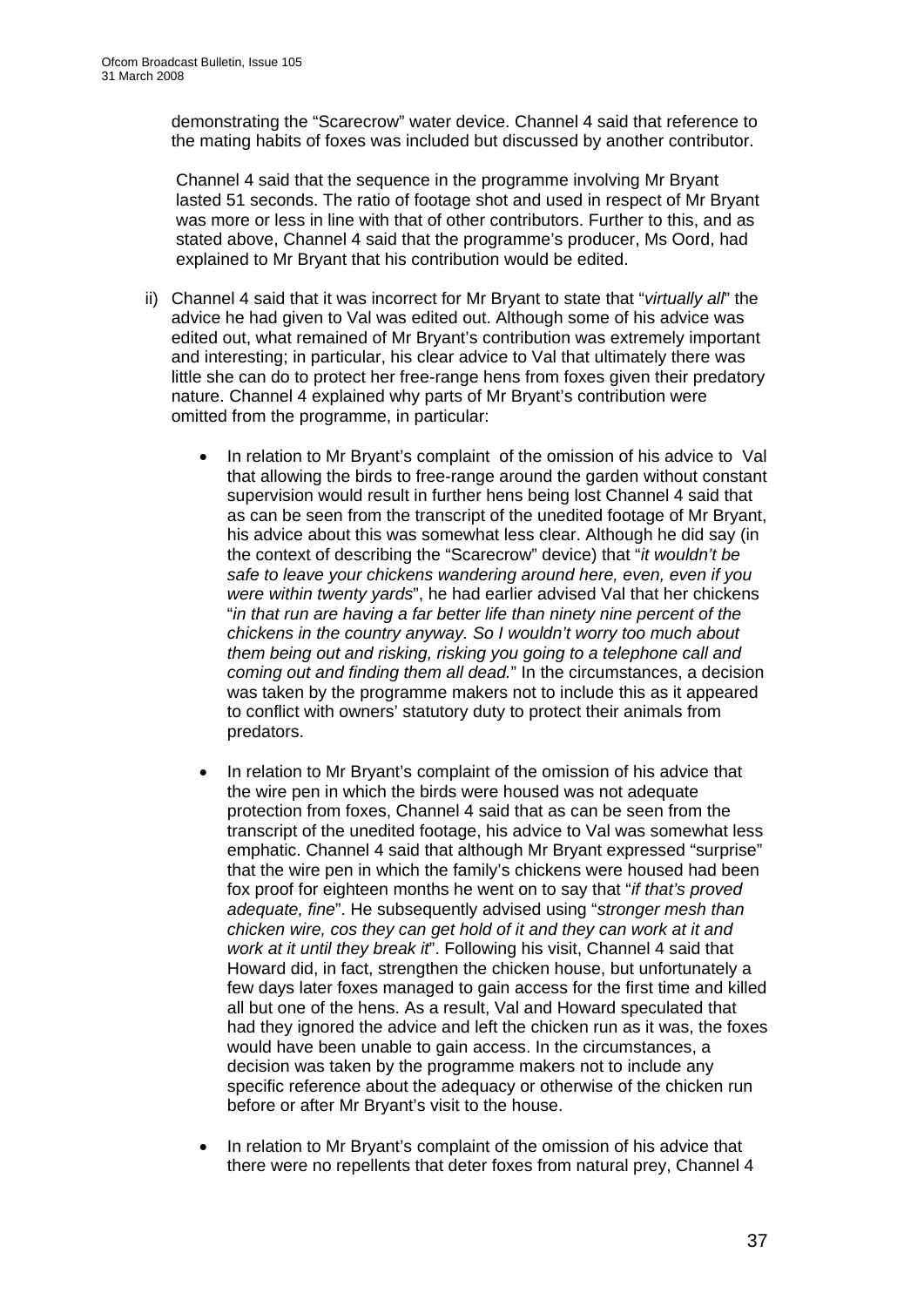demonstrating the "Scarecrow" water device. Channel 4 said that reference to the mating habits of foxes was included but discussed by another contributor.

Channel 4 said that the sequence in the programme involving Mr Bryant lasted 51 seconds. The ratio of footage shot and used in respect of Mr Bryant was more or less in line with that of other contributors. Further to this, and as stated above, Channel 4 said that the programme's producer, Ms Oord, had explained to Mr Bryant that his contribution would be edited.

ii) Channel 4 said that it was incorrect for Mr Bryant to state that "*virtually all*" the advice he had given to Val was edited out. Although some of his advice was edited out, what remained of Mr Bryant's contribution was extremely important and interesting; in particular, his clear advice to Val that ultimately there was little she can do to protect her free-range hens from foxes given their predatory nature. Channel 4 explained why parts of Mr Bryant's contribution were omitted from the programme, in particular:

- In relation to Mr Bryant's complaint of the omission of his advice to Val that allowing the birds to free-range around the garden without constant supervision would result in further hens being lost Channel 4 said that as can be seen from the transcript of the unedited footage of Mr Bryant, his advice about this was somewhat less clear. Although he did say (in the context of describing the "Scarecrow" device) that "*it wouldn't be safe to leave your chickens wandering around here, even, even if you were within twenty yards*", he had earlier advised Val that her chickens "*in that run are having a far better life than ninety nine percent of the chickens in the country anyway. So I wouldn't worry too much about them being out and risking, risking you going to a telephone call and coming out and finding them all dead.*" In the circumstances, a decision was taken by the programme makers not to include this as it appeared to conflict with owners' statutory duty to protect their animals from predators.

- In relation to Mr Bryant's complaint of the omission of his advice that the wire pen in which the birds were housed was not adequate protection from foxes, Channel 4 said that as can be seen from the transcript of the unedited footage, his advice to Val was somewhat less emphatic. Channel 4 said that although Mr Bryant expressed "surprise" that the wire pen in which the family's chickens were housed had been fox proof for eighteen months he went on to say that "*if that's proved adequate, fine*". He subsequently advised using "*stronger mesh than chicken wire, cos they can get hold of it and they can work at it and work at it until they break it*". Following his visit, Channel 4 said that Howard did, in fact, strengthen the chicken house, but unfortunately a few days later foxes managed to gain access for the first time and killed all but one of the hens. As a result, Val and Howard speculated that had they ignored the advice and left the chicken run as it was, the foxes would have been unable to gain access. In the circumstances, a decision was taken by the programme makers not to include any specific reference about the adequacy or otherwise of the chicken run before or after Mr Bryant's visit to the house.

- In relation to Mr Bryant's complaint of the omission of his advice that there were no repellents that deter foxes from natural prey, Channel 4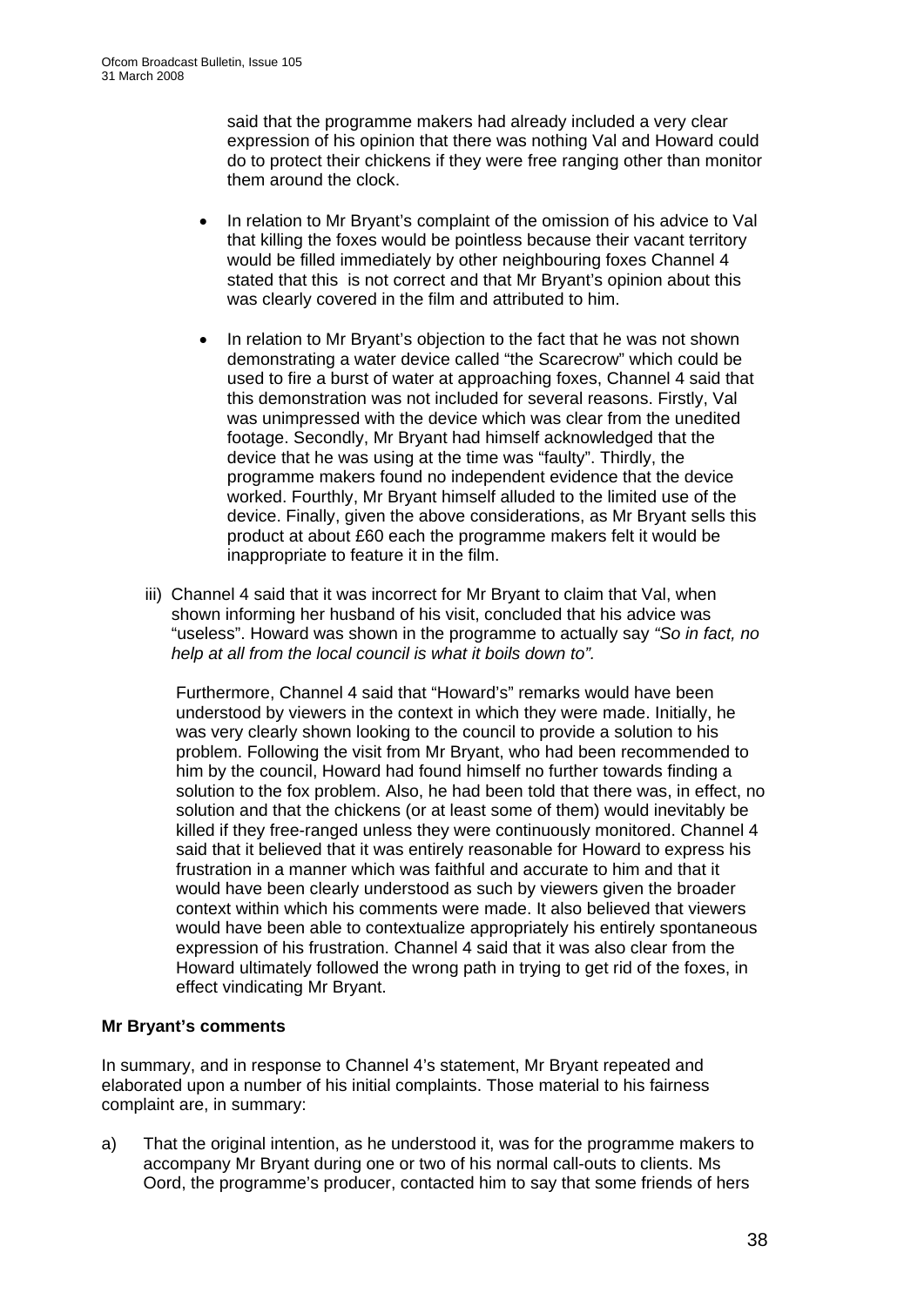said that the programme makers had already included a very clear expression of his opinion that there was nothing Val and Howard could do to protect their chickens if they were free ranging other than monitor them around the clock.

- In relation to Mr Bryant's complaint of the omission of his advice to Val that killing the foxes would be pointless because their vacant territory would be filled immediately by other neighbouring foxes Channel 4 stated that this is not correct and that Mr Bryant's opinion about this was clearly covered in the film and attributed to him.

- In relation to Mr Bryant's objection to the fact that he was not shown demonstrating a water device called "the Scarecrow" which could be used to fire a burst of water at approaching foxes, Channel 4 said that this demonstration was not included for several reasons. Firstly, Val was unimpressed with the device which was clear from the unedited footage. Secondly, Mr Bryant had himself acknowledged that the device that he was using at the time was "faulty". Thirdly, the programme makers found no independent evidence that the device worked. Fourthly, Mr Bryant himself alluded to the limited use of the device. Finally, given the above considerations, as Mr Bryant sells this product at about £60 each the programme makers felt it would be inappropriate to feature it in the film.

iii) Channel 4 said that it was incorrect for Mr Bryant to claim that Val, when shown informing her husband of his visit, concluded that his advice was "useless". Howard was shown in the programme to actually say *"So in fact, no help at all from the local council is what it boils down to".*

Furthermore, Channel 4 said that "Howard's" remarks would have been understood by viewers in the context in which they were made. Initially, he was very clearly shown looking to the council to provide a solution to his problem. Following the visit from Mr Bryant, who had been recommended to him by the council, Howard had found himself no further towards finding a solution to the fox problem. Also, he had been told that there was, in effect, no solution and that the chickens (or at least some of them) would inevitably be killed if they free-ranged unless they were continuously monitored. Channel 4 said that it believed that it was entirely reasonable for Howard to express his frustration in a manner which was faithful and accurate to him and that it would have been clearly understood as such by viewers given the broader context within which his comments were made. It also believed that viewers would have been able to contextualize appropriately his entirely spontaneous expression of his frustration. Channel 4 said that it was also clear from the Howard ultimately followed the wrong path in trying to get rid of the foxes, in effect vindicating Mr Bryant.

**Mr Bryant's comments**

In summary, and in response to Channel 4's statement, Mr Bryant repeated and elaborated upon a number of his initial complaints. Those material to his fairness complaint are, in summary:

a) That the original intention, as he understood it, was for the programme makers to accompany Mr Bryant during one or two of his normal call-outs to clients. Ms Oord, the programme's producer, contacted him to say that some friends of hers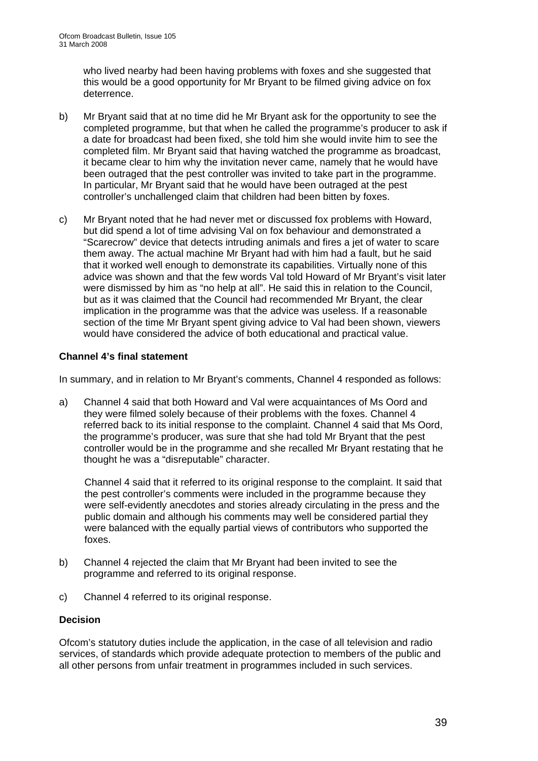who lived nearby had been having problems with foxes and she suggested that this would be a good opportunity for Mr Bryant to be filmed giving advice on fox deterrence.

b) Mr Bryant said that at no time did he Mr Bryant ask for the opportunity to see the completed programme, but that when he called the programme's producer to ask if a date for broadcast had been fixed, she told him she would invite him to see the completed film. Mr Bryant said that having watched the programme as broadcast, it became clear to him why the invitation never came, namely that he would have been outraged that the pest controller was invited to take part in the programme. In particular, Mr Bryant said that he would have been outraged at the pest controller's unchallenged claim that children had been bitten by foxes.

c) Mr Bryant noted that he had never met or discussed fox problems with Howard, but did spend a lot of time advising Val on fox behaviour and demonstrated a "Scarecrow" device that detects intruding animals and fires a jet of water to scare them away. The actual machine Mr Bryant had with him had a fault, but he said that it worked well enough to demonstrate its capabilities. Virtually none of this advice was shown and that the few words Val told Howard of Mr Bryant's visit later were dismissed by him as "no help at all". He said this in relation to the Council, but as it was claimed that the Council had recommended Mr Bryant, the clear implication in the programme was that the advice was useless. If a reasonable section of the time Mr Bryant spent giving advice to Val had been shown, viewers would have considered the advice of both educational and practical value.

### Channel 4's final statement

In summary, and in relation to Mr Bryant's comments, Channel 4 responded as follows:

a) Channel 4 said that both Howard and Val were acquaintances of Ms Oord and they were filmed solely because of their problems with the foxes. Channel 4 referred back to its initial response to the complaint. Channel 4 said that Ms Oord, the programme's producer, was sure that she had told Mr Bryant that the pest controller would be in the programme and she recalled Mr Bryant restating that he thought he was a "disreputable" character.

   Channel 4 said that it referred to its original response to the complaint. It said that the pest controller's comments were included in the programme because they were self-evidently anecdotes and stories already circulating in the press and the public domain and although his comments may well be considered partial they were balanced with the equally partial views of contributors who supported the foxes.

b) Channel 4 rejected the claim that Mr Bryant had been invited to see the programme and referred to its original response.

c) Channel 4 referred to its original response.

### Decision

Ofcom's statutory duties include the application, in the case of all television and radio services, of standards which provide adequate protection to members of the public and all other persons from unfair treatment in programmes included in such services.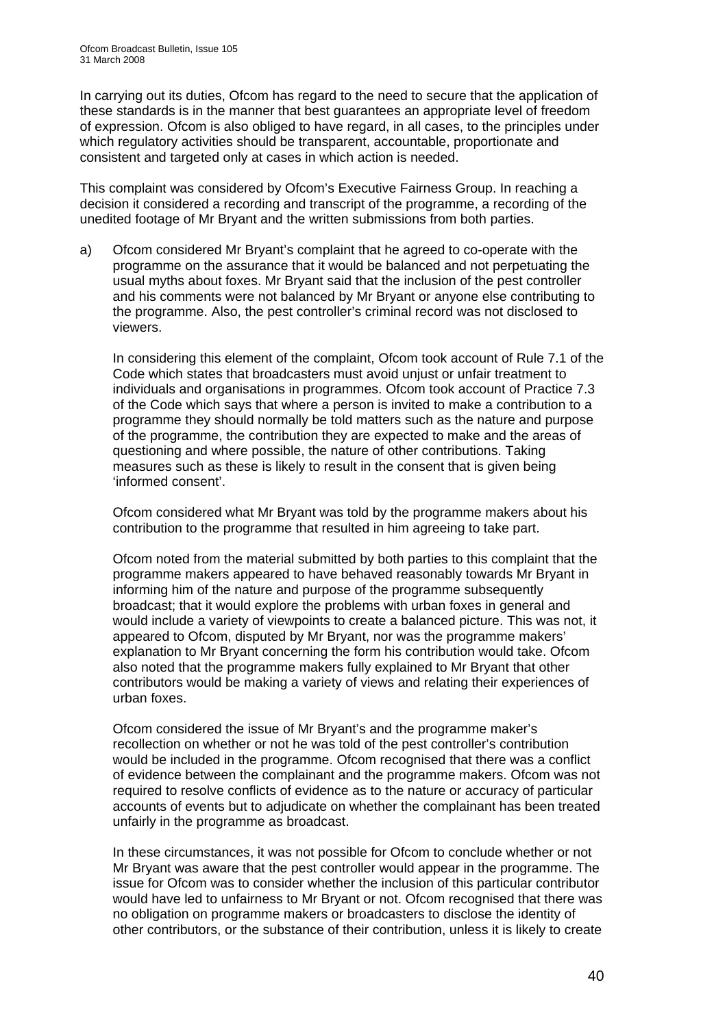In carrying out its duties, Ofcom has regard to the need to secure that the application of these standards is in the manner that best guarantees an appropriate level of freedom of expression. Ofcom is also obliged to have regard, in all cases, to the principles under which regulatory activities should be transparent, accountable, proportionate and consistent and targeted only at cases in which action is needed.

This complaint was considered by Ofcom's Executive Fairness Group. In reaching a decision it considered a recording and transcript of the programme, a recording of the unedited footage of Mr Bryant and the written submissions from both parties.

a) Ofcom considered Mr Bryant's complaint that he agreed to co-operate with the programme on the assurance that it would be balanced and not perpetuating the usual myths about foxes. Mr Bryant said that the inclusion of the pest controller and his comments were not balanced by Mr Bryant or anyone else contributing to the programme. Also, the pest controller's criminal record was not disclosed to viewers.

   In considering this element of the complaint, Ofcom took account of Rule 7.1 of the Code which states that broadcasters must avoid unjust or unfair treatment to individuals and organisations in programmes. Ofcom took account of Practice 7.3 of the Code which says that where a person is invited to make a contribution to a programme they should normally be told matters such as the nature and purpose of the programme, the contribution they are expected to make and the areas of questioning and where possible, the nature of other contributions. Taking measures such as these is likely to result in the consent that is given being 'informed consent'.

   Ofcom considered what Mr Bryant was told by the programme makers about his contribution to the programme that resulted in him agreeing to take part.

   Ofcom noted from the material submitted by both parties to this complaint that the programme makers appeared to have behaved reasonably towards Mr Bryant in informing him of the nature and purpose of the programme subsequently broadcast; that it would explore the problems with urban foxes in general and would include a variety of viewpoints to create a balanced picture. This was not, it appeared to Ofcom, disputed by Mr Bryant, nor was the programme makers' explanation to Mr Bryant concerning the form his contribution would take. Ofcom also noted that the programme makers fully explained to Mr Bryant that other contributors would be making a variety of views and relating their experiences of urban foxes.

   Ofcom considered the issue of Mr Bryant's and the programme maker's recollection on whether or not he was told of the pest controller's contribution would be included in the programme. Ofcom recognised that there was a conflict of evidence between the complainant and the programme makers. Ofcom was not required to resolve conflicts of evidence as to the nature or accuracy of particular accounts of events but to adjudicate on whether the complainant has been treated unfairly in the programme as broadcast.

   In these circumstances, it was not possible for Ofcom to conclude whether or not Mr Bryant was aware that the pest controller would appear in the programme. The issue for Ofcom was to consider whether the inclusion of this particular contributor would have led to unfairness to Mr Bryant or not. Ofcom recognised that there was no obligation on programme makers or broadcasters to disclose the identity of other contributors, or the substance of their contribution, unless it is likely to create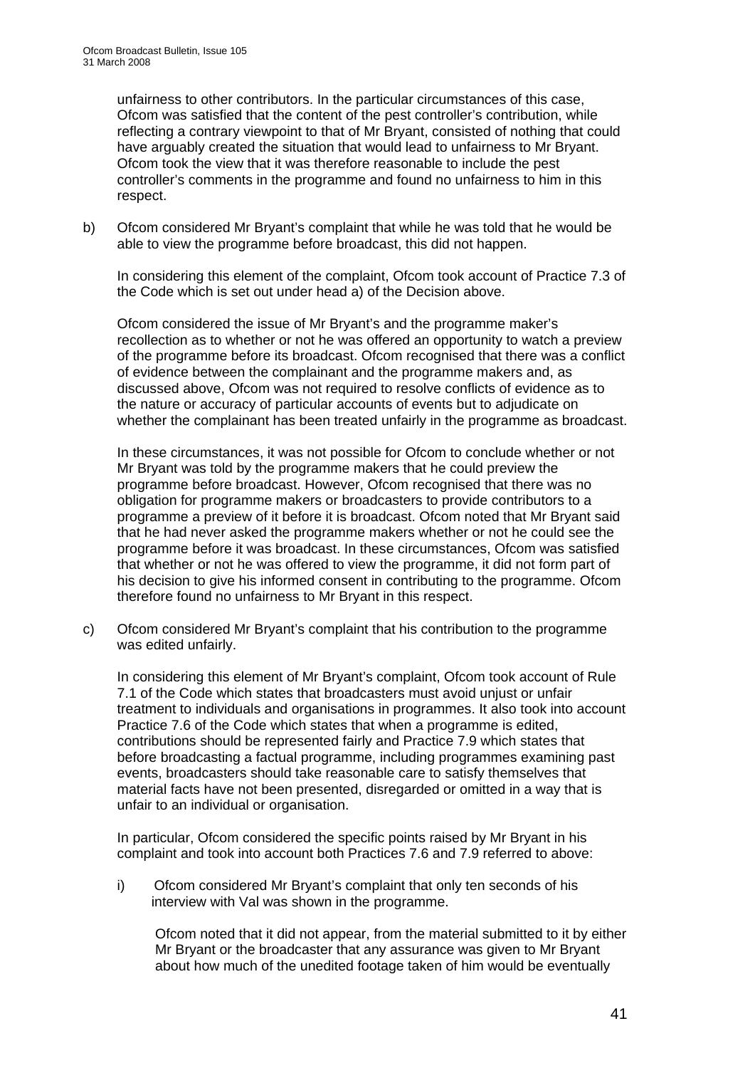unfairness to other contributors. In the particular circumstances of this case, Ofcom was satisfied that the content of the pest controller's contribution, while reflecting a contrary viewpoint to that of Mr Bryant, consisted of nothing that could have arguably created the situation that would lead to unfairness to Mr Bryant. Ofcom took the view that it was therefore reasonable to include the pest controller's comments in the programme and found no unfairness to him in this respect.

b) Ofcom considered Mr Bryant's complaint that while he was told that he would be able to view the programme before broadcast, this did not happen.

In considering this element of the complaint, Ofcom took account of Practice 7.3 of the Code which is set out under head a) of the Decision above.

Ofcom considered the issue of Mr Bryant's and the programme maker's recollection as to whether or not he was offered an opportunity to watch a preview of the programme before its broadcast. Ofcom recognised that there was a conflict of evidence between the complainant and the programme makers and, as discussed above, Ofcom was not required to resolve conflicts of evidence as to the nature or accuracy of particular accounts of events but to adjudicate on whether the complainant has been treated unfairly in the programme as broadcast.

In these circumstances, it was not possible for Ofcom to conclude whether or not Mr Bryant was told by the programme makers that he could preview the programme before broadcast. However, Ofcom recognised that there was no obligation for programme makers or broadcasters to provide contributors to a programme a preview of it before it is broadcast. Ofcom noted that Mr Bryant said that he had never asked the programme makers whether or not he could see the programme before it was broadcast. In these circumstances, Ofcom was satisfied that whether or not he was offered to view the programme, it did not form part of his decision to give his informed consent in contributing to the programme. Ofcom therefore found no unfairness to Mr Bryant in this respect.

c) Ofcom considered Mr Bryant's complaint that his contribution to the programme was edited unfairly.

In considering this element of Mr Bryant's complaint, Ofcom took account of Rule 7.1 of the Code which states that broadcasters must avoid unjust or unfair treatment to individuals and organisations in programmes. It also took into account Practice 7.6 of the Code which states that when a programme is edited, contributions should be represented fairly and Practice 7.9 which states that before broadcasting a factual programme, including programmes examining past events, broadcasters should take reasonable care to satisfy themselves that material facts have not been presented, disregarded or omitted in a way that is unfair to an individual or organisation.

In particular, Ofcom considered the specific points raised by Mr Bryant in his complaint and took into account both Practices 7.6 and 7.9 referred to above:

i) Ofcom considered Mr Bryant's complaint that only ten seconds of his interview with Val was shown in the programme.

Ofcom noted that it did not appear, from the material submitted to it by either Mr Bryant or the broadcaster that any assurance was given to Mr Bryant about how much of the unedited footage taken of him would be eventually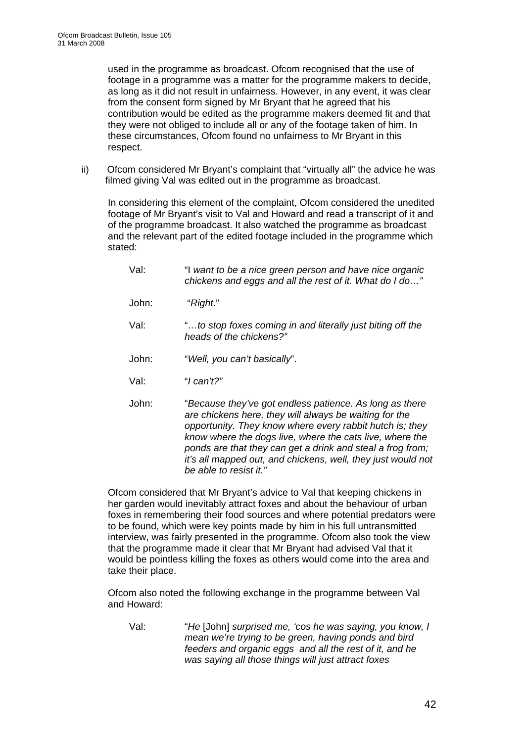used in the programme as broadcast. Ofcom recognised that the use of footage in a programme was a matter for the programme makers to decide, as long as it did not result in unfairness. However, in any event, it was clear from the consent form signed by Mr Bryant that he agreed that his contribution would be edited as the programme makers deemed fit and that they were not obliged to include all or any of the footage taken of him. In these circumstances, Ofcom found no unfairness to Mr Bryant in this respect.

ii) Ofcom considered Mr Bryant's complaint that "virtually all" the advice he was filmed giving Val was edited out in the programme as broadcast.

In considering this element of the complaint, Ofcom considered the unedited footage of Mr Bryant's visit to Val and Howard and read a transcript of it and of the programme broadcast. It also watched the programme as broadcast and the relevant part of the edited footage included in the programme which stated:

Val: "I *want to be a nice green person and have nice organic chickens and eggs and all the rest of it. What do I do…"*

John: "*Right*."

Val: "*…to stop foxes coming in and literally just biting off the heads of the chickens?"*

John: "*Well, you can't basically*".

Val: "*I can't?"*

John: "*Because they've got endless patience. As long as there are chickens here, they will always be waiting for the opportunity. They know where every rabbit hutch is; they know where the dogs live, where the cats live, where the ponds are that they can get a drink and steal a frog from; it's all mapped out, and chickens, well, they just would not be able to resist it."*

Ofcom considered that Mr Bryant's advice to Val that keeping chickens in her garden would inevitably attract foxes and about the behaviour of urban foxes in remembering their food sources and where potential predators were to be found, which were key points made by him in his full untransmitted interview, was fairly presented in the programme. Ofcom also took the view that the programme made it clear that Mr Bryant had advised Val that it would be pointless killing the foxes as others would come into the area and take their place.

Ofcom also noted the following exchange in the programme between Val and Howard:

Val: "*He* [John] *surprised me, 'cos he was saying, you know, I mean we're trying to be green, having ponds and bird feeders and organic eggs and all the rest of it, and he was saying all those things will just attract foxes*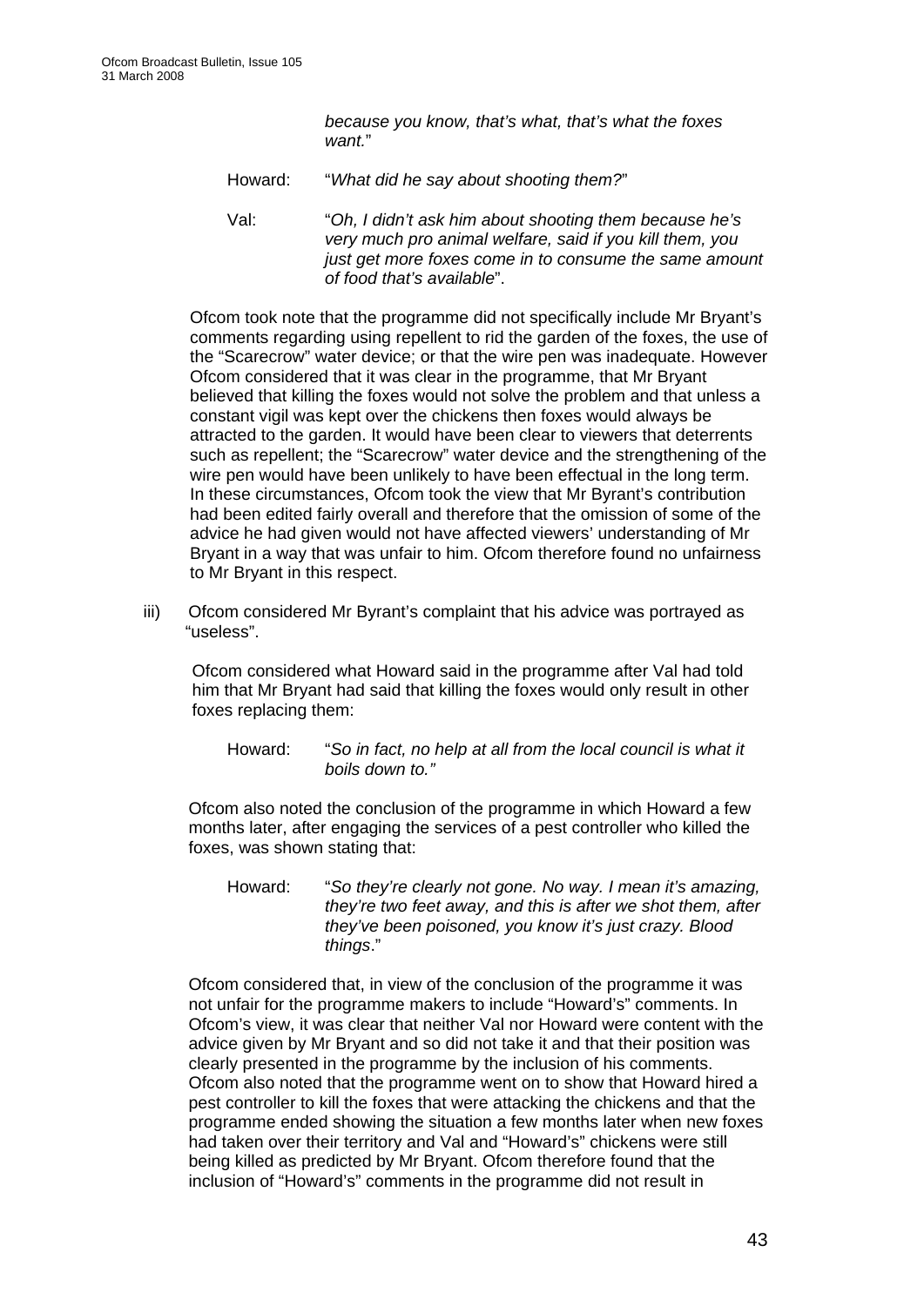*because you know, that's what, that's what the foxes want.*"

Howard: "*What did he say about shooting them?*"

Val: "*Oh, I didn't ask him about shooting them because he's very much pro animal welfare, said if you kill them, you just get more foxes come in to consume the same amount of food that's available*".

Ofcom took note that the programme did not specifically include Mr Bryant's comments regarding using repellent to rid the garden of the foxes, the use of the "Scarecrow" water device; or that the wire pen was inadequate. However Ofcom considered that it was clear in the programme, that Mr Bryant believed that killing the foxes would not solve the problem and that unless a constant vigil was kept over the chickens then foxes would always be attracted to the garden. It would have been clear to viewers that deterrents such as repellent; the "Scarecrow" water device and the strengthening of the wire pen would have been unlikely to have been effectual in the long term. In these circumstances, Ofcom took the view that Mr Byrant's contribution had been edited fairly overall and therefore that the omission of some of the advice he had given would not have affected viewers' understanding of Mr Bryant in a way that was unfair to him. Ofcom therefore found no unfairness to Mr Bryant in this respect.

iii) Ofcom considered Mr Byrant's complaint that his advice was portrayed as "useless".

Ofcom considered what Howard said in the programme after Val had told him that Mr Bryant had said that killing the foxes would only result in other foxes replacing them:

Howard: "*So in fact, no help at all from the local council is what it boils down to.*"

Ofcom also noted the conclusion of the programme in which Howard a few months later, after engaging the services of a pest controller who killed the foxes, was shown stating that:

Howard: "*So they're clearly not gone. No way. I mean it's amazing, they're two feet away, and this is after we shot them, after they've been poisoned, you know it's just crazy. Blood things*."

Ofcom considered that, in view of the conclusion of the programme it was not unfair for the programme makers to include "Howard's" comments. In Ofcom's view, it was clear that neither Val nor Howard were content with the advice given by Mr Bryant and so did not take it and that their position was clearly presented in the programme by the inclusion of his comments. Ofcom also noted that the programme went on to show that Howard hired a pest controller to kill the foxes that were attacking the chickens and that the programme ended showing the situation a few months later when new foxes had taken over their territory and Val and "Howard's" chickens were still being killed as predicted by Mr Bryant. Ofcom therefore found that the inclusion of "Howard's" comments in the programme did not result in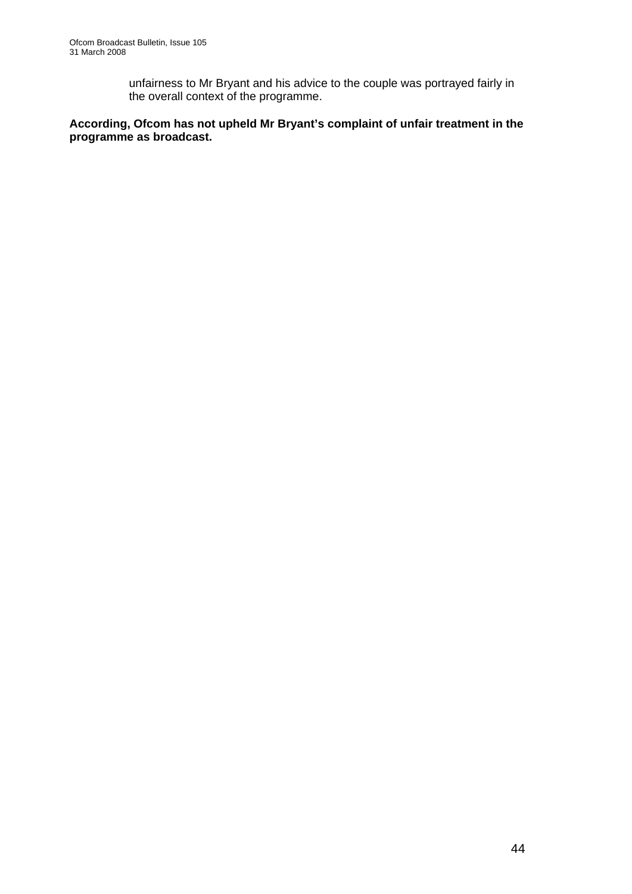unfairness to Mr Bryant and his advice to the couple was portrayed fairly in the overall context of the programme.

**According, Ofcom has not upheld Mr Bryant's complaint of unfair treatment in the programme as broadcast.**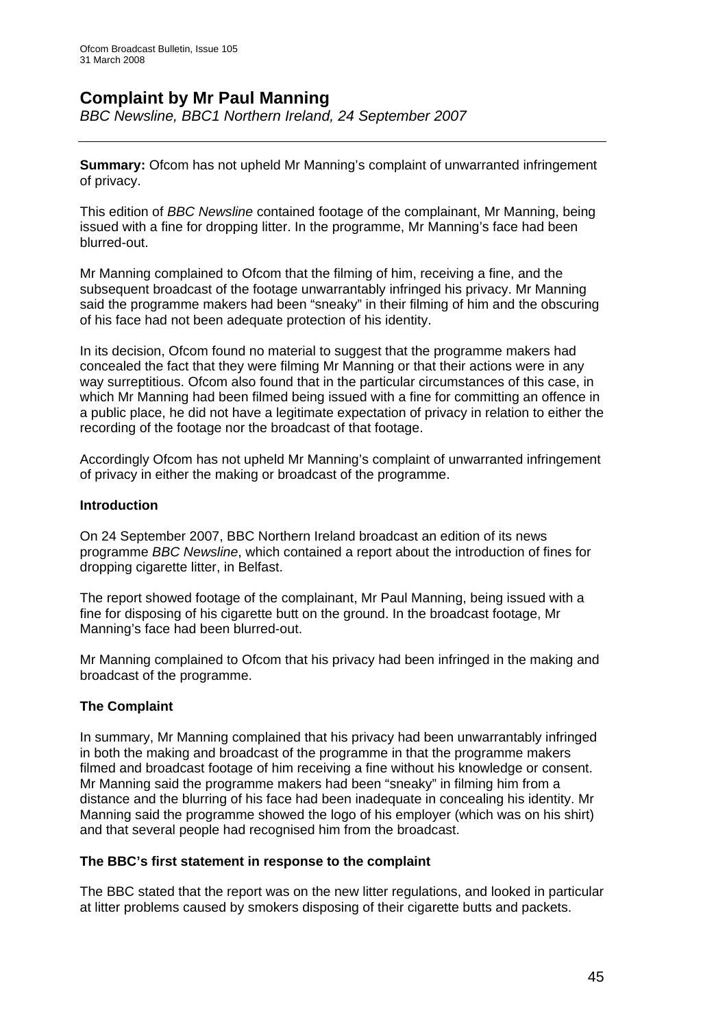# Complaint by Mr Paul Manning

*BBC Newsline, BBC1 Northern Ireland, 24 September 2007*

---

**Summary:** Ofcom has not upheld Mr Manning's complaint of unwarranted infringement of privacy.

This edition of *BBC Newsline* contained footage of the complainant, Mr Manning, being issued with a fine for dropping litter. In the programme, Mr Manning's face had been blurred-out.

Mr Manning complained to Ofcom that the filming of him, receiving a fine, and the subsequent broadcast of the footage unwarrantably infringed his privacy. Mr Manning said the programme makers had been "sneaky" in their filming of him and the obscuring of his face had not been adequate protection of his identity.

In its decision, Ofcom found no material to suggest that the programme makers had concealed the fact that they were filming Mr Manning or that their actions were in any way surreptitious. Ofcom also found that in the particular circumstances of this case, in which Mr Manning had been filmed being issued with a fine for committing an offence in a public place, he did not have a legitimate expectation of privacy in relation to either the recording of the footage nor the broadcast of that footage.

Accordingly Ofcom has not upheld Mr Manning's complaint of unwarranted infringement of privacy in either the making or broadcast of the programme.

### Introduction

On 24 September 2007, BBC Northern Ireland broadcast an edition of its news programme *BBC Newsline*, which contained a report about the introduction of fines for dropping cigarette litter, in Belfast.

The report showed footage of the complainant, Mr Paul Manning, being issued with a fine for disposing of his cigarette butt on the ground. In the broadcast footage, Mr Manning's face had been blurred-out.

Mr Manning complained to Ofcom that his privacy had been infringed in the making and broadcast of the programme.

### The Complaint

In summary, Mr Manning complained that his privacy had been unwarrantably infringed in both the making and broadcast of the programme in that the programme makers filmed and broadcast footage of him receiving a fine without his knowledge or consent. Mr Manning said the programme makers had been "sneaky" in filming him from a distance and the blurring of his face had been inadequate in concealing his identity. Mr Manning said the programme showed the logo of his employer (which was on his shirt) and that several people had recognised him from the broadcast.

### The BBC's first statement in response to the complaint

The BBC stated that the report was on the new litter regulations, and looked in particular at litter problems caused by smokers disposing of their cigarette butts and packets.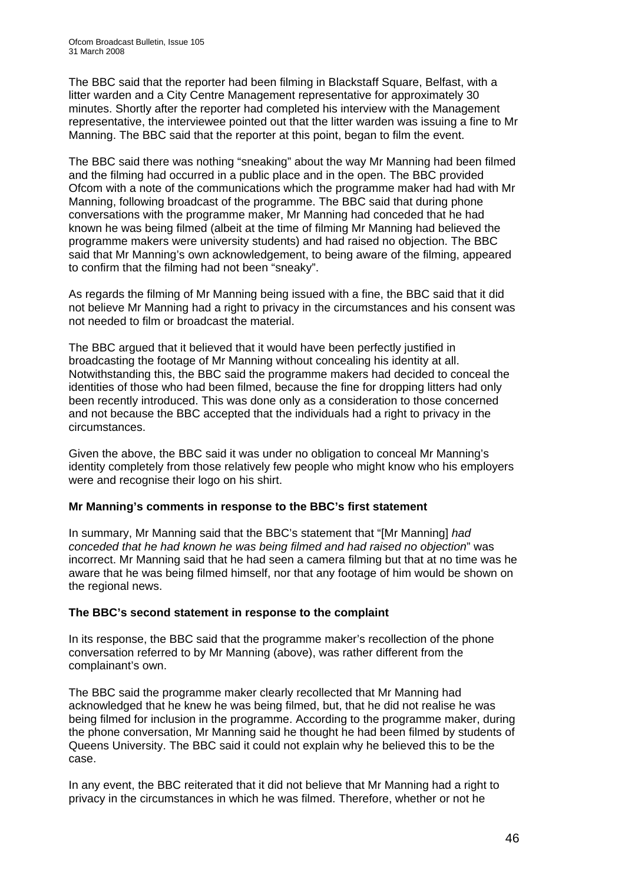The BBC said that the reporter had been filming in Blackstaff Square, Belfast, with a litter warden and a City Centre Management representative for approximately 30 minutes. Shortly after the reporter had completed his interview with the Management representative, the interviewee pointed out that the litter warden was issuing a fine to Mr Manning. The BBC said that the reporter at this point, began to film the event.

The BBC said there was nothing "sneaking" about the way Mr Manning had been filmed and the filming had occurred in a public place and in the open. The BBC provided Ofcom with a note of the communications which the programme maker had had with Mr Manning, following broadcast of the programme. The BBC said that during phone conversations with the programme maker, Mr Manning had conceded that he had known he was being filmed (albeit at the time of filming Mr Manning had believed the programme makers were university students) and had raised no objection. The BBC said that Mr Manning's own acknowledgement, to being aware of the filming, appeared to confirm that the filming had not been "sneaky".

As regards the filming of Mr Manning being issued with a fine, the BBC said that it did not believe Mr Manning had a right to privacy in the circumstances and his consent was not needed to film or broadcast the material.

The BBC argued that it believed that it would have been perfectly justified in broadcasting the footage of Mr Manning without concealing his identity at all. Notwithstanding this, the BBC said the programme makers had decided to conceal the identities of those who had been filmed, because the fine for dropping litters had only been recently introduced. This was done only as a consideration to those concerned and not because the BBC accepted that the individuals had a right to privacy in the circumstances.

Given the above, the BBC said it was under no obligation to conceal Mr Manning's identity completely from those relatively few people who might know who his employers were and recognise their logo on his shirt.

**Mr Manning's comments in response to the BBC's first statement**

In summary, Mr Manning said that the BBC's statement that "[Mr Manning] *had conceded that he had known he was being filmed and had raised no objection*" was incorrect. Mr Manning said that he had seen a camera filming but that at no time was he aware that he was being filmed himself, nor that any footage of him would be shown on the regional news.

**The BBC's second statement in response to the complaint**

In its response, the BBC said that the programme maker's recollection of the phone conversation referred to by Mr Manning (above), was rather different from the complainant's own.

The BBC said the programme maker clearly recollected that Mr Manning had acknowledged that he knew he was being filmed, but, that he did not realise he was being filmed for inclusion in the programme. According to the programme maker, during the phone conversation, Mr Manning said he thought he had been filmed by students of Queens University. The BBC said it could not explain why he believed this to be the case.

In any event, the BBC reiterated that it did not believe that Mr Manning had a right to privacy in the circumstances in which he was filmed. Therefore, whether or not he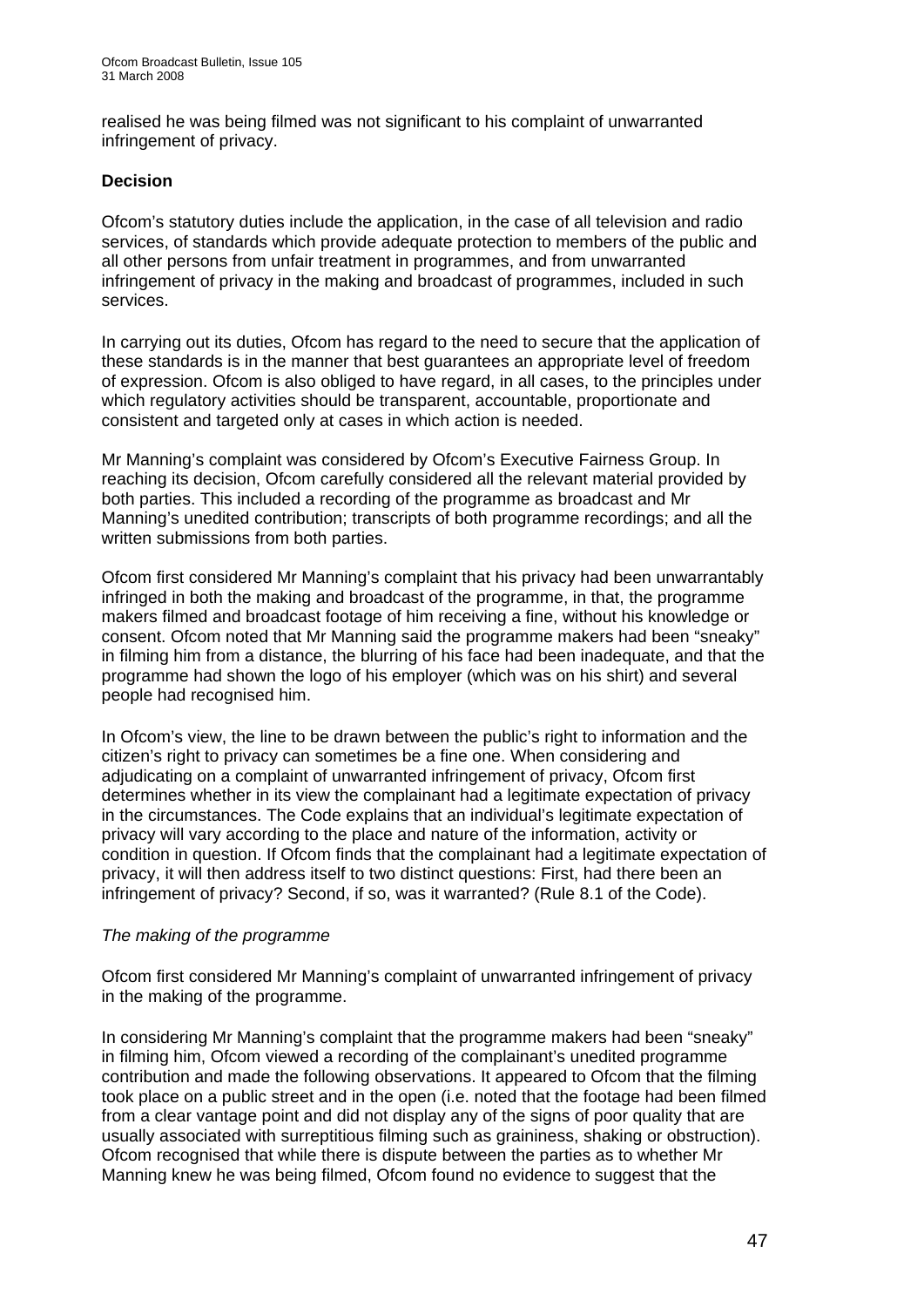realised he was being filmed was not significant to his complaint of unwarranted infringement of privacy.

**Decision**

Ofcom's statutory duties include the application, in the case of all television and radio services, of standards which provide adequate protection to members of the public and all other persons from unfair treatment in programmes, and from unwarranted infringement of privacy in the making and broadcast of programmes, included in such services.

In carrying out its duties, Ofcom has regard to the need to secure that the application of these standards is in the manner that best guarantees an appropriate level of freedom of expression. Ofcom is also obliged to have regard, in all cases, to the principles under which regulatory activities should be transparent, accountable, proportionate and consistent and targeted only at cases in which action is needed.

Mr Manning's complaint was considered by Ofcom's Executive Fairness Group. In reaching its decision, Ofcom carefully considered all the relevant material provided by both parties. This included a recording of the programme as broadcast and Mr Manning's unedited contribution; transcripts of both programme recordings; and all the written submissions from both parties.

Ofcom first considered Mr Manning's complaint that his privacy had been unwarrantably infringed in both the making and broadcast of the programme, in that, the programme makers filmed and broadcast footage of him receiving a fine, without his knowledge or consent. Ofcom noted that Mr Manning said the programme makers had been "sneaky" in filming him from a distance, the blurring of his face had been inadequate, and that the programme had shown the logo of his employer (which was on his shirt) and several people had recognised him.

In Ofcom's view, the line to be drawn between the public's right to information and the citizen's right to privacy can sometimes be a fine one. When considering and adjudicating on a complaint of unwarranted infringement of privacy, Ofcom first determines whether in its view the complainant had a legitimate expectation of privacy in the circumstances. The Code explains that an individual's legitimate expectation of privacy will vary according to the place and nature of the information, activity or condition in question. If Ofcom finds that the complainant had a legitimate expectation of privacy, it will then address itself to two distinct questions: First, had there been an infringement of privacy? Second, if so, was it warranted? (Rule 8.1 of the Code).

*The making of the programme*

Ofcom first considered Mr Manning's complaint of unwarranted infringement of privacy in the making of the programme.

In considering Mr Manning's complaint that the programme makers had been "sneaky" in filming him, Ofcom viewed a recording of the complainant's unedited programme contribution and made the following observations. It appeared to Ofcom that the filming took place on a public street and in the open (i.e. noted that the footage had been filmed from a clear vantage point and did not display any of the signs of poor quality that are usually associated with surreptitious filming such as graininess, shaking or obstruction). Ofcom recognised that while there is dispute between the parties as to whether Mr Manning knew he was being filmed, Ofcom found no evidence to suggest that the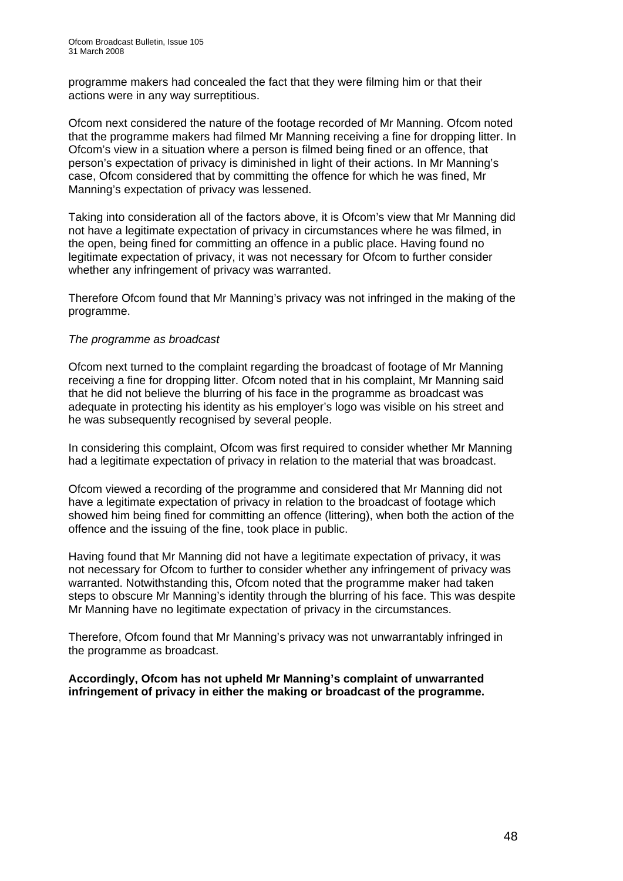programme makers had concealed the fact that they were filming him or that their actions were in any way surreptitious.

Ofcom next considered the nature of the footage recorded of Mr Manning. Ofcom noted that the programme makers had filmed Mr Manning receiving a fine for dropping litter. In Ofcom's view in a situation where a person is filmed being fined or an offence, that person's expectation of privacy is diminished in light of their actions. In Mr Manning's case, Ofcom considered that by committing the offence for which he was fined, Mr Manning's expectation of privacy was lessened.

Taking into consideration all of the factors above, it is Ofcom's view that Mr Manning did not have a legitimate expectation of privacy in circumstances where he was filmed, in the open, being fined for committing an offence in a public place. Having found no legitimate expectation of privacy, it was not necessary for Ofcom to further consider whether any infringement of privacy was warranted.

Therefore Ofcom found that Mr Manning's privacy was not infringed in the making of the programme.

*The programme as broadcast*

Ofcom next turned to the complaint regarding the broadcast of footage of Mr Manning receiving a fine for dropping litter. Ofcom noted that in his complaint, Mr Manning said that he did not believe the blurring of his face in the programme as broadcast was adequate in protecting his identity as his employer's logo was visible on his street and he was subsequently recognised by several people.

In considering this complaint, Ofcom was first required to consider whether Mr Manning had a legitimate expectation of privacy in relation to the material that was broadcast.

Ofcom viewed a recording of the programme and considered that Mr Manning did not have a legitimate expectation of privacy in relation to the broadcast of footage which showed him being fined for committing an offence (littering), when both the action of the offence and the issuing of the fine, took place in public.

Having found that Mr Manning did not have a legitimate expectation of privacy, it was not necessary for Ofcom to further to consider whether any infringement of privacy was warranted. Notwithstanding this, Ofcom noted that the programme maker had taken steps to obscure Mr Manning's identity through the blurring of his face. This was despite Mr Manning have no legitimate expectation of privacy in the circumstances.

Therefore, Ofcom found that Mr Manning's privacy was not unwarrantably infringed in the programme as broadcast.

**Accordingly, Ofcom has not upheld Mr Manning's complaint of unwarranted infringement of privacy in either the making or broadcast of the programme.**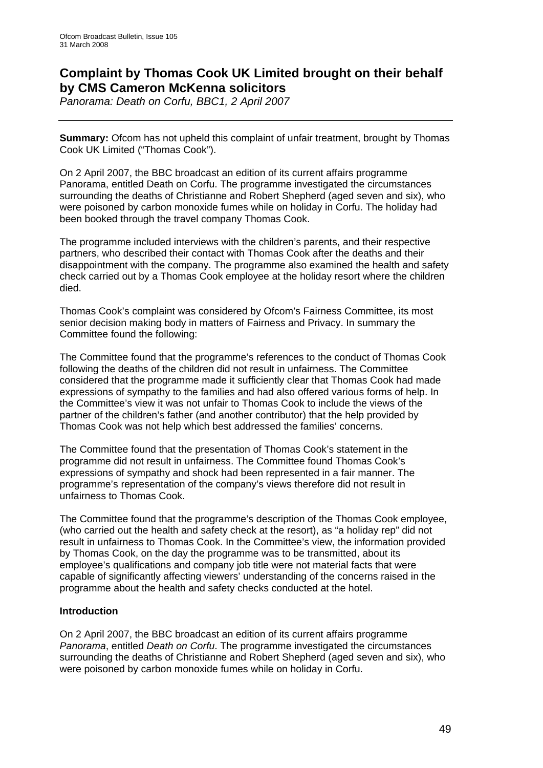## Complaint by Thomas Cook UK Limited brought on their behalf by CMS Cameron McKenna solicitors

*Panorama: Death on Corfu, BBC1, 2 April 2007*

---

**Summary:** Ofcom has not upheld this complaint of unfair treatment, brought by Thomas Cook UK Limited ("Thomas Cook").

On 2 April 2007, the BBC broadcast an edition of its current affairs programme Panorama, entitled Death on Corfu. The programme investigated the circumstances surrounding the deaths of Christianne and Robert Shepherd (aged seven and six), who were poisoned by carbon monoxide fumes while on holiday in Corfu. The holiday had been booked through the travel company Thomas Cook.

The programme included interviews with the children's parents, and their respective partners, who described their contact with Thomas Cook after the deaths and their disappointment with the company. The programme also examined the health and safety check carried out by a Thomas Cook employee at the holiday resort where the children died.

Thomas Cook's complaint was considered by Ofcom's Fairness Committee, its most senior decision making body in matters of Fairness and Privacy. In summary the Committee found the following:

The Committee found that the programme's references to the conduct of Thomas Cook following the deaths of the children did not result in unfairness. The Committee considered that the programme made it sufficiently clear that Thomas Cook had made expressions of sympathy to the families and had also offered various forms of help. In the Committee's view it was not unfair to Thomas Cook to include the views of the partner of the children's father (and another contributor) that the help provided by Thomas Cook was not help which best addressed the families' concerns.

The Committee found that the presentation of Thomas Cook's statement in the programme did not result in unfairness. The Committee found Thomas Cook's expressions of sympathy and shock had been represented in a fair manner. The programme's representation of the company's views therefore did not result in unfairness to Thomas Cook.

The Committee found that the programme's description of the Thomas Cook employee, (who carried out the health and safety check at the resort), as "a holiday rep" did not result in unfairness to Thomas Cook. In the Committee's view, the information provided by Thomas Cook, on the day the programme was to be transmitted, about its employee's qualifications and company job title were not material facts that were capable of significantly affecting viewers' understanding of the concerns raised in the programme about the health and safety checks conducted at the hotel.

### Introduction

On 2 April 2007, the BBC broadcast an edition of its current affairs programme *Panorama*, entitled *Death on Corfu*. The programme investigated the circumstances surrounding the deaths of Christianne and Robert Shepherd (aged seven and six), who were poisoned by carbon monoxide fumes while on holiday in Corfu.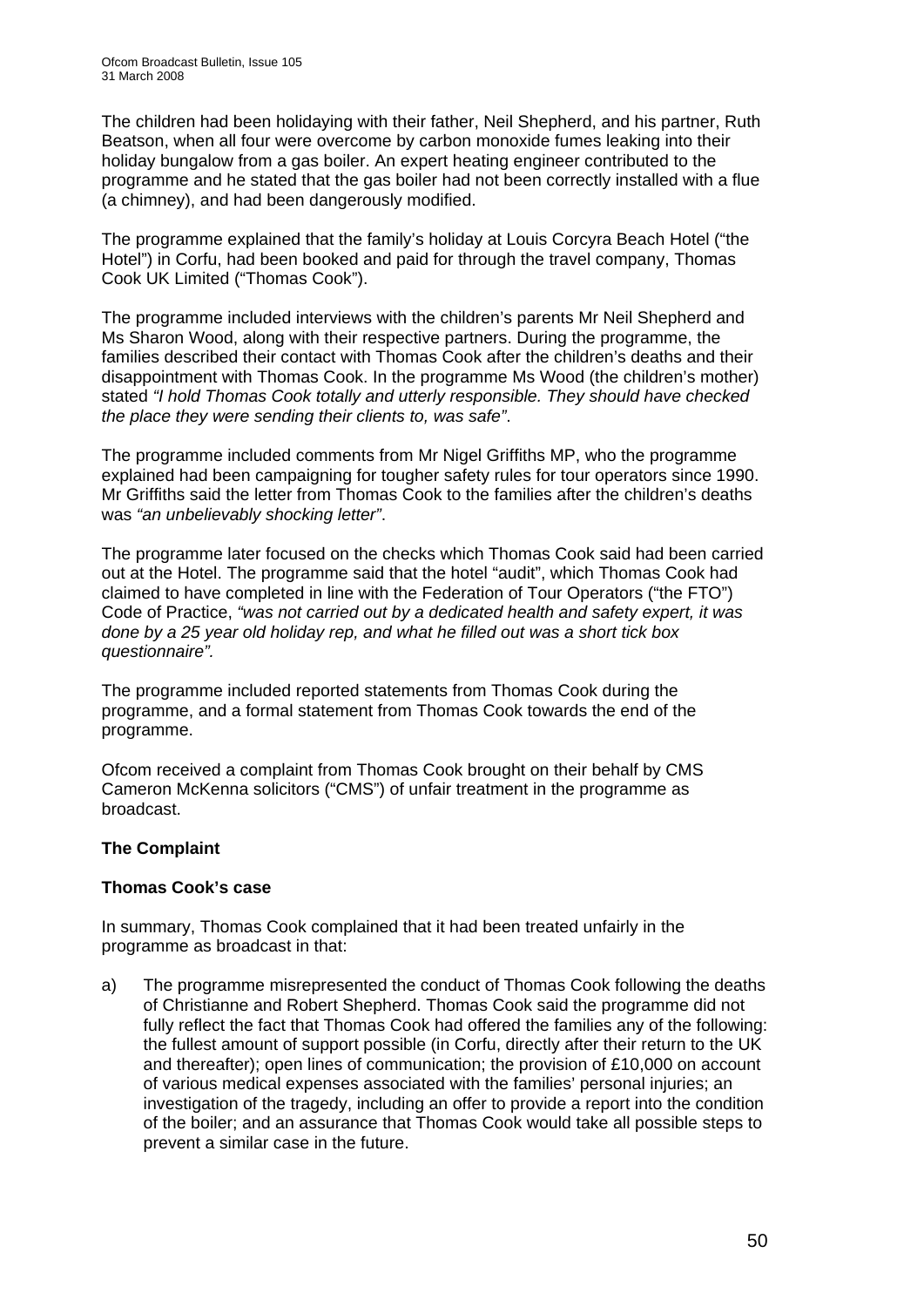The children had been holidaying with their father, Neil Shepherd, and his partner, Ruth Beatson, when all four were overcome by carbon monoxide fumes leaking into their holiday bungalow from a gas boiler. An expert heating engineer contributed to the programme and he stated that the gas boiler had not been correctly installed with a flue (a chimney), and had been dangerously modified.

The programme explained that the family's holiday at Louis Corcyra Beach Hotel ("the Hotel") in Corfu, had been booked and paid for through the travel company, Thomas Cook UK Limited ("Thomas Cook").

The programme included interviews with the children's parents Mr Neil Shepherd and Ms Sharon Wood, along with their respective partners. During the programme, the families described their contact with Thomas Cook after the children's deaths and their disappointment with Thomas Cook. In the programme Ms Wood (the children's mother) stated *"I hold Thomas Cook totally and utterly responsible. They should have checked the place they were sending their clients to, was safe"*.

The programme included comments from Mr Nigel Griffiths MP, who the programme explained had been campaigning for tougher safety rules for tour operators since 1990. Mr Griffiths said the letter from Thomas Cook to the families after the children's deaths was *"an unbelievably shocking letter"*.

The programme later focused on the checks which Thomas Cook said had been carried out at the Hotel. The programme said that the hotel "audit", which Thomas Cook had claimed to have completed in line with the Federation of Tour Operators ("the FTO") Code of Practice, *"was not carried out by a dedicated health and safety expert, it was done by a 25 year old holiday rep, and what he filled out was a short tick box questionnaire"*.

The programme included reported statements from Thomas Cook during the programme, and a formal statement from Thomas Cook towards the end of the programme.

Ofcom received a complaint from Thomas Cook brought on their behalf by CMS Cameron McKenna solicitors ("CMS") of unfair treatment in the programme as broadcast.

## The Complaint

### Thomas Cook's case

In summary, Thomas Cook complained that it had been treated unfairly in the programme as broadcast in that:

a) The programme misrepresented the conduct of Thomas Cook following the deaths of Christianne and Robert Shepherd. Thomas Cook said the programme did not fully reflect the fact that Thomas Cook had offered the families any of the following: the fullest amount of support possible (in Corfu, directly after their return to the UK and thereafter); open lines of communication; the provision of £10,000 on account of various medical expenses associated with the families' personal injuries; an investigation of the tragedy, including an offer to provide a report into the condition of the boiler; and an assurance that Thomas Cook would take all possible steps to prevent a similar case in the future.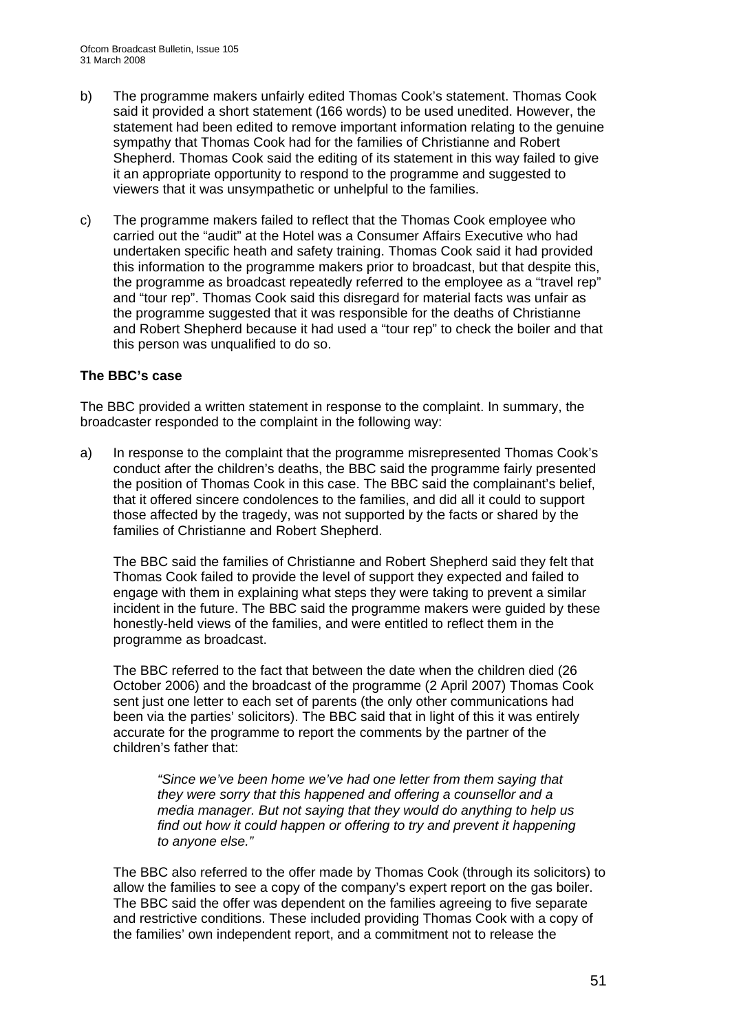b) The programme makers unfairly edited Thomas Cook's statement. Thomas Cook said it provided a short statement (166 words) to be used unedited. However, the statement had been edited to remove important information relating to the genuine sympathy that Thomas Cook had for the families of Christianne and Robert Shepherd. Thomas Cook said the editing of its statement in this way failed to give it an appropriate opportunity to respond to the programme and suggested to viewers that it was unsympathetic or unhelpful to the families.

c) The programme makers failed to reflect that the Thomas Cook employee who carried out the "audit" at the Hotel was a Consumer Affairs Executive who had undertaken specific heath and safety training. Thomas Cook said it had provided this information to the programme makers prior to broadcast, but that despite this, the programme as broadcast repeatedly referred to the employee as a "travel rep" and "tour rep". Thomas Cook said this disregard for material facts was unfair as the programme suggested that it was responsible for the deaths of Christianne and Robert Shepherd because it had used a "tour rep" to check the boiler and that this person was unqualified to do so.

### The BBC's case

The BBC provided a written statement in response to the complaint. In summary, the broadcaster responded to the complaint in the following way:

a) In response to the complaint that the programme misrepresented Thomas Cook's conduct after the children's deaths, the BBC said the programme fairly presented the position of Thomas Cook in this case. The BBC said the complainant's belief, that it offered sincere condolences to the families, and did all it could to support those affected by the tragedy, was not supported by the facts or shared by the families of Christianne and Robert Shepherd.

   The BBC said the families of Christianne and Robert Shepherd said they felt that Thomas Cook failed to provide the level of support they expected and failed to engage with them in explaining what steps they were taking to prevent a similar incident in the future. The BBC said the programme makers were guided by these honestly-held views of the families, and were entitled to reflect them in the programme as broadcast.

   The BBC referred to the fact that between the date when the children died (26 October 2006) and the broadcast of the programme (2 April 2007) Thomas Cook sent just one letter to each set of parents (the only other communications had been via the parties' solicitors). The BBC said that in light of this it was entirely accurate for the programme to report the comments by the partner of the children's father that:

   > *"Since we've been home we've had one letter from them saying that they were sorry that this happened and offering a counsellor and a media manager. But not saying that they would do anything to help us find out how it could happen or offering to try and prevent it happening to anyone else."*

   The BBC also referred to the offer made by Thomas Cook (through its solicitors) to allow the families to see a copy of the company's expert report on the gas boiler. The BBC said the offer was dependent on the families agreeing to five separate and restrictive conditions. These included providing Thomas Cook with a copy of the families' own independent report, and a commitment not to release the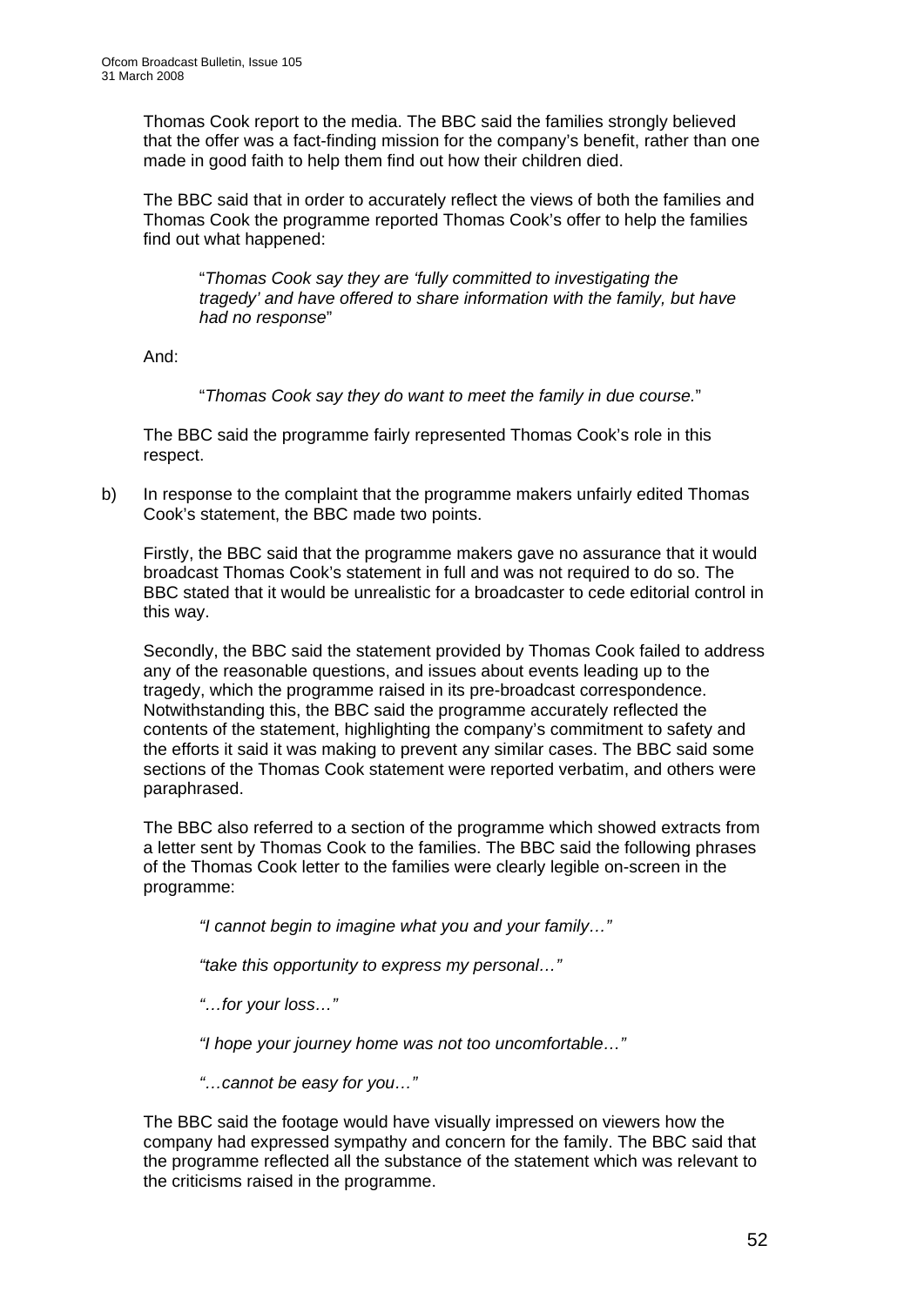Thomas Cook report to the media. The BBC said the families strongly believed that the offer was a fact-finding mission for the company's benefit, rather than one made in good faith to help them find out how their children died.

The BBC said that in order to accurately reflect the views of both the families and Thomas Cook the programme reported Thomas Cook's offer to help the families find out what happened:

> "*Thomas Cook say they are 'fully committed to investigating the tragedy' and have offered to share information with the family, but have had no response*"

And:

> "*Thomas Cook say they do want to meet the family in due course.*"

The BBC said the programme fairly represented Thomas Cook's role in this respect.

b) In response to the complaint that the programme makers unfairly edited Thomas Cook's statement, the BBC made two points.

Firstly, the BBC said that the programme makers gave no assurance that it would broadcast Thomas Cook's statement in full and was not required to do so. The BBC stated that it would be unrealistic for a broadcaster to cede editorial control in this way.

Secondly, the BBC said the statement provided by Thomas Cook failed to address any of the reasonable questions, and issues about events leading up to the tragedy, which the programme raised in its pre-broadcast correspondence. Notwithstanding this, the BBC said the programme accurately reflected the contents of the statement, highlighting the company's commitment to safety and the efforts it said it was making to prevent any similar cases. The BBC said some sections of the Thomas Cook statement were reported verbatim, and others were paraphrased.

The BBC also referred to a section of the programme which showed extracts from a letter sent by Thomas Cook to the families. The BBC said the following phrases of the Thomas Cook letter to the families were clearly legible on-screen in the programme:

> *"I cannot begin to imagine what you and your family…"*
>
> *"take this opportunity to express my personal…"*
>
> *"…for your loss…"*
>
> *"I hope your journey home was not too uncomfortable…"*
>
> *"…cannot be easy for you…"*

The BBC said the footage would have visually impressed on viewers how the company had expressed sympathy and concern for the family. The BBC said that the programme reflected all the substance of the statement which was relevant to the criticisms raised in the programme.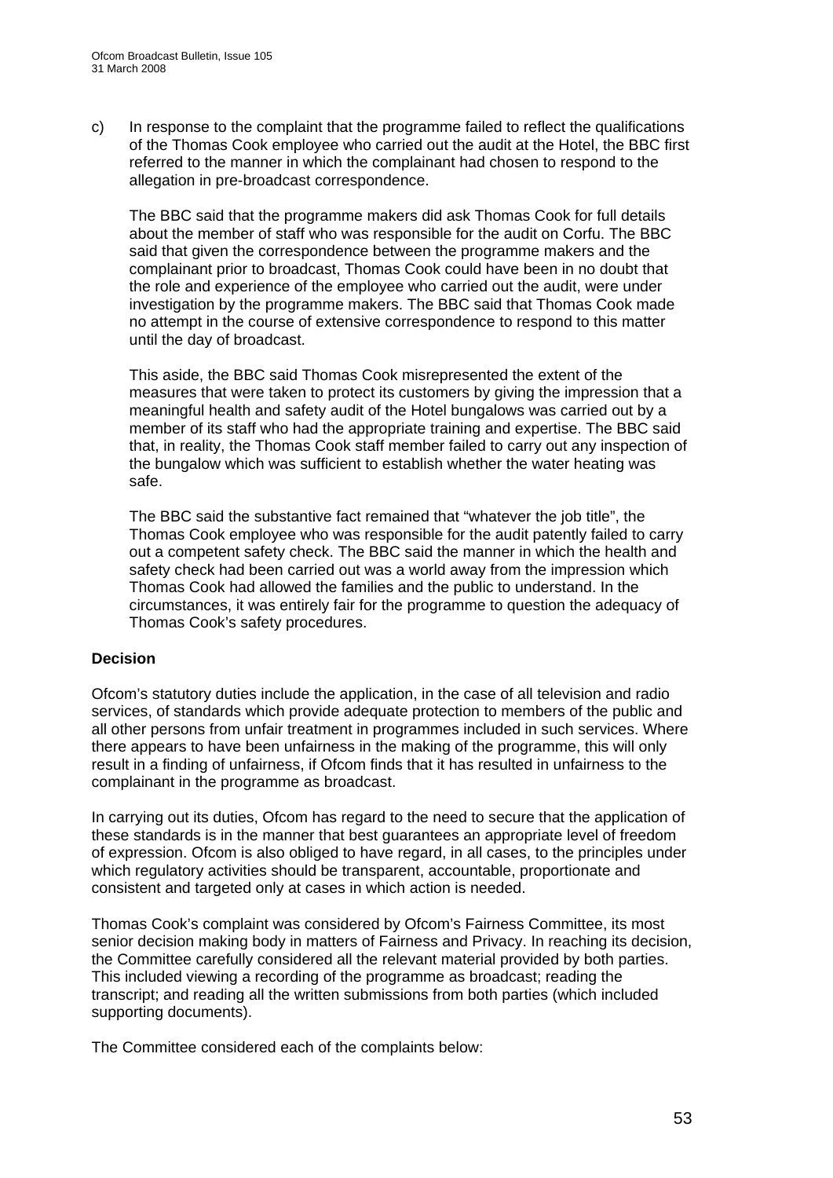c) In response to the complaint that the programme failed to reflect the qualifications of the Thomas Cook employee who carried out the audit at the Hotel, the BBC first referred to the manner in which the complainant had chosen to respond to the allegation in pre-broadcast correspondence.

   The BBC said that the programme makers did ask Thomas Cook for full details about the member of staff who was responsible for the audit on Corfu. The BBC said that given the correspondence between the programme makers and the complainant prior to broadcast, Thomas Cook could have been in no doubt that the role and experience of the employee who carried out the audit, were under investigation by the programme makers. The BBC said that Thomas Cook made no attempt in the course of extensive correspondence to respond to this matter until the day of broadcast.

   This aside, the BBC said Thomas Cook misrepresented the extent of the measures that were taken to protect its customers by giving the impression that a meaningful health and safety audit of the Hotel bungalows was carried out by a member of its staff who had the appropriate training and expertise. The BBC said that, in reality, the Thomas Cook staff member failed to carry out any inspection of the bungalow which was sufficient to establish whether the water heating was safe.

   The BBC said the substantive fact remained that "whatever the job title", the Thomas Cook employee who was responsible for the audit patently failed to carry out a competent safety check. The BBC said the manner in which the health and safety check had been carried out was a world away from the impression which Thomas Cook had allowed the families and the public to understand. In the circumstances, it was entirely fair for the programme to question the adequacy of Thomas Cook's safety procedures.

**Decision**

Ofcom's statutory duties include the application, in the case of all television and radio services, of standards which provide adequate protection to members of the public and all other persons from unfair treatment in programmes included in such services. Where there appears to have been unfairness in the making of the programme, this will only result in a finding of unfairness, if Ofcom finds that it has resulted in unfairness to the complainant in the programme as broadcast.

In carrying out its duties, Ofcom has regard to the need to secure that the application of these standards is in the manner that best guarantees an appropriate level of freedom of expression. Ofcom is also obliged to have regard, in all cases, to the principles under which regulatory activities should be transparent, accountable, proportionate and consistent and targeted only at cases in which action is needed.

Thomas Cook's complaint was considered by Ofcom's Fairness Committee, its most senior decision making body in matters of Fairness and Privacy. In reaching its decision, the Committee carefully considered all the relevant material provided by both parties. This included viewing a recording of the programme as broadcast; reading the transcript; and reading all the written submissions from both parties (which included supporting documents).

The Committee considered each of the complaints below: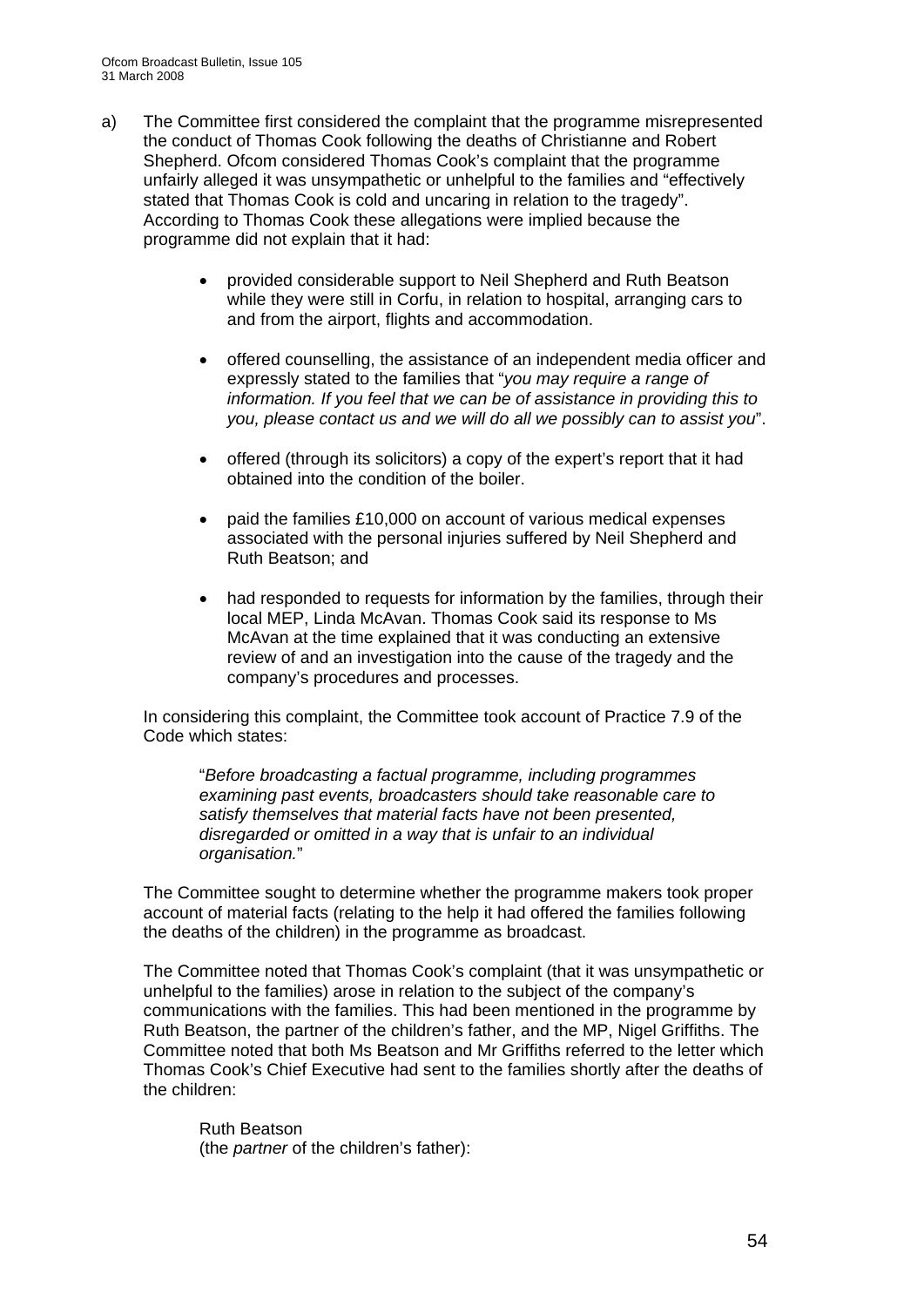a) The Committee first considered the complaint that the programme misrepresented the conduct of Thomas Cook following the deaths of Christianne and Robert Shepherd. Ofcom considered Thomas Cook's complaint that the programme unfairly alleged it was unsympathetic or unhelpful to the families and "effectively stated that Thomas Cook is cold and uncaring in relation to the tragedy". According to Thomas Cook these allegations were implied because the programme did not explain that it had:

   - provided considerable support to Neil Shepherd and Ruth Beatson while they were still in Corfu, in relation to hospital, arranging cars to and from the airport, flights and accommodation.
   - offered counselling, the assistance of an independent media officer and expressly stated to the families that "*you may require a range of information. If you feel that we can be of assistance in providing this to you, please contact us and we will do all we possibly can to assist you*".
   - offered (through its solicitors) a copy of the expert's report that it had obtained into the condition of the boiler.
   - paid the families £10,000 on account of various medical expenses associated with the personal injuries suffered by Neil Shepherd and Ruth Beatson; and
   - had responded to requests for information by the families, through their local MEP, Linda McAvan. Thomas Cook said its response to Ms McAvan at the time explained that it was conducting an extensive review of and an investigation into the cause of the tragedy and the company's procedures and processes.

   In considering this complaint, the Committee took account of Practice 7.9 of the Code which states:

   > "*Before broadcasting a factual programme, including programmes examining past events, broadcasters should take reasonable care to satisfy themselves that material facts have not been presented, disregarded or omitted in a way that is unfair to an individual organisation.*"

   The Committee sought to determine whether the programme makers took proper account of material facts (relating to the help it had offered the families following the deaths of the children) in the programme as broadcast.

   The Committee noted that Thomas Cook's complaint (that it was unsympathetic or unhelpful to the families) arose in relation to the subject of the company's communications with the families. This had been mentioned in the programme by Ruth Beatson, the partner of the children's father, and the MP, Nigel Griffiths. The Committee noted that both Ms Beatson and Mr Griffiths referred to the letter which Thomas Cook's Chief Executive had sent to the families shortly after the deaths of the children:

   > Ruth Beatson
   > (the *partner* of the children's father):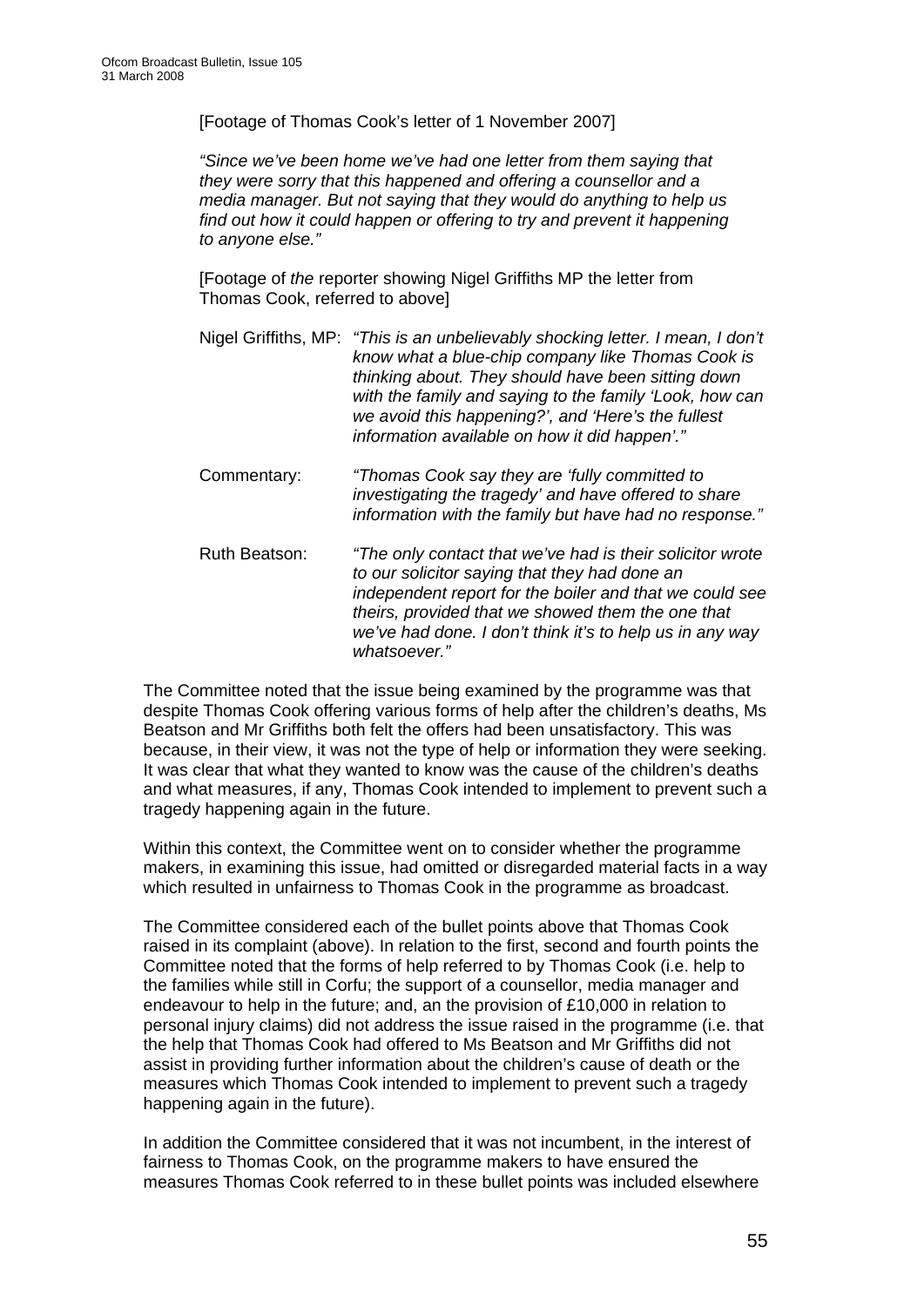[Footage of Thomas Cook's letter of 1 November 2007]

*"Since we've been home we've had one letter from them saying that they were sorry that this happened and offering a counsellor and a media manager. But not saying that they would do anything to help us find out how it could happen or offering to try and prevent it happening to anyone else."*

[Footage of *the* reporter showing Nigel Griffiths MP the letter from Thomas Cook, referred to above]

Nigel Griffiths, MP: *"This is an unbelievably shocking letter. I mean, I don't know what a blue-chip company like Thomas Cook is thinking about. They should have been sitting down with the family and saying to the family 'Look, how can we avoid this happening?', and 'Here's the fullest information available on how it did happen'."*

Commentary: *"Thomas Cook say they are 'fully committed to investigating the tragedy' and have offered to share information with the family but have had no response."*

Ruth Beatson: *"The only contact that we've had is their solicitor wrote to our solicitor saying that they had done an independent report for the boiler and that we could see theirs, provided that we showed them the one that we've had done. I don't think it's to help us in any way whatsoever."*

The Committee noted that the issue being examined by the programme was that despite Thomas Cook offering various forms of help after the children's deaths, Ms Beatson and Mr Griffiths both felt the offers had been unsatisfactory. This was because, in their view, it was not the type of help or information they were seeking. It was clear that what they wanted to know was the cause of the children's deaths and what measures, if any, Thomas Cook intended to implement to prevent such a tragedy happening again in the future.

Within this context, the Committee went on to consider whether the programme makers, in examining this issue, had omitted or disregarded material facts in a way which resulted in unfairness to Thomas Cook in the programme as broadcast.

The Committee considered each of the bullet points above that Thomas Cook raised in its complaint (above). In relation to the first, second and fourth points the Committee noted that the forms of help referred to by Thomas Cook (i.e. help to the families while still in Corfu; the support of a counsellor, media manager and endeavour to help in the future; and, an the provision of £10,000 in relation to personal injury claims) did not address the issue raised in the programme (i.e. that the help that Thomas Cook had offered to Ms Beatson and Mr Griffiths did not assist in providing further information about the children's cause of death or the measures which Thomas Cook intended to implement to prevent such a tragedy happening again in the future).

In addition the Committee considered that it was not incumbent, in the interest of fairness to Thomas Cook, on the programme makers to have ensured the measures Thomas Cook referred to in these bullet points was included elsewhere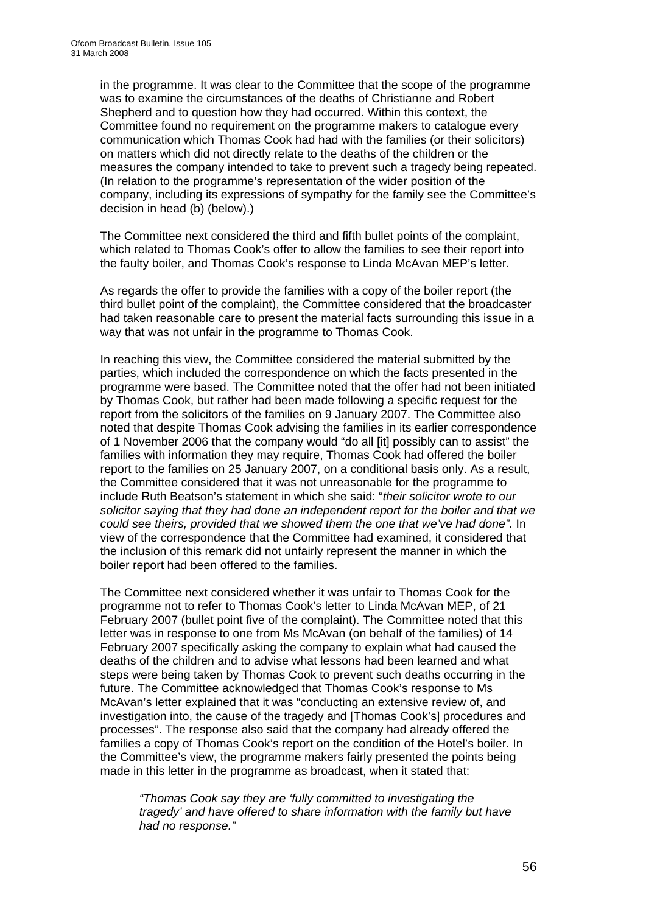in the programme. It was clear to the Committee that the scope of the programme was to examine the circumstances of the deaths of Christianne and Robert Shepherd and to question how they had occurred. Within this context, the Committee found no requirement on the programme makers to catalogue every communication which Thomas Cook had had with the families (or their solicitors) on matters which did not directly relate to the deaths of the children or the measures the company intended to take to prevent such a tragedy being repeated. (In relation to the programme's representation of the wider position of the company, including its expressions of sympathy for the family see the Committee's decision in head (b) (below).)

The Committee next considered the third and fifth bullet points of the complaint, which related to Thomas Cook's offer to allow the families to see their report into the faulty boiler, and Thomas Cook's response to Linda McAvan MEP's letter.

As regards the offer to provide the families with a copy of the boiler report (the third bullet point of the complaint), the Committee considered that the broadcaster had taken reasonable care to present the material facts surrounding this issue in a way that was not unfair in the programme to Thomas Cook.

In reaching this view, the Committee considered the material submitted by the parties, which included the correspondence on which the facts presented in the programme were based. The Committee noted that the offer had not been initiated by Thomas Cook, but rather had been made following a specific request for the report from the solicitors of the families on 9 January 2007. The Committee also noted that despite Thomas Cook advising the families in its earlier correspondence of 1 November 2006 that the company would "do all [it] possibly can to assist" the families with information they may require, Thomas Cook had offered the boiler report to the families on 25 January 2007, on a conditional basis only. As a result, the Committee considered that it was not unreasonable for the programme to include Ruth Beatson's statement in which she said: "*their solicitor wrote to our solicitor saying that they had done an independent report for the boiler and that we could see theirs, provided that we showed them the one that we've had done".* In view of the correspondence that the Committee had examined, it considered that the inclusion of this remark did not unfairly represent the manner in which the boiler report had been offered to the families.

The Committee next considered whether it was unfair to Thomas Cook for the programme not to refer to Thomas Cook's letter to Linda McAvan MEP, of 21 February 2007 (bullet point five of the complaint). The Committee noted that this letter was in response to one from Ms McAvan (on behalf of the families) of 14 February 2007 specifically asking the company to explain what had caused the deaths of the children and to advise what lessons had been learned and what steps were being taken by Thomas Cook to prevent such deaths occurring in the future. The Committee acknowledged that Thomas Cook's response to Ms McAvan's letter explained that it was "conducting an extensive review of, and investigation into, the cause of the tragedy and [Thomas Cook's] procedures and processes". The response also said that the company had already offered the families a copy of Thomas Cook's report on the condition of the Hotel's boiler. In the Committee's view, the programme makers fairly presented the points being made in this letter in the programme as broadcast, when it stated that:

> *"Thomas Cook say they are 'fully committed to investigating the tragedy' and have offered to share information with the family but have had no response."*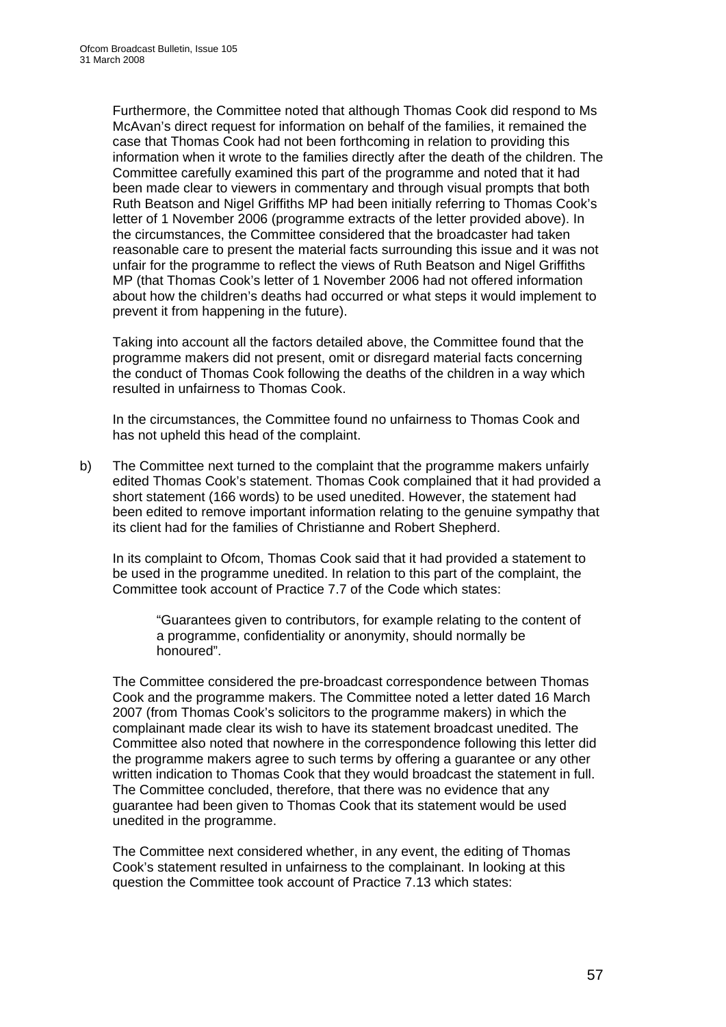Furthermore, the Committee noted that although Thomas Cook did respond to Ms McAvan's direct request for information on behalf of the families, it remained the case that Thomas Cook had not been forthcoming in relation to providing this information when it wrote to the families directly after the death of the children. The Committee carefully examined this part of the programme and noted that it had been made clear to viewers in commentary and through visual prompts that both Ruth Beatson and Nigel Griffiths MP had been initially referring to Thomas Cook's letter of 1 November 2006 (programme extracts of the letter provided above). In the circumstances, the Committee considered that the broadcaster had taken reasonable care to present the material facts surrounding this issue and it was not unfair for the programme to reflect the views of Ruth Beatson and Nigel Griffiths MP (that Thomas Cook's letter of 1 November 2006 had not offered information about how the children's deaths had occurred or what steps it would implement to prevent it from happening in the future).

Taking into account all the factors detailed above, the Committee found that the programme makers did not present, omit or disregard material facts concerning the conduct of Thomas Cook following the deaths of the children in a way which resulted in unfairness to Thomas Cook.

In the circumstances, the Committee found no unfairness to Thomas Cook and has not upheld this head of the complaint.

b) The Committee next turned to the complaint that the programme makers unfairly edited Thomas Cook's statement. Thomas Cook complained that it had provided a short statement (166 words) to be used unedited. However, the statement had been edited to remove important information relating to the genuine sympathy that its client had for the families of Christianne and Robert Shepherd.

In its complaint to Ofcom, Thomas Cook said that it had provided a statement to be used in the programme unedited. In relation to this part of the complaint, the Committee took account of Practice 7.7 of the Code which states:

> "Guarantees given to contributors, for example relating to the content of a programme, confidentiality or anonymity, should normally be honoured".

The Committee considered the pre-broadcast correspondence between Thomas Cook and the programme makers. The Committee noted a letter dated 16 March 2007 (from Thomas Cook's solicitors to the programme makers) in which the complainant made clear its wish to have its statement broadcast unedited. The Committee also noted that nowhere in the correspondence following this letter did the programme makers agree to such terms by offering a guarantee or any other written indication to Thomas Cook that they would broadcast the statement in full. The Committee concluded, therefore, that there was no evidence that any guarantee had been given to Thomas Cook that its statement would be used unedited in the programme.

The Committee next considered whether, in any event, the editing of Thomas Cook's statement resulted in unfairness to the complainant. In looking at this question the Committee took account of Practice 7.13 which states: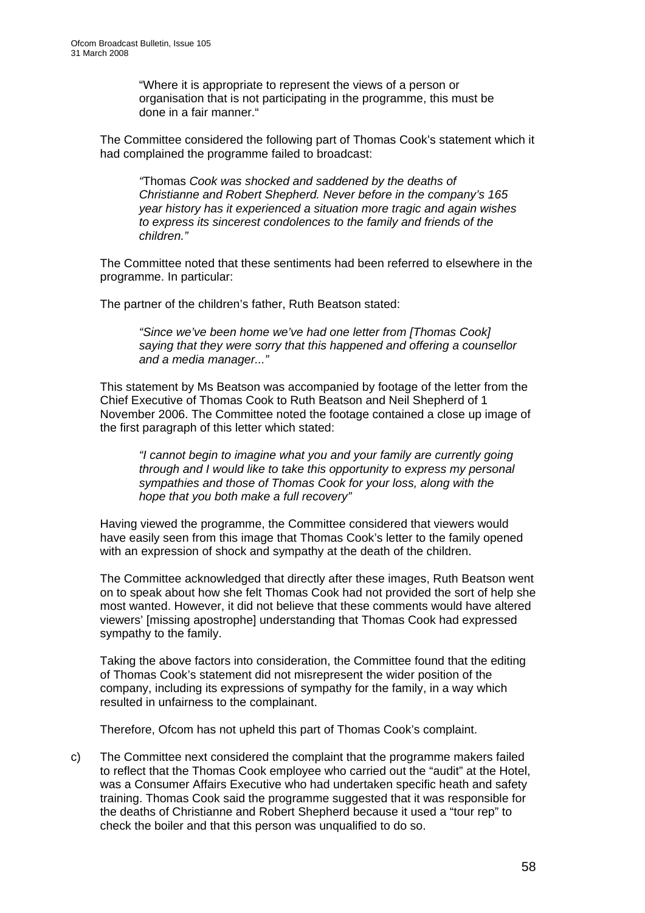"Where it is appropriate to represent the views of a person or organisation that is not participating in the programme, this must be done in a fair manner."

The Committee considered the following part of Thomas Cook's statement which it had complained the programme failed to broadcast:

> *"*Thomas *Cook was shocked and saddened by the deaths of Christianne and Robert Shepherd. Never before in the company's 165 year history has it experienced a situation more tragic and again wishes to express its sincerest condolences to the family and friends of the children."*

The Committee noted that these sentiments had been referred to elsewhere in the programme. In particular:

The partner of the children's father, Ruth Beatson stated:

> *"Since we've been home we've had one letter from [Thomas Cook] saying that they were sorry that this happened and offering a counsellor and a media manager..."*

This statement by Ms Beatson was accompanied by footage of the letter from the Chief Executive of Thomas Cook to Ruth Beatson and Neil Shepherd of 1 November 2006. The Committee noted the footage contained a close up image of the first paragraph of this letter which stated:

> *"I cannot begin to imagine what you and your family are currently going through and I would like to take this opportunity to express my personal sympathies and those of Thomas Cook for your loss, along with the hope that you both make a full recovery"*

Having viewed the programme, the Committee considered that viewers would have easily seen from this image that Thomas Cook's letter to the family opened with an expression of shock and sympathy at the death of the children.

The Committee acknowledged that directly after these images, Ruth Beatson went on to speak about how she felt Thomas Cook had not provided the sort of help she most wanted. However, it did not believe that these comments would have altered viewers' [missing apostrophe] understanding that Thomas Cook had expressed sympathy to the family.

Taking the above factors into consideration, the Committee found that the editing of Thomas Cook's statement did not misrepresent the wider position of the company, including its expressions of sympathy for the family, in a way which resulted in unfairness to the complainant.

Therefore, Ofcom has not upheld this part of Thomas Cook's complaint.

c) The Committee next considered the complaint that the programme makers failed to reflect that the Thomas Cook employee who carried out the "audit" at the Hotel, was a Consumer Affairs Executive who had undertaken specific heath and safety training. Thomas Cook said the programme suggested that it was responsible for the deaths of Christianne and Robert Shepherd because it used a "tour rep" to check the boiler and that this person was unqualified to do so.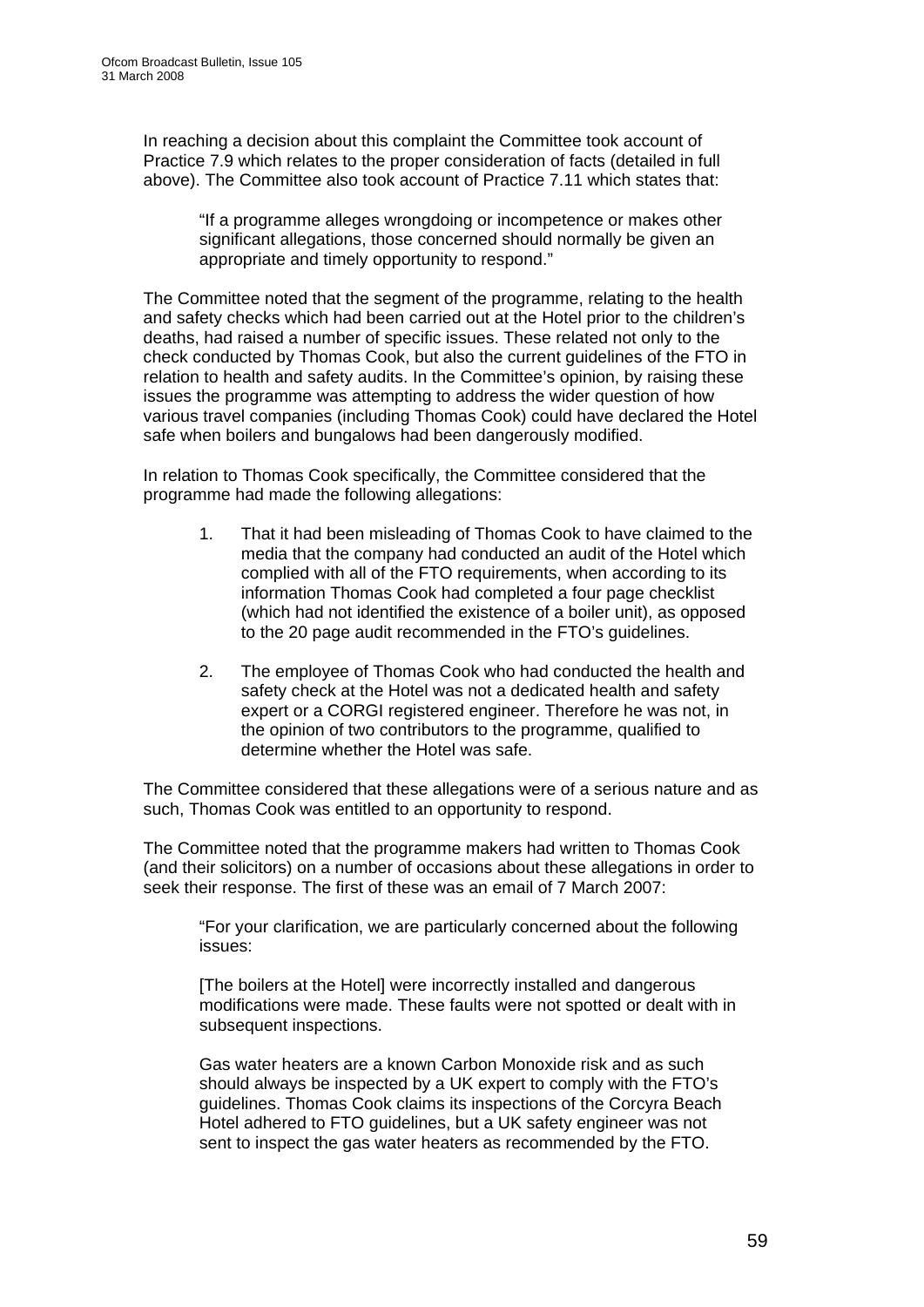In reaching a decision about this complaint the Committee took account of Practice 7.9 which relates to the proper consideration of facts (detailed in full above). The Committee also took account of Practice 7.11 which states that:

> "If a programme alleges wrongdoing or incompetence or makes other significant allegations, those concerned should normally be given an appropriate and timely opportunity to respond."

The Committee noted that the segment of the programme, relating to the health and safety checks which had been carried out at the Hotel prior to the children's deaths, had raised a number of specific issues. These related not only to the check conducted by Thomas Cook, but also the current guidelines of the FTO in relation to health and safety audits. In the Committee's opinion, by raising these issues the programme was attempting to address the wider question of how various travel companies (including Thomas Cook) could have declared the Hotel safe when boilers and bungalows had been dangerously modified.

In relation to Thomas Cook specifically, the Committee considered that the programme had made the following allegations:

1. That it had been misleading of Thomas Cook to have claimed to the media that the company had conducted an audit of the Hotel which complied with all of the FTO requirements, when according to its information Thomas Cook had completed a four page checklist (which had not identified the existence of a boiler unit), as opposed to the 20 page audit recommended in the FTO's guidelines.

2. The employee of Thomas Cook who had conducted the health and safety check at the Hotel was not a dedicated health and safety expert or a CORGI registered engineer. Therefore he was not, in the opinion of two contributors to the programme, qualified to determine whether the Hotel was safe.

The Committee considered that these allegations were of a serious nature and as such, Thomas Cook was entitled to an opportunity to respond.

The Committee noted that the programme makers had written to Thomas Cook (and their solicitors) on a number of occasions about these allegations in order to seek their response. The first of these was an email of 7 March 2007:

> "For your clarification, we are particularly concerned about the following issues:
>
> [The boilers at the Hotel] were incorrectly installed and dangerous modifications were made. These faults were not spotted or dealt with in subsequent inspections.
>
> Gas water heaters are a known Carbon Monoxide risk and as such should always be inspected by a UK expert to comply with the FTO's guidelines. Thomas Cook claims its inspections of the Corcyra Beach Hotel adhered to FTO guidelines, but a UK safety engineer was not sent to inspect the gas water heaters as recommended by the FTO.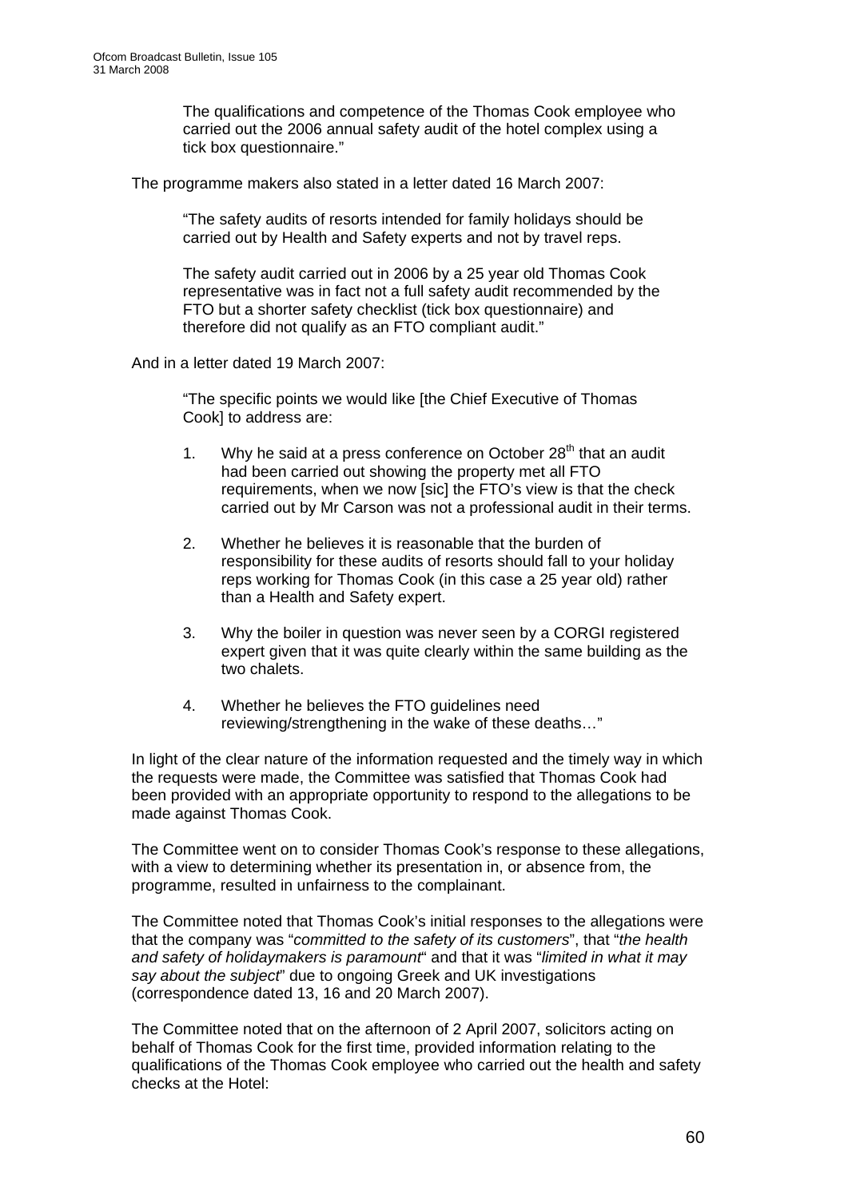> The qualifications and competence of the Thomas Cook employee who carried out the 2006 annual safety audit of the hotel complex using a tick box questionnaire."

The programme makers also stated in a letter dated 16 March 2007:

> "The safety audits of resorts intended for family holidays should be carried out by Health and Safety experts and not by travel reps.
>
> The safety audit carried out in 2006 by a 25 year old Thomas Cook representative was in fact not a full safety audit recommended by the FTO but a shorter safety checklist (tick box questionnaire) and therefore did not qualify as an FTO compliant audit."

And in a letter dated 19 March 2007:

> "The specific points we would like [the Chief Executive of Thomas Cook] to address are:
>
> 1. Why he said at a press conference on October 28th that an audit had been carried out showing the property met all FTO requirements, when we now [sic] the FTO's view is that the check carried out by Mr Carson was not a professional audit in their terms.
>
> 2. Whether he believes it is reasonable that the burden of responsibility for these audits of resorts should fall to your holiday reps working for Thomas Cook (in this case a 25 year old) rather than a Health and Safety expert.
>
> 3. Why the boiler in question was never seen by a CORGI registered expert given that it was quite clearly within the same building as the two chalets.
>
> 4. Whether he believes the FTO guidelines need reviewing/strengthening in the wake of these deaths…"

In light of the clear nature of the information requested and the timely way in which the requests were made, the Committee was satisfied that Thomas Cook had been provided with an appropriate opportunity to respond to the allegations to be made against Thomas Cook.

The Committee went on to consider Thomas Cook's response to these allegations, with a view to determining whether its presentation in, or absence from, the programme, resulted in unfairness to the complainant.

The Committee noted that Thomas Cook's initial responses to the allegations were that the company was "*committed to the safety of its customers*", that "*the health and safety of holidaymakers is paramount*" and that it was "*limited in what it may say about the subject*" due to ongoing Greek and UK investigations (correspondence dated 13, 16 and 20 March 2007).

The Committee noted that on the afternoon of 2 April 2007, solicitors acting on behalf of Thomas Cook for the first time, provided information relating to the qualifications of the Thomas Cook employee who carried out the health and safety checks at the Hotel: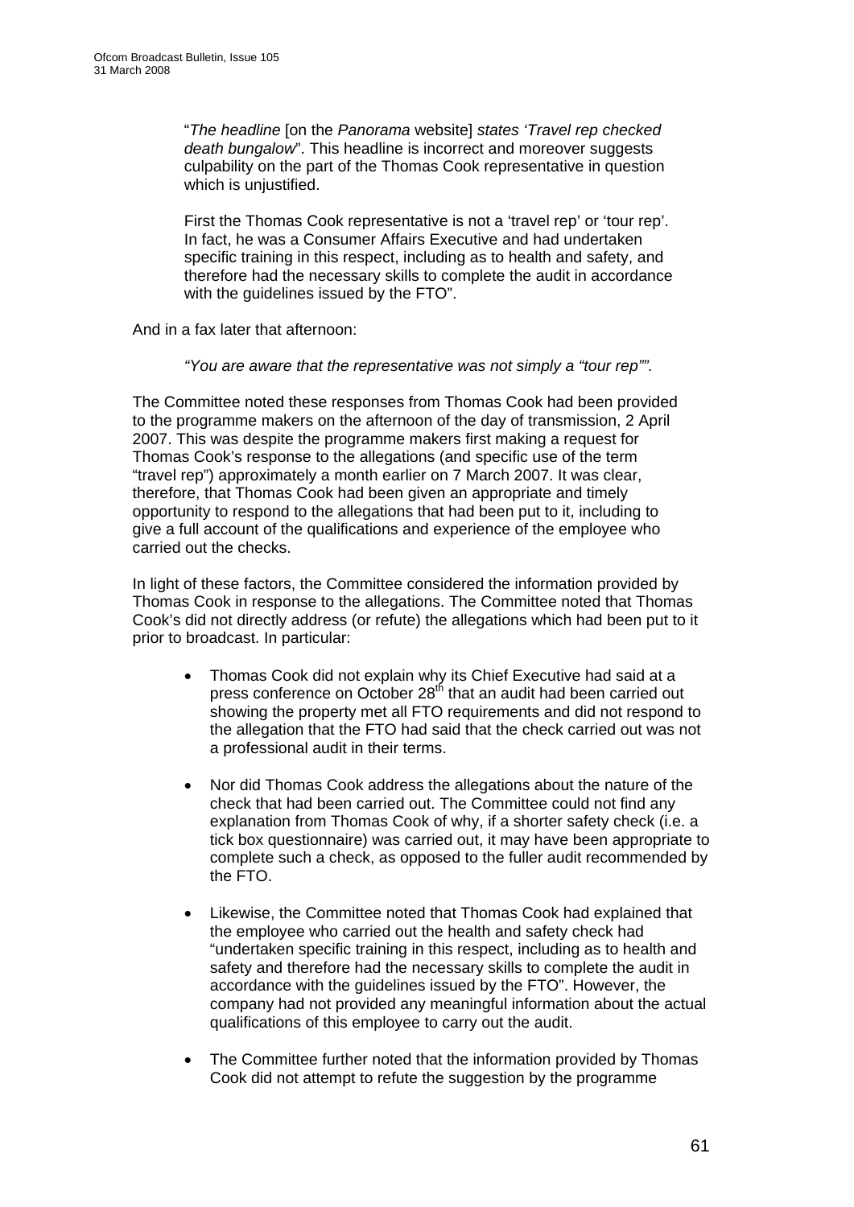> "*The headline* [on the *Panorama* website] *states 'Travel rep checked death bungalow*". This headline is incorrect and moreover suggests culpability on the part of the Thomas Cook representative in question which is unjustified.
>
> First the Thomas Cook representative is not a 'travel rep' or 'tour rep'. In fact, he was a Consumer Affairs Executive and had undertaken specific training in this respect, including as to health and safety, and therefore had the necessary skills to complete the audit in accordance with the guidelines issued by the FTO".

And in a fax later that afternoon:

> *"You are aware that the representative was not simply a "tour rep"".*

The Committee noted these responses from Thomas Cook had been provided to the programme makers on the afternoon of the day of transmission, 2 April 2007. This was despite the programme makers first making a request for Thomas Cook's response to the allegations (and specific use of the term "travel rep") approximately a month earlier on 7 March 2007. It was clear, therefore, that Thomas Cook had been given an appropriate and timely opportunity to respond to the allegations that had been put to it, including to give a full account of the qualifications and experience of the employee who carried out the checks.

In light of these factors, the Committee considered the information provided by Thomas Cook in response to the allegations. The Committee noted that Thomas Cook's did not directly address (or refute) the allegations which had been put to it prior to broadcast. In particular:

- Thomas Cook did not explain why its Chief Executive had said at a press conference on October 28th that an audit had been carried out showing the property met all FTO requirements and did not respond to the allegation that the FTO had said that the check carried out was not a professional audit in their terms.

- Nor did Thomas Cook address the allegations about the nature of the check that had been carried out. The Committee could not find any explanation from Thomas Cook of why, if a shorter safety check (i.e. a tick box questionnaire) was carried out, it may have been appropriate to complete such a check, as opposed to the fuller audit recommended by the FTO.

- Likewise, the Committee noted that Thomas Cook had explained that the employee who carried out the health and safety check had "undertaken specific training in this respect, including as to health and safety and therefore had the necessary skills to complete the audit in accordance with the guidelines issued by the FTO". However, the company had not provided any meaningful information about the actual qualifications of this employee to carry out the audit.

- The Committee further noted that the information provided by Thomas Cook did not attempt to refute the suggestion by the programme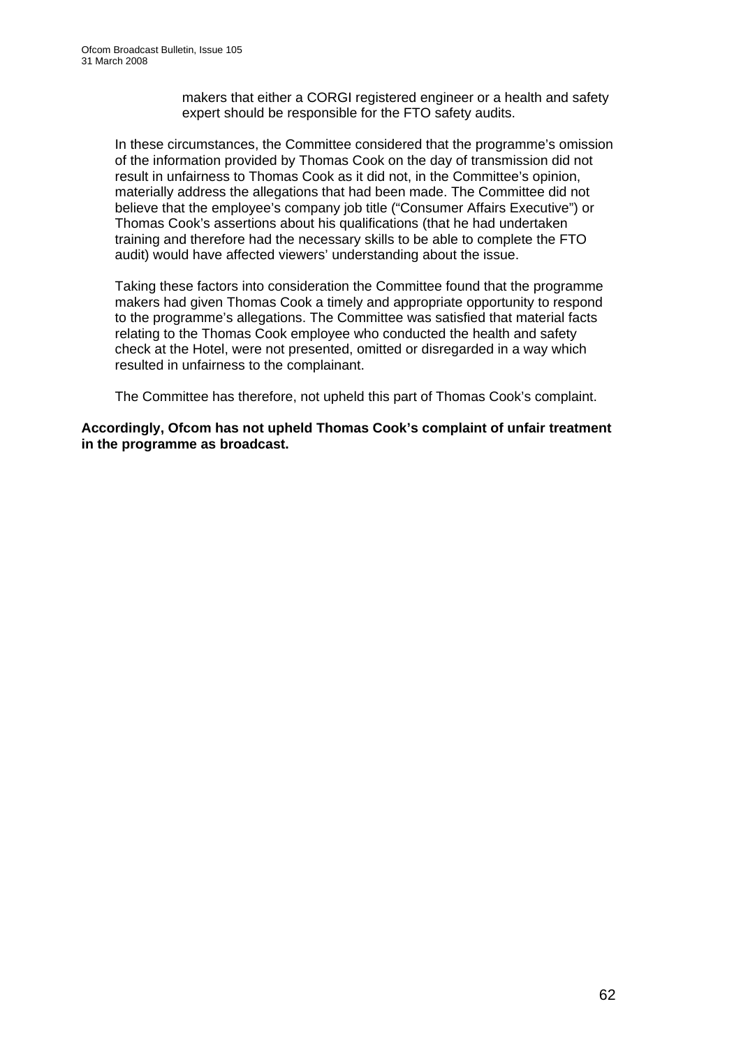makers that either a CORGI registered engineer or a health and safety expert should be responsible for the FTO safety audits.

In these circumstances, the Committee considered that the programme's omission of the information provided by Thomas Cook on the day of transmission did not result in unfairness to Thomas Cook as it did not, in the Committee's opinion, materially address the allegations that had been made. The Committee did not believe that the employee's company job title ("Consumer Affairs Executive") or Thomas Cook's assertions about his qualifications (that he had undertaken training and therefore had the necessary skills to be able to complete the FTO audit) would have affected viewers' understanding about the issue.

Taking these factors into consideration the Committee found that the programme makers had given Thomas Cook a timely and appropriate opportunity to respond to the programme's allegations. The Committee was satisfied that material facts relating to the Thomas Cook employee who conducted the health and safety check at the Hotel, were not presented, omitted or disregarded in a way which resulted in unfairness to the complainant.

The Committee has therefore, not upheld this part of Thomas Cook's complaint.

**Accordingly, Ofcom has not upheld Thomas Cook's complaint of unfair treatment in the programme as broadcast.**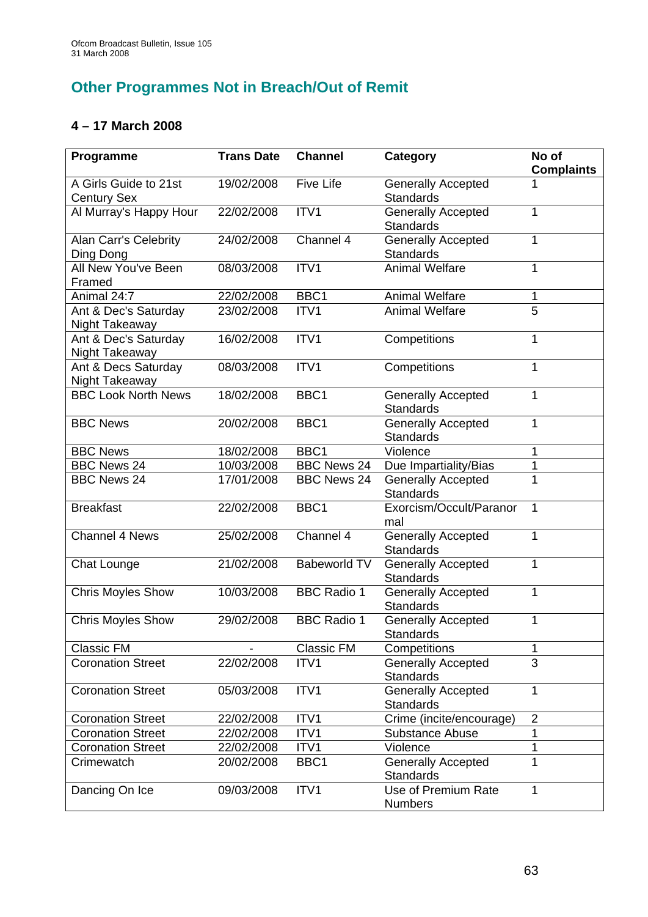## Other Programmes Not in Breach/Out of Remit

### 4 – 17 March 2008

| Programme | Trans Date | Channel | Category | No of Complaints |
|---|---|---|---|---|
| A Girls Guide to 21st Century Sex | 19/02/2008 | Five Life | Generally Accepted Standards | 1 |
| Al Murray's Happy Hour | 22/02/2008 | ITV1 | Generally Accepted Standards | 1 |
| Alan Carr's Celebrity Ding Dong | 24/02/2008 | Channel 4 | Generally Accepted Standards | 1 |
| All New You've Been Framed | 08/03/2008 | ITV1 | Animal Welfare | 1 |
| Animal 24:7 | 22/02/2008 | BBC1 | Animal Welfare | 1 |
| Ant & Dec's Saturday Night Takeaway | 23/02/2008 | ITV1 | Animal Welfare | 5 |
| Ant & Dec's Saturday Night Takeaway | 16/02/2008 | ITV1 | Competitions | 1 |
| Ant & Decs Saturday Night Takeaway | 08/03/2008 | ITV1 | Competitions | 1 |
| BBC Look North News | 18/02/2008 | BBC1 | Generally Accepted Standards | 1 |
| BBC News | 20/02/2008 | BBC1 | Generally Accepted Standards | 1 |
| BBC News | 18/02/2008 | BBC1 | Violence | 1 |
| BBC News 24 | 10/03/2008 | BBC News 24 | Due Impartiality/Bias | 1 |
| BBC News 24 | 17/01/2008 | BBC News 24 | Generally Accepted Standards | 1 |
| Breakfast | 22/02/2008 | BBC1 | Exorcism/Occult/Paranormal | 1 |
| Channel 4 News | 25/02/2008 | Channel 4 | Generally Accepted Standards | 1 |
| Chat Lounge | 21/02/2008 | Babeworld TV | Generally Accepted Standards | 1 |
| Chris Moyles Show | 10/03/2008 | BBC Radio 1 | Generally Accepted Standards | 1 |
| Chris Moyles Show | 29/02/2008 | BBC Radio 1 | Generally Accepted Standards | 1 |
| Classic FM | - | Classic FM | Competitions | 1 |
| Coronation Street | 22/02/2008 | ITV1 | Generally Accepted Standards | 3 |
| Coronation Street | 05/03/2008 | ITV1 | Generally Accepted Standards | 1 |
| Coronation Street | 22/02/2008 | ITV1 | Crime (incite/encourage) | 2 |
| Coronation Street | 22/02/2008 | ITV1 | Substance Abuse | 1 |
| Coronation Street | 22/02/2008 | ITV1 | Violence | 1 |
| Crimewatch | 20/02/2008 | BBC1 | Generally Accepted Standards | 1 |
| Dancing On Ice | 09/03/2008 | ITV1 | Use of Premium Rate Numbers | 1 |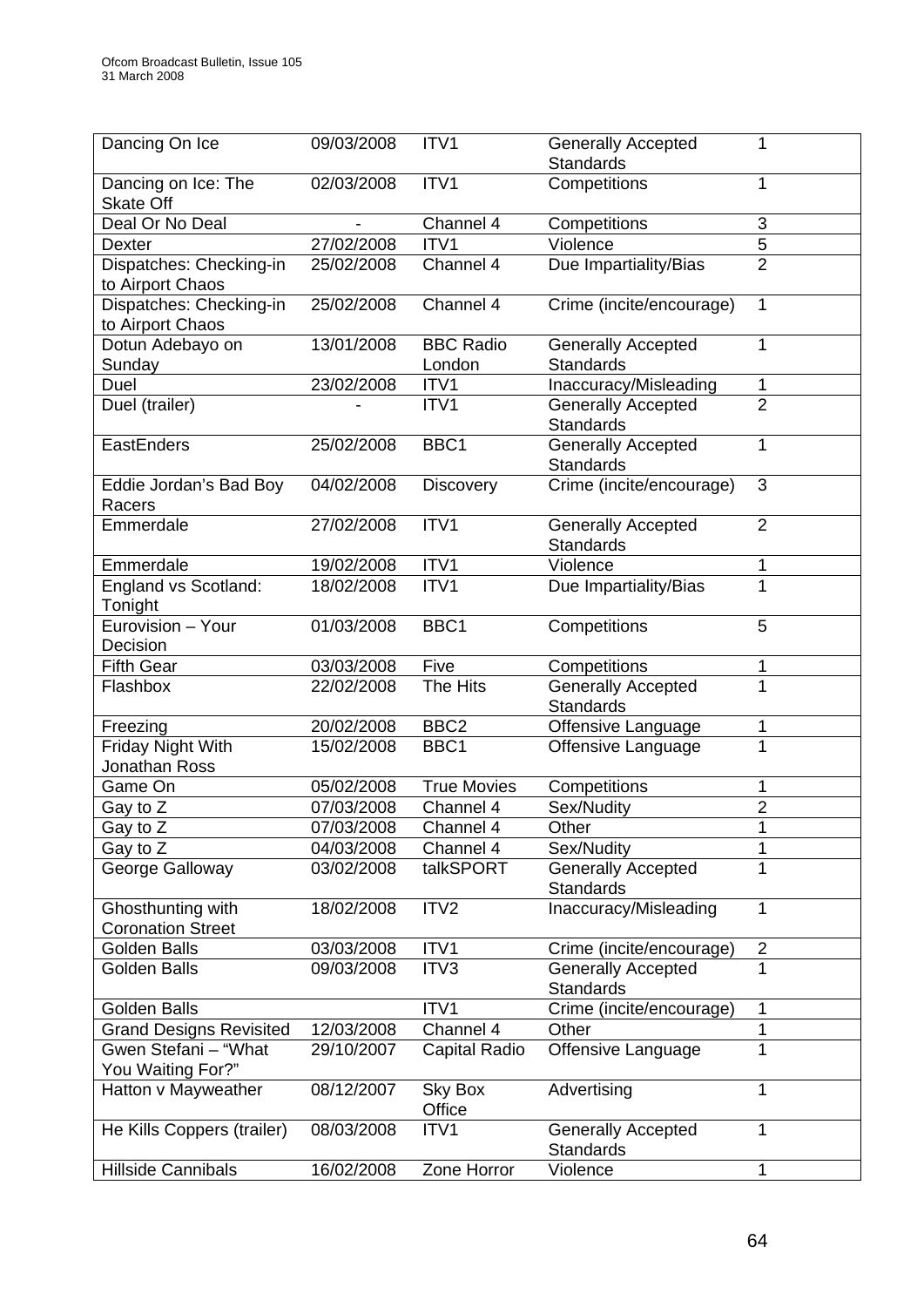| Dancing On Ice | 09/03/2008 | ITV1 | Generally Accepted Standards | 1 |
|---|---|---|---|---|
| Dancing on Ice: The Skate Off | 02/03/2008 | ITV1 | Competitions | 1 |
| Deal Or No Deal | - | Channel 4 | Competitions | 3 |
| Dexter | 27/02/2008 | ITV1 | Violence | 5 |
| Dispatches: Checking-in to Airport Chaos | 25/02/2008 | Channel 4 | Due Impartiality/Bias | 2 |
| Dispatches: Checking-in to Airport Chaos | 25/02/2008 | Channel 4 | Crime (incite/encourage) | 1 |
| Dotun Adebayo on Sunday | 13/01/2008 | BBC Radio London | Generally Accepted Standards | 1 |
| Duel | 23/02/2008 | ITV1 | Inaccuracy/Misleading | 1 |
| Duel (trailer) | - | ITV1 | Generally Accepted Standards | 2 |
| EastEnders | 25/02/2008 | BBC1 | Generally Accepted Standards | 1 |
| Eddie Jordan's Bad Boy Racers | 04/02/2008 | Discovery | Crime (incite/encourage) | 3 |
| Emmerdale | 27/02/2008 | ITV1 | Generally Accepted Standards | 2 |
| Emmerdale | 19/02/2008 | ITV1 | Violence | 1 |
| England vs Scotland: Tonight | 18/02/2008 | ITV1 | Due Impartiality/Bias | 1 |
| Eurovision – Your Decision | 01/03/2008 | BBC1 | Competitions | 5 |
| Fifth Gear | 03/03/2008 | Five | Competitions | 1 |
| Flashbox | 22/02/2008 | The Hits | Generally Accepted Standards | 1 |
| Freezing | 20/02/2008 | BBC2 | Offensive Language | 1 |
| Friday Night With Jonathan Ross | 15/02/2008 | BBC1 | Offensive Language | 1 |
| Game On | 05/02/2008 | True Movies | Competitions | 1 |
| Gay to Z | 07/03/2008 | Channel 4 | Sex/Nudity | 2 |
| Gay to Z | 07/03/2008 | Channel 4 | Other | 1 |
| Gay to Z | 04/03/2008 | Channel 4 | Sex/Nudity | 1 |
| George Galloway | 03/02/2008 | talkSPORT | Generally Accepted Standards | 1 |
| Ghosthunting with Coronation Street | 18/02/2008 | ITV2 | Inaccuracy/Misleading | 1 |
| Golden Balls | 03/03/2008 | ITV1 | Crime (incite/encourage) | 2 |
| Golden Balls | 09/03/2008 | ITV3 | Generally Accepted Standards | 1 |
| Golden Balls | | ITV1 | Crime (incite/encourage) | 1 |
| Grand Designs Revisited | 12/03/2008 | Channel 4 | Other | 1 |
| Gwen Stefani – "What You Waiting For?" | 29/10/2007 | Capital Radio | Offensive Language | 1 |
| Hatton v Mayweather | 08/12/2007 | Sky Box Office | Advertising | 1 |
| He Kills Coppers (trailer) | 08/03/2008 | ITV1 | Generally Accepted Standards | 1 |
| Hillside Cannibals | 16/02/2008 | Zone Horror | Violence | 1 |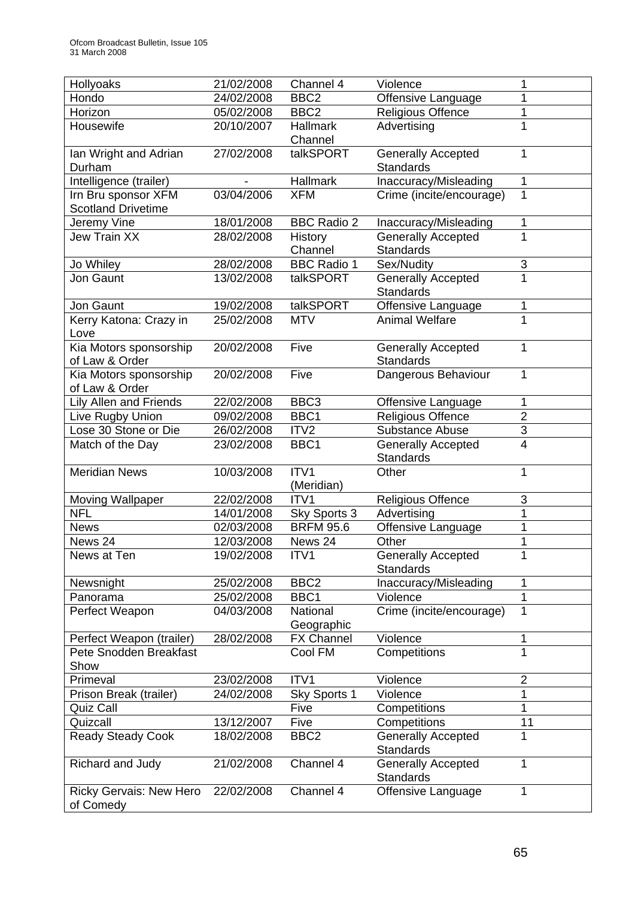| Hollyoaks | 21/02/2008 | Channel 4 | Violence | 1 |
|---|---|---|---|---|
| Hondo | 24/02/2008 | BBC2 | Offensive Language | 1 |
| Horizon | 05/02/2008 | BBC2 | Religious Offence | 1 |
| Housewife | 20/10/2007 | Hallmark Channel | Advertising | 1 |
| Ian Wright and Adrian Durham | 27/02/2008 | talkSPORT | Generally Accepted Standards | 1 |
| Intelligence (trailer) | - | Hallmark | Inaccuracy/Misleading | 1 |
| Irn Bru sponsor XFM Scotland Drivetime | 03/04/2006 | XFM | Crime (incite/encourage) | 1 |
| Jeremy Vine | 18/01/2008 | BBC Radio 2 | Inaccuracy/Misleading | 1 |
| Jew Train XX | 28/02/2008 | History Channel | Generally Accepted Standards | 1 |
| Jo Whiley | 28/02/2008 | BBC Radio 1 | Sex/Nudity | 3 |
| Jon Gaunt | 13/02/2008 | talkSPORT | Generally Accepted Standards | 1 |
| Jon Gaunt | 19/02/2008 | talkSPORT | Offensive Language | 1 |
| Kerry Katona: Crazy in Love | 25/02/2008 | MTV | Animal Welfare | 1 |
| Kia Motors sponsorship of Law & Order | 20/02/2008 | Five | Generally Accepted Standards | 1 |
| Kia Motors sponsorship of Law & Order | 20/02/2008 | Five | Dangerous Behaviour | 1 |
| Lily Allen and Friends | 22/02/2008 | BBC3 | Offensive Language | 1 |
| Live Rugby Union | 09/02/2008 | BBC1 | Religious Offence | 2 |
| Lose 30 Stone or Die | 26/02/2008 | ITV2 | Substance Abuse | 3 |
| Match of the Day | 23/02/2008 | BBC1 | Generally Accepted Standards | 4 |
| Meridian News | 10/03/2008 | ITV1 (Meridian) | Other | 1 |
| Moving Wallpaper | 22/02/2008 | ITV1 | Religious Offence | 3 |
| NFL | 14/01/2008 | Sky Sports 3 | Advertising | 1 |
| News | 02/03/2008 | BRFM 95.6 | Offensive Language | 1 |
| News 24 | 12/03/2008 | News 24 | Other | 1 |
| News at Ten | 19/02/2008 | ITV1 | Generally Accepted Standards | 1 |
| Newsnight | 25/02/2008 | BBC2 | Inaccuracy/Misleading | 1 |
| Panorama | 25/02/2008 | BBC1 | Violence | 1 |
| Perfect Weapon | 04/03/2008 | National Geographic | Crime (incite/encourage) | 1 |
| Perfect Weapon (trailer) | 28/02/2008 | FX Channel | Violence | 1 |
| Pete Snodden Breakfast Show | | Cool FM | Competitions | 1 |
| Primeval | 23/02/2008 | ITV1 | Violence | 2 |
| Prison Break (trailer) | 24/02/2008 | Sky Sports 1 | Violence | 1 |
| Quiz Call | | Five | Competitions | 1 |
| Quizcall | 13/12/2007 | Five | Competitions | 11 |
| Ready Steady Cook | 18/02/2008 | BBC2 | Generally Accepted Standards | 1 |
| Richard and Judy | 21/02/2008 | Channel 4 | Generally Accepted Standards | 1 |
| Ricky Gervais: New Hero of Comedy | 22/02/2008 | Channel 4 | Offensive Language | 1 |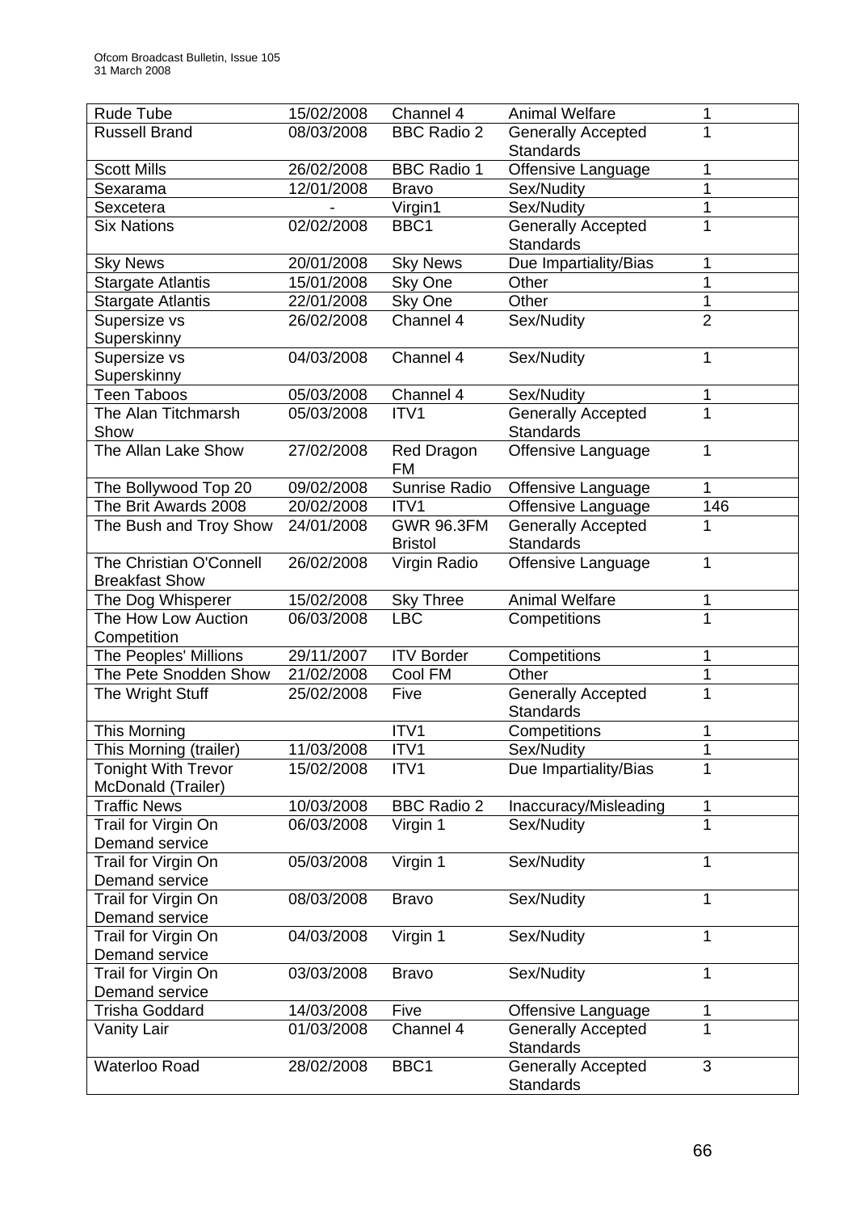| Rude Tube | 15/02/2008 | Channel 4 | Animal Welfare | 1 |
|---|---|---|---|---|
| Russell Brand | 08/03/2008 | BBC Radio 2 | Generally Accepted Standards | 1 |
| Scott Mills | 26/02/2008 | BBC Radio 1 | Offensive Language | 1 |
| Sexarama | 12/01/2008 | Bravo | Sex/Nudity | 1 |
| Sexcetera | - | Virgin1 | Sex/Nudity | 1 |
| Six Nations | 02/02/2008 | BBC1 | Generally Accepted Standards | 1 |
| Sky News | 20/01/2008 | Sky News | Due Impartiality/Bias | 1 |
| Stargate Atlantis | 15/01/2008 | Sky One | Other | 1 |
| Stargate Atlantis | 22/01/2008 | Sky One | Other | 1 |
| Supersize vs Superskinny | 26/02/2008 | Channel 4 | Sex/Nudity | 2 |
| Supersize vs Superskinny | 04/03/2008 | Channel 4 | Sex/Nudity | 1 |
| Teen Taboos | 05/03/2008 | Channel 4 | Sex/Nudity | 1 |
| The Alan Titchmarsh Show | 05/03/2008 | ITV1 | Generally Accepted Standards | 1 |
| The Allan Lake Show | 27/02/2008 | Red Dragon FM | Offensive Language | 1 |
| The Bollywood Top 20 | 09/02/2008 | Sunrise Radio | Offensive Language | 1 |
| The Brit Awards 2008 | 20/02/2008 | ITV1 | Offensive Language | 146 |
| The Bush and Troy Show | 24/01/2008 | GWR 96.3FM Bristol | Generally Accepted Standards | 1 |
| The Christian O'Connell Breakfast Show | 26/02/2008 | Virgin Radio | Offensive Language | 1 |
| The Dog Whisperer | 15/02/2008 | Sky Three | Animal Welfare | 1 |
| The How Low Auction Competition | 06/03/2008 | LBC | Competitions | 1 |
| The Peoples' Millions | 29/11/2007 | ITV Border | Competitions | 1 |
| The Pete Snodden Show | 21/02/2008 | Cool FM | Other | 1 |
| The Wright Stuff | 25/02/2008 | Five | Generally Accepted Standards | 1 |
| This Morning | | ITV1 | Competitions | 1 |
| This Morning (trailer) | 11/03/2008 | ITV1 | Sex/Nudity | 1 |
| Tonight With Trevor McDonald (Trailer) | 15/02/2008 | ITV1 | Due Impartiality/Bias | 1 |
| Traffic News | 10/03/2008 | BBC Radio 2 | Inaccuracy/Misleading | 1 |
| Trail for Virgin On Demand service | 06/03/2008 | Virgin 1 | Sex/Nudity | 1 |
| Trail for Virgin On Demand service | 05/03/2008 | Virgin 1 | Sex/Nudity | 1 |
| Trail for Virgin On Demand service | 08/03/2008 | Bravo | Sex/Nudity | 1 |
| Trail for Virgin On Demand service | 04/03/2008 | Virgin 1 | Sex/Nudity | 1 |
| Trail for Virgin On Demand service | 03/03/2008 | Bravo | Sex/Nudity | 1 |
| Trisha Goddard | 14/03/2008 | Five | Offensive Language | 1 |
| Vanity Lair | 01/03/2008 | Channel 4 | Generally Accepted Standards | 1 |
| Waterloo Road | 28/02/2008 | BBC1 | Generally Accepted Standards | 3 |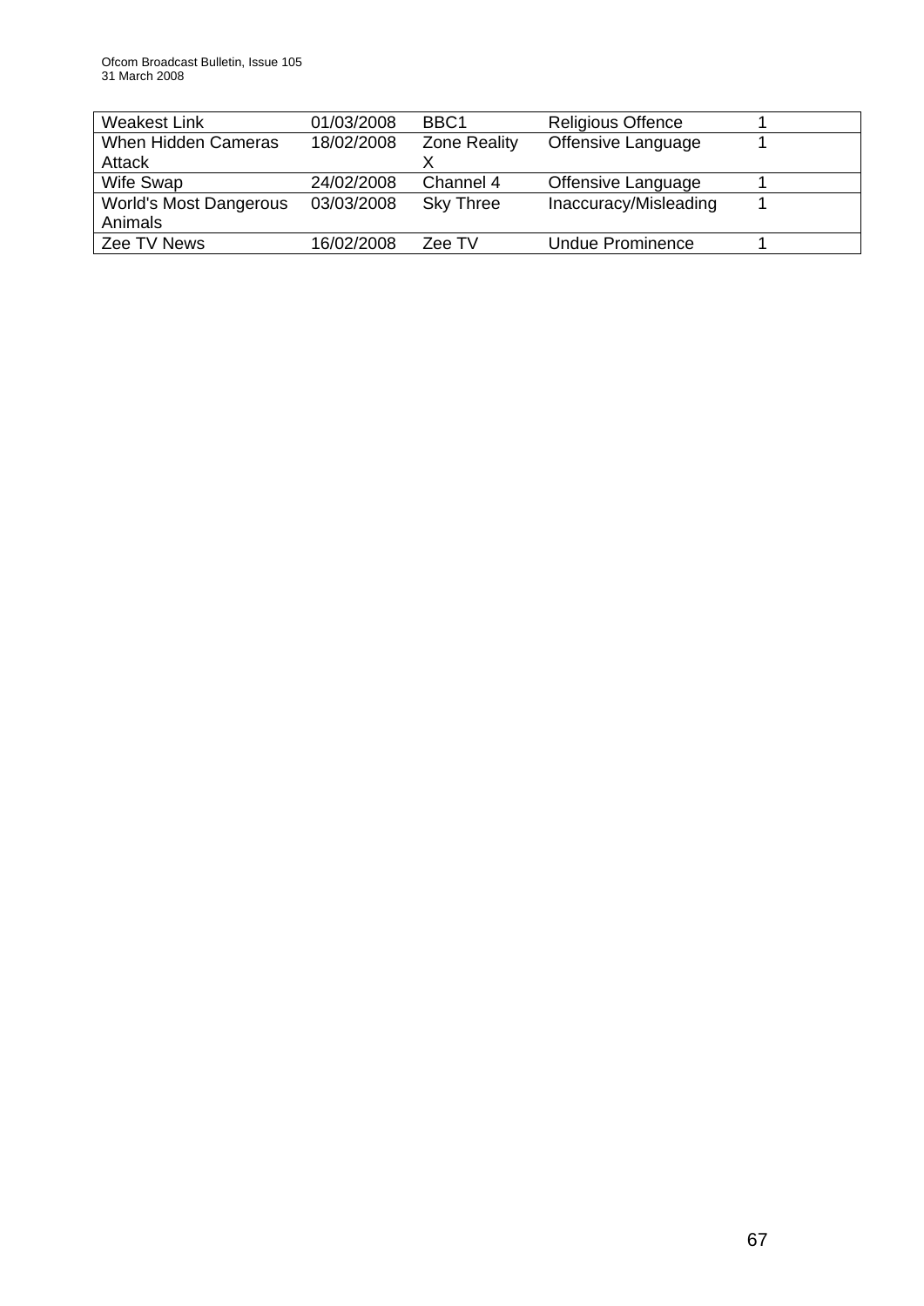| | | | | |
|---|---|---|---|---|
| Weakest Link | 01/03/2008 | BBC1 | Religious Offence | 1 |
| When Hidden Cameras Attack | 18/02/2008 | Zone Reality X | Offensive Language | 1 |
| Wife Swap | 24/02/2008 | Channel 4 | Offensive Language | 1 |
| World's Most Dangerous Animals | 03/03/2008 | Sky Three | Inaccuracy/Misleading | 1 |
| Zee TV News | 16/02/2008 | Zee TV | Undue Prominence | 1 |